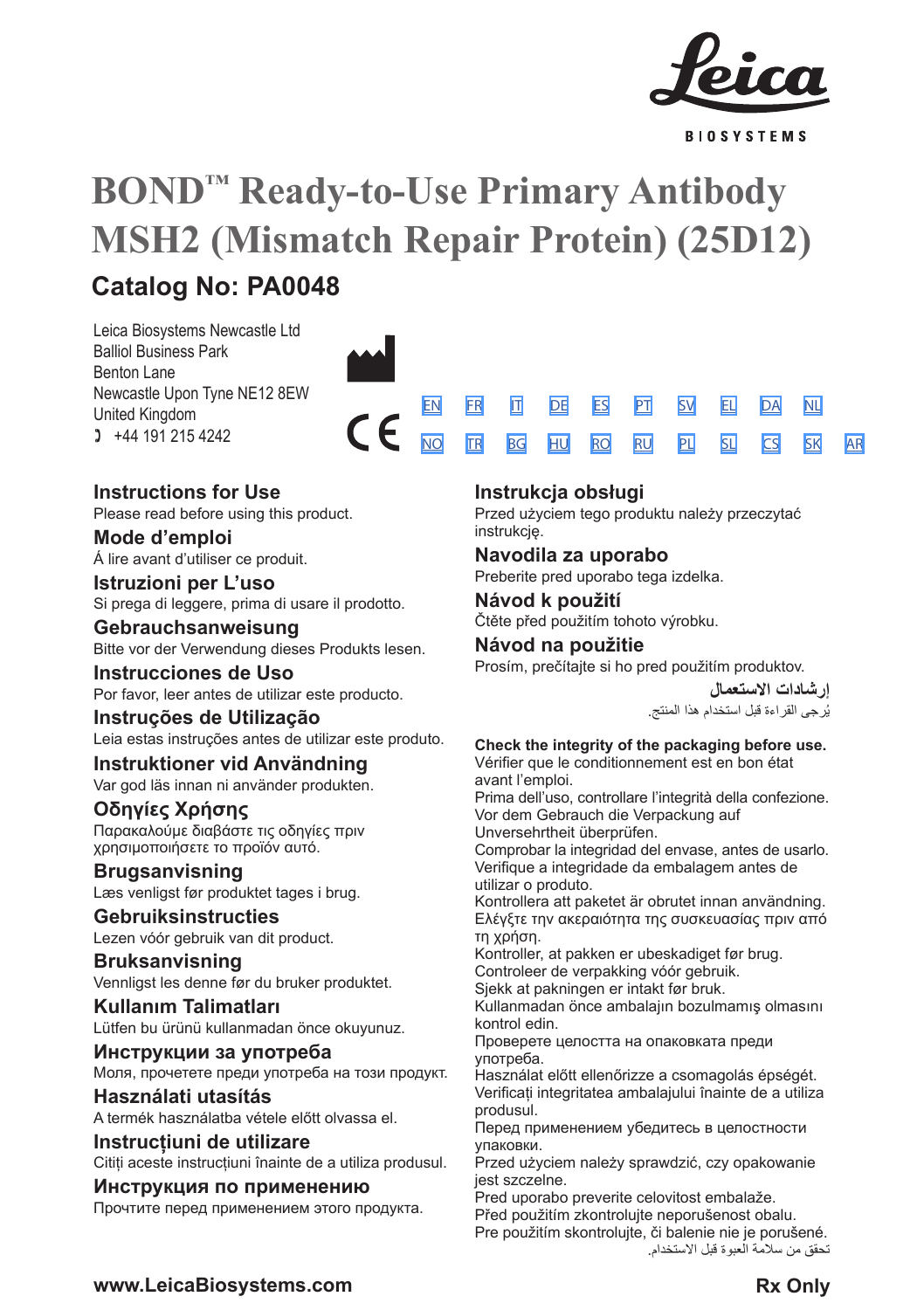Leica BIOSYSTEMS

# BOND™ Ready-to-Use Primary Antibody MSH2 (Mismatch Repair Protein) (25D12)

## Catalog No: PA0048

Leica Biosystems Newcastle Ltd
Balliol Business Park
Benton Lane
Newcastle Upon Tyne NE12 8EW
United Kingdom
+44 191 215 4242

EN FR IT DE ES PT SV EL DA NL
NO TR BG HU RO RU PL SL CS SK AR

### Instructions for Use
Please read before using this product.

### Mode d'emploi
Á lire avant d'utiliser ce produit.

### Istruzioni per L'uso
Si prega di leggere, prima di usare il prodotto.

### Gebrauchsanweisung
Bitte vor der Verwendung dieses Produkts lesen.

### Instrucciones de Uso
Por favor, leer antes de utilizar este producto.

### Instruções de Utilização
Leia estas instruções antes de utilizar este produto.

### Instruktioner vid Användning
Var god läs innan ni använder produkten.

### Οδηγίες Χρήσης
Παρακαλούμε διαβάστε τις οδηγίες πριν χρησιμοποιήσετε το προϊόν αυτό.

### Brugsanvisning
Læs venligst før produktet tages i brug.

### Gebruiksinstructies
Lezen vóór gebruik van dit product.

### Bruksanvisning
Vennligst les denne før du bruker produktet.

### Kullanım Talimatları
Lütfen bu ürünü kullanmadan önce okuyunuz.

### Инструкции за употреба
Моля, прочетете преди употреба на този продукт.

### Használati utasítás
A termék használatba vétele előtt olvassa el.

### Instrucțiuni de utilizare
Citiți aceste instrucțiuni înainte de a utiliza produsul.

### Инструкция по применению
Прочтите перед применением этого продукта.

### Instrukcja obsługi
Przed użyciem tego produktu należy przeczytać instrukcję.

### Navodila za uporabo
Preberite pred uporabo tega izdelka.

### Návod k použití
Čtěte před použitím tohoto výrobku.

### Návod na použitie
Prosím, prečítajte si ho pred použitím produktov.

### إرشادات الاستعمال
يُرجى القراءة قبل استخدام هذا المنتج.

**Check the integrity of the packaging before use.**
Vérifier que le conditionnement est en bon état avant l'emploi.
Prima dell'uso, controllare l'integrità della confezione.
Vor dem Gebrauch die Verpackung auf Unversehrtheit überprüfen.
Comprobar la integridad del envase, antes de usarlo.
Verifique a integridade da embalagem antes de utilizar o produto.
Kontrollera att paketet är obrutet innan användning.
Ελέγξτε την ακεραιότητα της συσκευασίας πριν από τη χρήση.
Kontroller, at pakken er ubeskadiget før brug.
Controleer de verpakking vóór gebruik.
Sjekk at pakningen er intakt før bruk.
Kullanmadan önce ambalajın bozulmamış olmasını kontrol edin.
Проверете целостта на опаковката преди употреба.
Használat előtt ellenőrizze a csomagolás épségét.
Verificați integritatea ambalajului înainte de a utiliza produsul.
Перед применением убедитесь в целостности упаковки.
Przed użyciem należy sprawdzić, czy opakowanie jest szczelne.
Pred uporabo preverite celovitost embalaže.
Před použitím zkontrolujte neporušenost obalu.
Pre použitím skontrolujte, či balenie nie je porušené.
تحقق من سلامة العبوة قبل الاستخدام.

www.LeicaBiosystems.com

Rx Only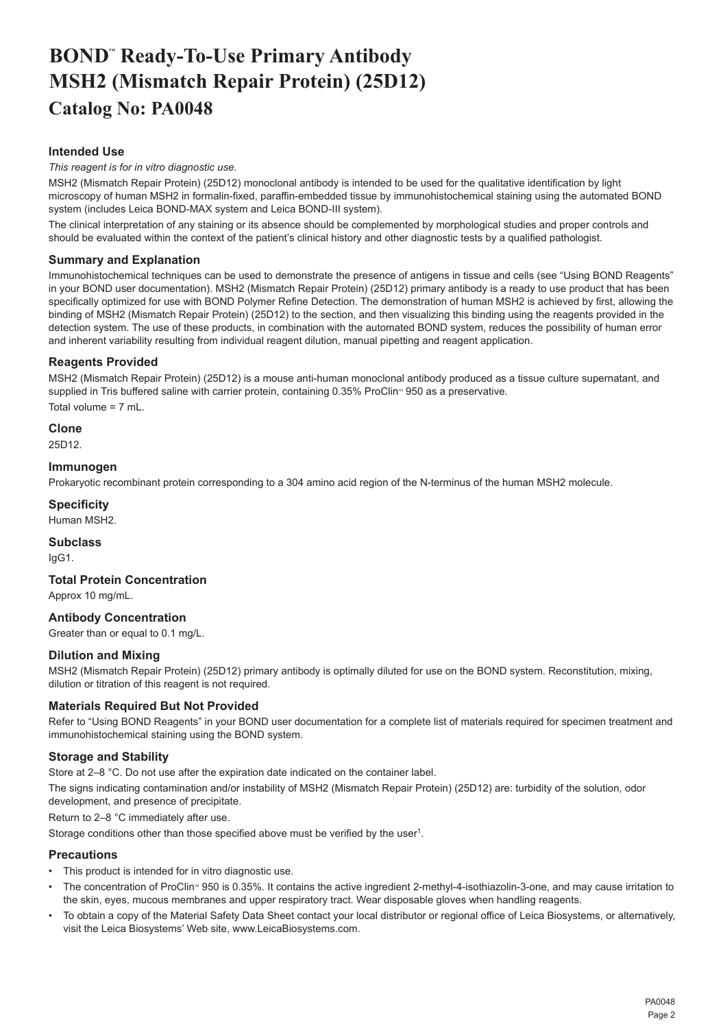# BOND™ Ready-To-Use Primary Antibody MSH2 (Mismatch Repair Protein) (25D12)

## Catalog No: PA0048

### Intended Use

*This reagent is for in vitro diagnostic use.*

MSH2 (Mismatch Repair Protein) (25D12) monoclonal antibody is intended to be used for the qualitative identification by light microscopy of human MSH2 in formalin-fixed, paraffin-embedded tissue by immunohistochemical staining using the automated BOND system (includes Leica BOND-MAX system and Leica BOND-III system).

The clinical interpretation of any staining or its absence should be complemented by morphological studies and proper controls and should be evaluated within the context of the patient's clinical history and other diagnostic tests by a qualified pathologist.

### Summary and Explanation

Immunohistochemical techniques can be used to demonstrate the presence of antigens in tissue and cells (see "Using BOND Reagents" in your BOND user documentation). MSH2 (Mismatch Repair Protein) (25D12) primary antibody is a ready to use product that has been specifically optimized for use with BOND Polymer Refine Detection. The demonstration of human MSH2 is achieved by first, allowing the binding of MSH2 (Mismatch Repair Protein) (25D12) to the section, and then visualizing this binding using the reagents provided in the detection system. The use of these products, in combination with the automated BOND system, reduces the possibility of human error and inherent variability resulting from individual reagent dilution, manual pipetting and reagent application.

### Reagents Provided

MSH2 (Mismatch Repair Protein) (25D12) is a mouse anti-human monoclonal antibody produced as a tissue culture supernatant, and supplied in Tris buffered saline with carrier protein, containing 0.35% ProClin™ 950 as a preservative.

Total volume = 7 mL.

### Clone

25D12.

### Immunogen

Prokaryotic recombinant protein corresponding to a 304 amino acid region of the N-terminus of the human MSH2 molecule.

### Specificity

Human MSH2.

### Subclass

IgG1.

### Total Protein Concentration

Approx 10 mg/mL.

### Antibody Concentration

Greater than or equal to 0.1 mg/L.

### Dilution and Mixing

MSH2 (Mismatch Repair Protein) (25D12) primary antibody is optimally diluted for use on the BOND system. Reconstitution, mixing, dilution or titration of this reagent is not required.

### Materials Required But Not Provided

Refer to "Using BOND Reagents" in your BOND user documentation for a complete list of materials required for specimen treatment and immunohistochemical staining using the BOND system.

### Storage and Stability

Store at 2–8 °C. Do not use after the expiration date indicated on the container label.

The signs indicating contamination and/or instability of MSH2 (Mismatch Repair Protein) (25D12) are: turbidity of the solution, odor development, and presence of precipitate.

Return to 2–8 °C immediately after use.

Storage conditions other than those specified above must be verified by the user[1].

### Precautions

- This product is intended for in vitro diagnostic use.
- The concentration of ProClin™ 950 is 0.35%. It contains the active ingredient 2-methyl-4-isothiazolin-3-one, and may cause irritation to the skin, eyes, mucous membranes and upper respiratory tract. Wear disposable gloves when handling reagents.
- To obtain a copy of the Material Safety Data Sheet contact your local distributor or regional office of Leica Biosystems, or alternatively, visit the Leica Biosystems' Web site, www.LeicaBiosystems.com.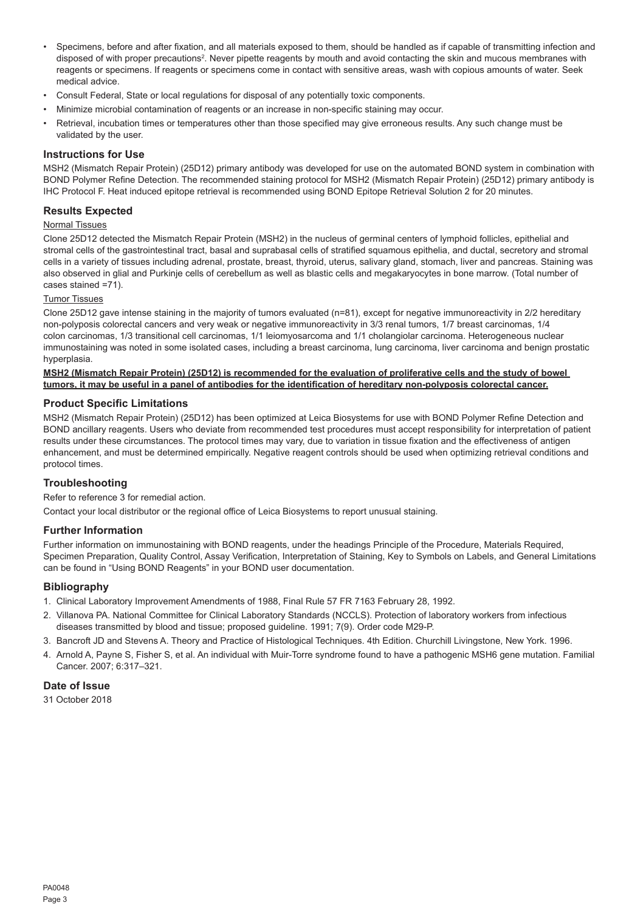- Specimens, before and after fixation, and all materials exposed to them, should be handled as if capable of transmitting infection and disposed of with proper precautions[2]. Never pipette reagents by mouth and avoid contacting the skin and mucous membranes with reagents or specimens. If reagents or specimens come in contact with sensitive areas, wash with copious amounts of water. Seek medical advice.
- Consult Federal, State or local regulations for disposal of any potentially toxic components.
- Minimize microbial contamination of reagents or an increase in non-specific staining may occur.
- Retrieval, incubation times or temperatures other than those specified may give erroneous results. Any such change must be validated by the user.

## Instructions for Use

MSH2 (Mismatch Repair Protein) (25D12) primary antibody was developed for use on the automated BOND system in combination with BOND Polymer Refine Detection. The recommended staining protocol for MSH2 (Mismatch Repair Protein) (25D12) primary antibody is IHC Protocol F. Heat induced epitope retrieval is recommended using BOND Epitope Retrieval Solution 2 for 20 minutes.

## Results Expected

Normal Tissues

Clone 25D12 detected the Mismatch Repair Protein (MSH2) in the nucleus of germinal centers of lymphoid follicles, epithelial and stromal cells of the gastrointestinal tract, basal and suprabasal cells of stratified squamous epithelia, and ductal, secretory and stromal cells in a variety of tissues including adrenal, prostate, breast, thyroid, uterus, salivary gland, stomach, liver and pancreas. Staining was also observed in glial and Purkinje cells of cerebellum as well as blastic cells and megakaryocytes in bone marrow. (Total number of cases stained =71).

Tumor Tissues

Clone 25D12 gave intense staining in the majority of tumors evaluated (n=81), except for negative immunoreactivity in 2/2 hereditary non-polyposis colorectal cancers and very weak or negative immunoreactivity in 3/3 renal tumors, 1/7 breast carcinomas, 1/4 colon carcinomas, 1/3 transitional cell carcinomas, 1/1 leiomyosarcoma and 1/1 cholangiolar carcinoma. Heterogeneous nuclear immunostaining was noted in some isolated cases, including a breast carcinoma, lung carcinoma, liver carcinoma and benign prostatic hyperplasia.

**MSH2 (Mismatch Repair Protein) (25D12) is recommended for the evaluation of proliferative cells and the study of bowel tumors, it may be useful in a panel of antibodies for the identification of hereditary non-polyposis colorectal cancer.**

## Product Specific Limitations

MSH2 (Mismatch Repair Protein) (25D12) has been optimized at Leica Biosystems for use with BOND Polymer Refine Detection and BOND ancillary reagents. Users who deviate from recommended test procedures must accept responsibility for interpretation of patient results under these circumstances. The protocol times may vary, due to variation in tissue fixation and the effectiveness of antigen enhancement, and must be determined empirically. Negative reagent controls should be used when optimizing retrieval conditions and protocol times.

## Troubleshooting

Refer to reference 3 for remedial action.

Contact your local distributor or the regional office of Leica Biosystems to report unusual staining.

## Further Information

Further information on immunostaining with BOND reagents, under the headings Principle of the Procedure, Materials Required, Specimen Preparation, Quality Control, Assay Verification, Interpretation of Staining, Key to Symbols on Labels, and General Limitations can be found in "Using BOND Reagents" in your BOND user documentation.

## Bibliography

1. Clinical Laboratory Improvement Amendments of 1988, Final Rule 57 FR 7163 February 28, 1992.
2. Villanova PA. National Committee for Clinical Laboratory Standards (NCCLS). Protection of laboratory workers from infectious diseases transmitted by blood and tissue; proposed guideline. 1991; 7(9). Order code M29-P.
3. Bancroft JD and Stevens A. Theory and Practice of Histological Techniques. 4th Edition. Churchill Livingstone, New York. 1996.
4. Arnold A, Payne S, Fisher S, et al. An individual with Muir-Torre syndrome found to have a pathogenic MSH6 gene mutation. Familial Cancer. 2007; 6:317–321.

## Date of Issue

31 October 2018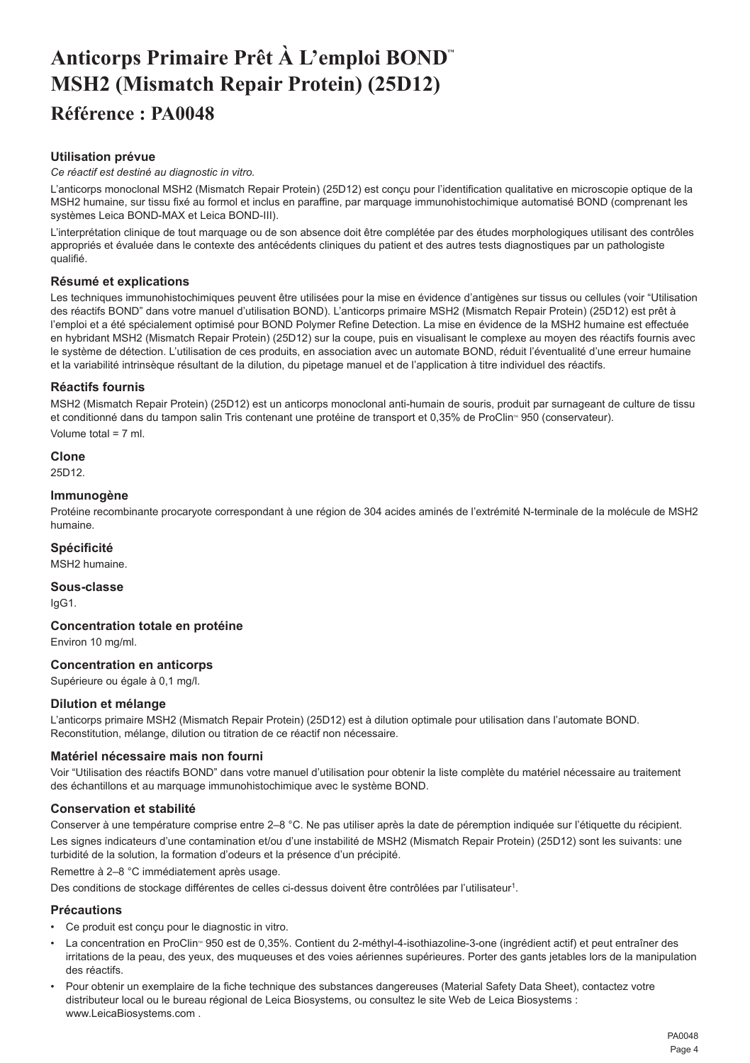# Anticorps Primaire Prêt À L'emploi BOND™ MSH2 (Mismatch Repair Protein) (25D12)

## Référence : PA0048

### Utilisation prévue

*Ce réactif est destiné au diagnostic in vitro.*

L'anticorps monoclonal MSH2 (Mismatch Repair Protein) (25D12) est conçu pour l'identification qualitative en microscopie optique de la MSH2 humaine, sur tissu fixé au formol et inclus en paraffine, par marquage immunohistochimique automatisé BOND (comprenant les systèmes Leica BOND-MAX et Leica BOND-III).

L'interprétation clinique de tout marquage ou de son absence doit être complétée par des études morphologiques utilisant des contrôles appropriés et évaluée dans le contexte des antécédents cliniques du patient et des autres tests diagnostiques par un pathologiste qualifié.

### Résumé et explications

Les techniques immunohistochimiques peuvent être utilisées pour la mise en évidence d'antigènes sur tissus ou cellules (voir "Utilisation des réactifs BOND" dans votre manuel d'utilisation BOND). L'anticorps primaire MSH2 (Mismatch Repair Protein) (25D12) est prêt à l'emploi et a été spécialement optimisé pour BOND Polymer Refine Detection. La mise en évidence de la MSH2 humaine est effectuée en hybridant MSH2 (Mismatch Repair Protein) (25D12) sur la coupe, puis en visualisant le complexe au moyen des réactifs fournis avec le système de détection. L'utilisation de ces produits, en association avec un automate BOND, réduit l'éventualité d'une erreur humaine et la variabilité intrinsèque résultant de la dilution, du pipetage manuel et de l'application à titre individuel des réactifs.

### Réactifs fournis

MSH2 (Mismatch Repair Protein) (25D12) est un anticorps monoclonal anti-humain de souris, produit par surnageant de culture de tissu et conditionné dans du tampon salin Tris contenant une protéine de transport et 0,35% de ProClin™ 950 (conservateur).

Volume total = 7 ml.

### Clone

25D12.

### Immunogène

Protéine recombinante procaryote correspondant à une région de 304 acides aminés de l'extrémité N-terminale de la molécule de MSH2 humaine.

### Spécificité

MSH2 humaine.

### Sous-classe

IgG1.

### Concentration totale en protéine

Environ 10 mg/ml.

### Concentration en anticorps

Supérieure ou égale à 0,1 mg/l.

### Dilution et mélange

L'anticorps primaire MSH2 (Mismatch Repair Protein) (25D12) est à dilution optimale pour utilisation dans l'automate BOND. Reconstitution, mélange, dilution ou titration de ce réactif non nécessaire.

### Matériel nécessaire mais non fourni

Voir "Utilisation des réactifs BOND" dans votre manuel d'utilisation pour obtenir la liste complète du matériel nécessaire au traitement des échantillons et au marquage immunohistochimique avec le système BOND.

### Conservation et stabilité

Conserver à une température comprise entre 2–8 °C. Ne pas utiliser après la date de péremption indiquée sur l'étiquette du récipient.

Les signes indicateurs d'une contamination et/ou d'une instabilité de MSH2 (Mismatch Repair Protein) (25D12) sont les suivants: une turbidité de la solution, la formation d'odeurs et la présence d'un précipité.

Remettre à 2–8 °C immédiatement après usage.

Des conditions de stockage différentes de celles ci-dessus doivent être contrôlées par l'utilisateur[1].

### Précautions

- Ce produit est conçu pour le diagnostic in vitro.
- La concentration en ProClin™ 950 est de 0,35%. Contient du 2-méthyl-4-isothiazoline-3-one (ingrédient actif) et peut entraîner des irritations de la peau, des yeux, des muqueuses et des voies aériennes supérieures. Porter des gants jetables lors de la manipulation des réactifs.
- Pour obtenir un exemplaire de la fiche technique des substances dangereuses (Material Safety Data Sheet), contactez votre distributeur local ou le bureau régional de Leica Biosystems, ou consultez le site Web de Leica Biosystems : www.LeicaBiosystems.com .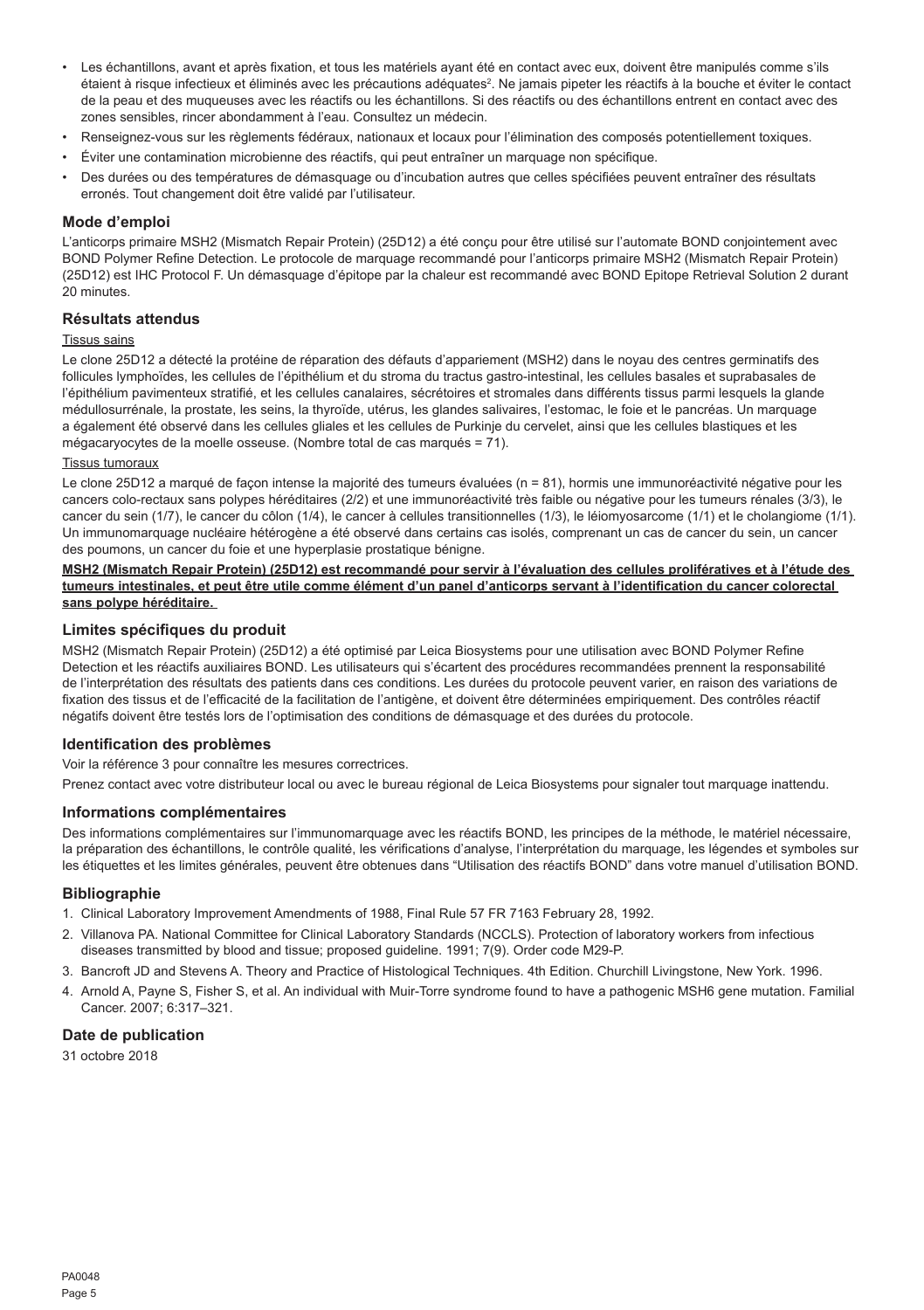- Les échantillons, avant et après fixation, et tous les matériels ayant été en contact avec eux, doivent être manipulés comme s'ils étaient à risque infectieux et éliminés avec les précautions adéquates[2]. Ne jamais pipeter les réactifs à la bouche et éviter le contact de la peau et des muqueuses avec les réactifs ou les échantillons. Si des réactifs ou des échantillons entrent en contact avec des zones sensibles, rincer abondamment à l'eau. Consultez un médecin.
- Renseignez-vous sur les règlements fédéraux, nationaux et locaux pour l'élimination des composés potentiellement toxiques.
- Éviter une contamination microbienne des réactifs, qui peut entraîner un marquage non spécifique.
- Des durées ou des températures de démasquage ou d'incubation autres que celles spécifiées peuvent entraîner des résultats erronés. Tout changement doit être validé par l'utilisateur.

## Mode d'emploi

L'anticorps primaire MSH2 (Mismatch Repair Protein) (25D12) a été conçu pour être utilisé sur l'automate BOND conjointement avec BOND Polymer Refine Detection. Le protocole de marquage recommandé pour l'anticorps primaire MSH2 (Mismatch Repair Protein) (25D12) est IHC Protocol F. Un démasquage d'épitope par la chaleur est recommandé avec BOND Epitope Retrieval Solution 2 durant 20 minutes.

## Résultats attendus

Tissus sains

Le clone 25D12 a détecté la protéine de réparation des défauts d'appariement (MSH2) dans le noyau des centres germinatifs des follicules lymphoïdes, les cellules de l'épithélium et du stroma du tractus gastro-intestinal, les cellules basales et suprabasales de l'épithélium pavimenteux stratifié, et les cellules canalaires, sécrétoires et stromales dans différents tissus parmi lesquels la glande médullosurrénale, la prostate, les seins, la thyroïde, utérus, les glandes salivaires, l'estomac, le foie et le pancréas. Un marquage a également été observé dans les cellules gliales et les cellules de Purkinje du cervelet, ainsi que les cellules blastiques et les mégacaryocytes de la moelle osseuse. (Nombre total de cas marqués = 71).

Tissus tumoraux

Le clone 25D12 a marqué de façon intense la majorité des tumeurs évaluées (n = 81), hormis une immunoréactivité négative pour les cancers colo-rectaux sans polypes héréditaires (2/2) et une immunoréactivité très faible ou négative pour les tumeurs rénales (3/3), le cancer du sein (1/7), le cancer du côlon (1/4), le cancer à cellules transitionnelles (1/3), le léiomyosarcome (1/1) et le cholangiome (1/1). Un immunomarquage nucléaire hétérogène a été observé dans certains cas isolés, comprenant un cas de cancer du sein, un cancer des poumons, un cancer du foie et une hyperplasie prostatique bénigne.

**MSH2 (Mismatch Repair Protein) (25D12) est recommandé pour servir à l'évaluation des cellules prolifératives et à l'étude des tumeurs intestinales, et peut être utile comme élément d'un panel d'anticorps servant à l'identification du cancer colorectal sans polype héréditaire.**

## Limites spécifiques du produit

MSH2 (Mismatch Repair Protein) (25D12) a été optimisé par Leica Biosystems pour une utilisation avec BOND Polymer Refine Detection et les réactifs auxiliaires BOND. Les utilisateurs qui s'écartent des procédures recommandées prennent la responsabilité de l'interprétation des résultats des patients dans ces conditions. Les durées du protocole peuvent varier, en raison des variations de fixation des tissus et de l'efficacité de la facilitation de l'antigène, et doivent être déterminées empiriquement. Des contrôles réactif négatifs doivent être testés lors de l'optimisation des conditions de démasquage et des durées du protocole.

## Identification des problèmes

Voir la référence 3 pour connaître les mesures correctrices.

Prenez contact avec votre distributeur local ou avec le bureau régional de Leica Biosystems pour signaler tout marquage inattendu.

## Informations complémentaires

Des informations complémentaires sur l'immunomarquage avec les réactifs BOND, les principes de la méthode, le matériel nécessaire, la préparation des échantillons, le contrôle qualité, les vérifications d'analyse, l'interprétation du marquage, les légendes et symboles sur les étiquettes et les limites générales, peuvent être obtenues dans "Utilisation des réactifs BOND" dans votre manuel d'utilisation BOND.

## Bibliographie

1. Clinical Laboratory Improvement Amendments of 1988, Final Rule 57 FR 7163 February 28, 1992.
2. Villanova PA. National Committee for Clinical Laboratory Standards (NCCLS). Protection of laboratory workers from infectious diseases transmitted by blood and tissue; proposed guideline. 1991; 7(9). Order code M29-P.
3. Bancroft JD and Stevens A. Theory and Practice of Histological Techniques. 4th Edition. Churchill Livingstone, New York. 1996.
4. Arnold A, Payne S, Fisher S, et al. An individual with Muir-Torre syndrome found to have a pathogenic MSH6 gene mutation. Familial Cancer. 2007; 6:317–321.

## Date de publication

31 octobre 2018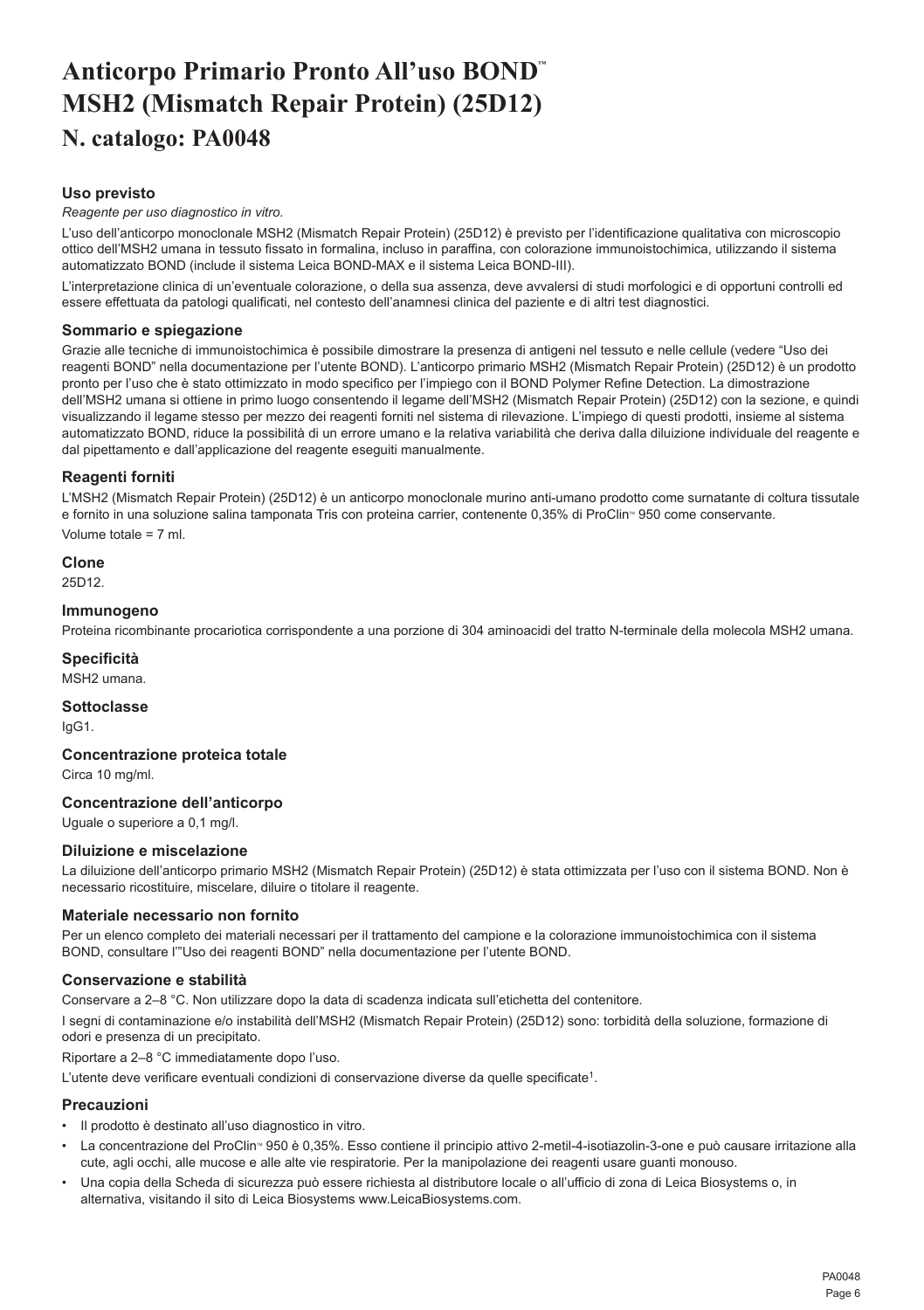# Anticorpo Primario Pronto All'uso BOND™ MSH2 (Mismatch Repair Protein) (25D12)

## N. catalogo: PA0048

### Uso previsto

*Reagente per uso diagnostico in vitro.*

L'uso dell'anticorpo monoclonale MSH2 (Mismatch Repair Protein) (25D12) è previsto per l'identificazione qualitativa con microscopio ottico dell'MSH2 umana in tessuto fissato in formalina, incluso in paraffina, con colorazione immunoistochimica, utilizzando il sistema automatizzato BOND (include il sistema Leica BOND-MAX e il sistema Leica BOND-III).

L'interpretazione clinica di un'eventuale colorazione, o della sua assenza, deve avvalersi di studi morfologici e di opportuni controlli ed essere effettuata da patologi qualificati, nel contesto dell'anamnesi clinica del paziente e di altri test diagnostici.

### Sommario e spiegazione

Grazie alle tecniche di immunoistochimica è possibile dimostrare la presenza di antigeni nel tessuto e nelle cellule (vedere "Uso dei reagenti BOND" nella documentazione per l'utente BOND). L'anticorpo primario MSH2 (Mismatch Repair Protein) (25D12) è un prodotto pronto per l'uso che è stato ottimizzato in modo specifico per l'impiego con il BOND Polymer Refine Detection. La dimostrazione dell'MSH2 umana si ottiene in primo luogo consentendo il legame dell'MSH2 (Mismatch Repair Protein) (25D12) con la sezione, e quindi visualizzando il legame stesso per mezzo dei reagenti forniti nel sistema di rilevazione. L'impiego di questi prodotti, insieme al sistema automatizzato BOND, riduce la possibilità di un errore umano e la relativa variabilità che deriva dalla diluizione individuale del reagente e dal pipettamento e dall'applicazione del reagente eseguiti manualmente.

### Reagenti forniti

L'MSH2 (Mismatch Repair Protein) (25D12) è un anticorpo monoclonale murino anti-umano prodotto come surnatante di coltura tissutale e fornito in una soluzione salina tamponata Tris con proteina carrier, contenente 0,35% di ProClin™ 950 come conservante.

Volume totale = 7 ml.

### Clone

25D12.

### Immunogeno

Proteina ricombinante procariotica corrispondente a una porzione di 304 aminoacidi del tratto N-terminale della molecola MSH2 umana.

### Specificità

MSH2 umana.

### Sottoclasse

IgG1.

### Concentrazione proteica totale

Circa 10 mg/ml.

### Concentrazione dell'anticorpo

Uguale o superiore a 0,1 mg/l.

### Diluizione e miscelazione

La diluizione dell'anticorpo primario MSH2 (Mismatch Repair Protein) (25D12) è stata ottimizzata per l'uso con il sistema BOND. Non è necessario ricostituire, miscelare, diluire o titolare il reagente.

### Materiale necessario non fornito

Per un elenco completo dei materiali necessari per il trattamento del campione e la colorazione immunoistochimica con il sistema BOND, consultare l'"Uso dei reagenti BOND" nella documentazione per l'utente BOND.

### Conservazione e stabilità

Conservare a 2–8 °C. Non utilizzare dopo la data di scadenza indicata sull'etichetta del contenitore.

I segni di contaminazione e/o instabilità dell'MSH2 (Mismatch Repair Protein) (25D12) sono: torbidità della soluzione, formazione di odori e presenza di un precipitato.

Riportare a 2–8 °C immediatamente dopo l'uso.

L'utente deve verificare eventuali condizioni di conservazione diverse da quelle specificate[1].

### Precauzioni

- Il prodotto è destinato all'uso diagnostico in vitro.
- La concentrazione del ProClin™ 950 è 0,35%. Esso contiene il principio attivo 2-metil-4-isotiazolin-3-one e può causare irritazione alla cute, agli occhi, alle mucose e alle alte vie respiratorie. Per la manipolazione dei reagenti usare guanti monouso.
- Una copia della Scheda di sicurezza può essere richiesta al distributore locale o all'ufficio di zona di Leica Biosystems o, in alternativa, visitando il sito di Leica Biosystems www.LeicaBiosystems.com.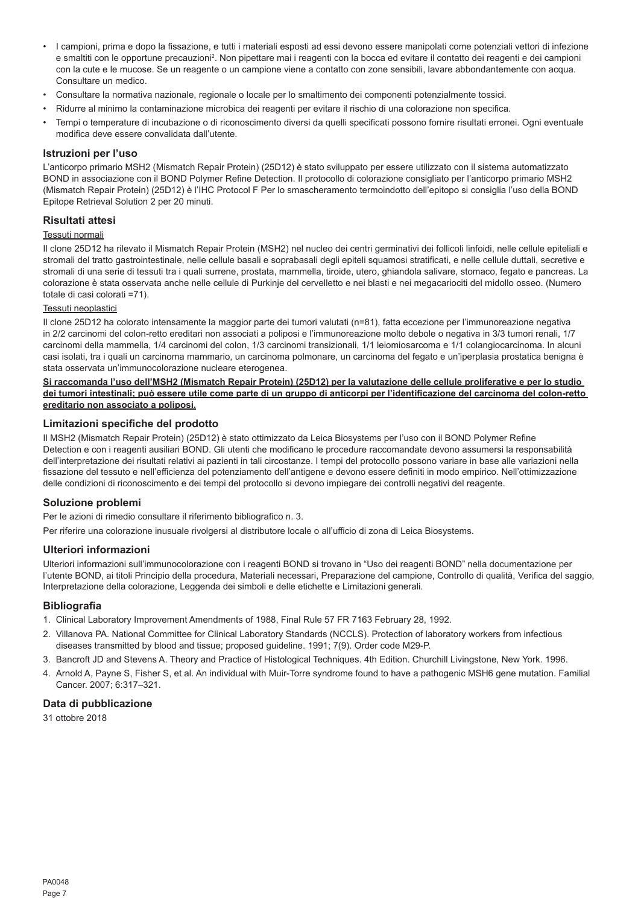- I campioni, prima e dopo la fissazione, e tutti i materiali esposti ad essi devono essere manipolati come potenziali vettori di infezione e smaltiti con le opportune precauzioni[2]. Non pipettare mai i reagenti con la bocca ed evitare il contatto dei reagenti e dei campioni con la cute e le mucose. Se un reagente o un campione viene a contatto con zone sensibili, lavare abbondantemente con acqua. Consultare un medico.
- Consultare la normativa nazionale, regionale o locale per lo smaltimento dei componenti potenzialmente tossici.
- Ridurre al minimo la contaminazione microbica dei reagenti per evitare il rischio di una colorazione non specifica.
- Tempi o temperature di incubazione o di riconoscimento diversi da quelli specificati possono fornire risultati erronei. Ogni eventuale modifica deve essere convalidata dall'utente.

## Istruzioni per l'uso

L'anticorpo primario MSH2 (Mismatch Repair Protein) (25D12) è stato sviluppato per essere utilizzato con il sistema automatizzato BOND in associazione con il BOND Polymer Refine Detection. Il protocollo di colorazione consigliato per l'anticorpo primario MSH2 (Mismatch Repair Protein) (25D12) è l'IHC Protocol F Per lo smascheramento termoindotto dell'epitopo si consiglia l'uso della BOND Epitope Retrieval Solution 2 per 20 minuti.

## Risultati attesi

Tessuti normali

Il clone 25D12 ha rilevato il Mismatch Repair Protein (MSH2) nel nucleo dei centri germinativi dei follicoli linfoidi, nelle cellule epiteliali e stromali del tratto gastrointestinale, nelle cellule basali e soprabasali degli epiteli squamosi stratificati, e nelle cellule duttali, secretive e stromali di una serie di tessuti tra i quali surrene, prostata, mammella, tiroide, utero, ghiandola salivare, stomaco, fegato e pancreas. La colorazione è stata osservata anche nelle cellule di Purkinje del cervelletto e nei blasti e nei megacariociti del midollo osseo. (Numero totale di casi colorati =71).

Tessuti neoplastici

Il clone 25D12 ha colorato intensamente la maggior parte dei tumori valutati (n=81), fatta eccezione per l'immunoreazione negativa in 2/2 carcinomi del colon-retto ereditari non associati a polipose e l'immunoreazione molto debole o negativa in 3/3 tumori renali, 1/7 carcinomi della mammella, 1/4 carcinomi del colon, 1/3 carcinomi transizionali, 1/1 leiomiosarcoma e 1/1 colangiocarcinoma. In alcuni casi isolati, tra i quali un carcinoma mammario, un carcinoma polmonare, un carcinoma del fegato e un'iperplasia prostatica benigna è stata osservata un'immunocolorazione nucleare eterogenea.

**Si raccomanda l'uso dell'MSH2 (Mismatch Repair Protein) (25D12) per la valutazione delle cellule proliferative e per lo studio dei tumori intestinali; può essere utile come parte di un gruppo di anticorpi per l'identificazione del carcinoma del colon-retto ereditario non associato a poliposi.**

## Limitazioni specifiche del prodotto

Il MSH2 (Mismatch Repair Protein) (25D12) è stato ottimizzato da Leica Biosystems per l'uso con il BOND Polymer Refine Detection e con i reagenti ausiliari BOND. Gli utenti che modificano le procedure raccomandate devono assumersi la responsabilità dell'interpretazione dei risultati relativi ai pazienti in tali circostanze. I tempi del protocollo possono variare in base alle variazioni nella fissazione del tessuto e nell'efficienza del potenziamento dell'antigene e devono essere definiti in modo empirico. Nell'ottimizzazione delle condizioni di riconoscimento e dei tempi del protocollo si devono impiegare dei controlli negativi del reagente.

## Soluzione problemi

Per le azioni di rimedio consultare il riferimento bibliografico n. 3.

Per riferire una colorazione inusuale rivolgersi al distributore locale o all'ufficio di zona di Leica Biosystems.

## Ulteriori informazioni

Ulteriori informazioni sull'immunocolorazione con i reagenti BOND si trovano in "Uso dei reagenti BOND" nella documentazione per l'utente BOND, ai titoli Principio della procedura, Materiali necessari, Preparazione del campione, Controllo di qualità, Verifica del saggio, Interpretazione della colorazione, Leggenda dei simboli e delle etichette e Limitazioni generali.

## Bibliografia

1. Clinical Laboratory Improvement Amendments of 1988, Final Rule 57 FR 7163 February 28, 1992.
2. Villanova PA. National Committee for Clinical Laboratory Standards (NCCLS). Protection of laboratory workers from infectious diseases transmitted by blood and tissue; proposed guideline. 1991; 7(9). Order code M29-P.
3. Bancroft JD and Stevens A. Theory and Practice of Histological Techniques. 4th Edition. Churchill Livingstone, New York. 1996.
4. Arnold A, Payne S, Fisher S, et al. An individual with Muir-Torre syndrome found to have a pathogenic MSH6 gene mutation. Familial Cancer. 2007; 6:317–321.

## Data di pubblicazione

31 ottobre 2018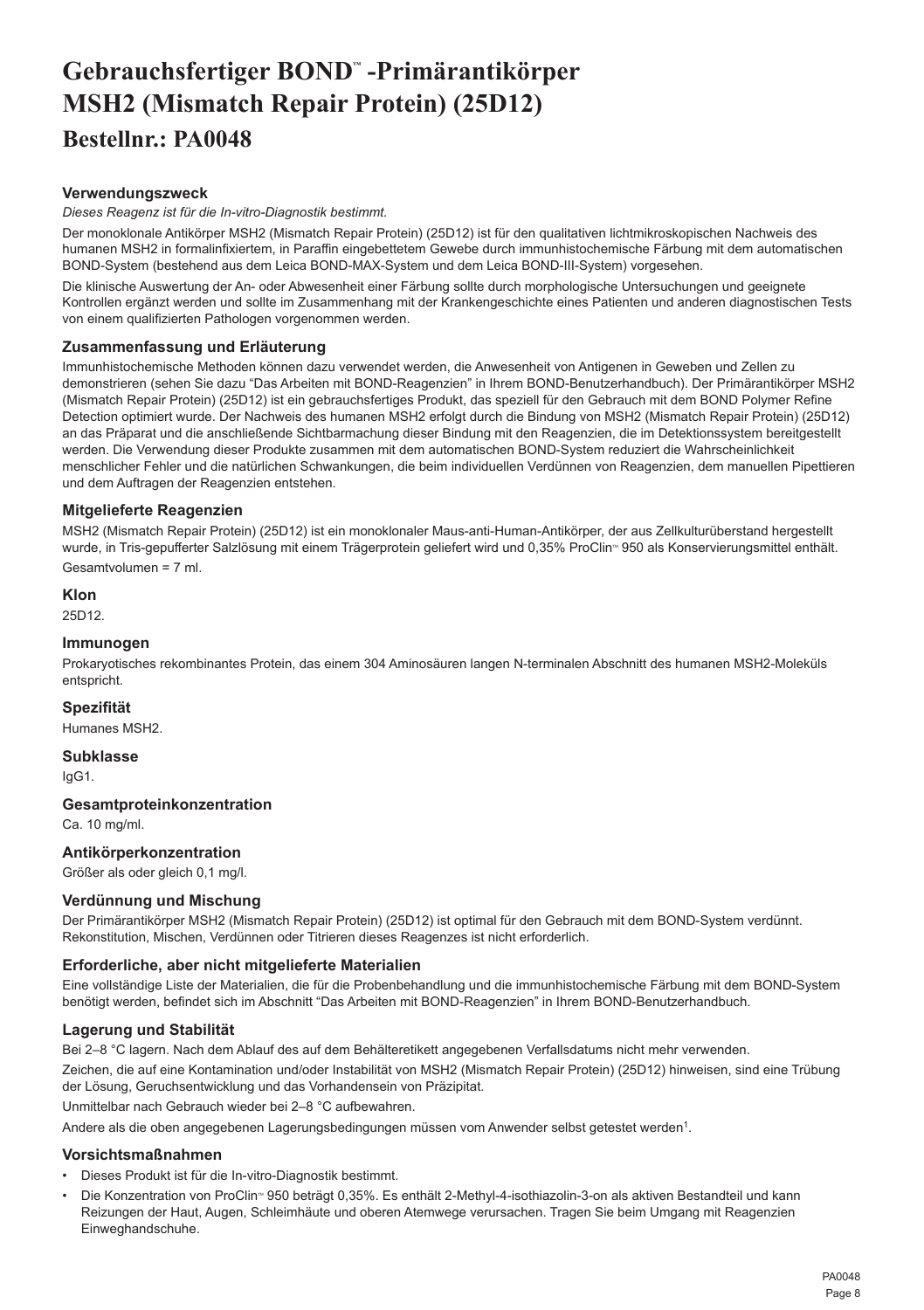# Gebrauchsfertiger BOND™ -Primärantikörper MSH2 (Mismatch Repair Protein) (25D12)

## Bestellnr.: PA0048

### Verwendungszweck

*Dieses Reagenz ist für die In-vitro-Diagnostik bestimmt.*

Der monoklonale Antikörper MSH2 (Mismatch Repair Protein) (25D12) ist für den qualitativen lichtmikroskopischen Nachweis des humanen MSH2 in formalinfixiertem, in Paraffin eingebettetem Gewebe durch immunhistochemische Färbung mit dem automatischen BOND-System (bestehend aus dem Leica BOND-MAX-System und dem Leica BOND-III-System) vorgesehen.

Die klinische Auswertung der An- oder Abwesenheit einer Färbung sollte durch morphologische Untersuchungen und geeignete Kontrollen ergänzt werden und sollte im Zusammenhang mit der Krankengeschichte eines Patienten und anderen diagnostischen Tests von einem qualifizierten Pathologen vorgenommen werden.

### Zusammenfassung und Erläuterung

Immunhistochemische Methoden können dazu verwendet werden, die Anwesenheit von Antigenen in Geweben und Zellen zu demonstrieren (sehen Sie dazu "Das Arbeiten mit BOND-Reagenzien" in Ihrem BOND-Benutzerhandbuch). Der Primärantikörper MSH2 (Mismatch Repair Protein) (25D12) ist ein gebrauchsfertiges Produkt, das speziell für den Gebrauch mit dem BOND Polymer Refine Detection optimiert wurde. Der Nachweis des humanen MSH2 erfolgt durch die Bindung von MSH2 (Mismatch Repair Protein) (25D12) an das Präparat und die anschließende Sichtbarmachung dieser Bindung mit den Reagenzien, die im Detektionssystem bereitgestellt werden. Die Verwendung dieser Produkte zusammen mit dem automatischen BOND-System reduziert die Wahrscheinlichkeit menschlicher Fehler und die natürlichen Schwankungen, die beim individuellen Verdünnen von Reagenzien, dem manuellen Pipettieren und dem Auftragen der Reagenzien entstehen.

### Mitgelieferte Reagenzien

MSH2 (Mismatch Repair Protein) (25D12) ist ein monoklonaler Maus-anti-Human-Antikörper, der aus Zellkulturüberstand hergestellt wurde, in Tris-gepufferter Salzlösung mit einem Trägerprotein geliefert wird und 0,35% ProClin™ 950 als Konservierungsmittel enthält.

Gesamtvolumen = 7 ml.

### Klon

25D12.

### Immunogen

Prokaryotisches rekombinantes Protein, das einem 304 Aminosäuren langen N-terminalen Abschnitt des humanen MSH2-Moleküls entspricht.

### Spezifität

Humanes MSH2.

### Subklasse

IgG1.

### Gesamtproteinkonzentration

Ca. 10 mg/ml.

### Antikörperkonzentration

Größer als oder gleich 0,1 mg/l.

### Verdünnung und Mischung

Der Primärantikörper MSH2 (Mismatch Repair Protein) (25D12) ist optimal für den Gebrauch mit dem BOND-System verdünnt. Rekonstitution, Mischen, Verdünnen oder Titrieren dieses Reagenzes ist nicht erforderlich.

### Erforderliche, aber nicht mitgelieferte Materialien

Eine vollständige Liste der Materialien, die für die Probenbehandlung und die immunhistochemische Färbung mit dem BOND-System benötigt werden, befindet sich im Abschnitt "Das Arbeiten mit BOND-Reagenzien" in Ihrem BOND-Benutzerhandbuch.

### Lagerung und Stabilität

Bei 2–8 °C lagern. Nach dem Ablauf des auf dem Behälteretikett angegebenen Verfallsdatums nicht mehr verwenden.

Zeichen, die auf eine Kontamination und/oder Instabilität von MSH2 (Mismatch Repair Protein) (25D12) hinweisen, sind eine Trübung der Lösung, Geruchsentwicklung und das Vorhandensein von Präzipitat.

Unmittelbar nach Gebrauch wieder bei 2–8 °C aufbewahren.

Andere als die oben angegebenen Lagerungsbedingungen müssen vom Anwender selbst getestet werden[1].

### Vorsichtsmaßnahmen

- Dieses Produkt ist für die In-vitro-Diagnostik bestimmt.
- Die Konzentration von ProClin™ 950 beträgt 0,35%. Es enthält 2-Methyl-4-isothiazolin-3-on als aktiven Bestandteil und kann Reizungen der Haut, Augen, Schleimhäute und oberen Atemwege verursachen. Tragen Sie beim Umgang mit Reagenzien Einweghandschuhe.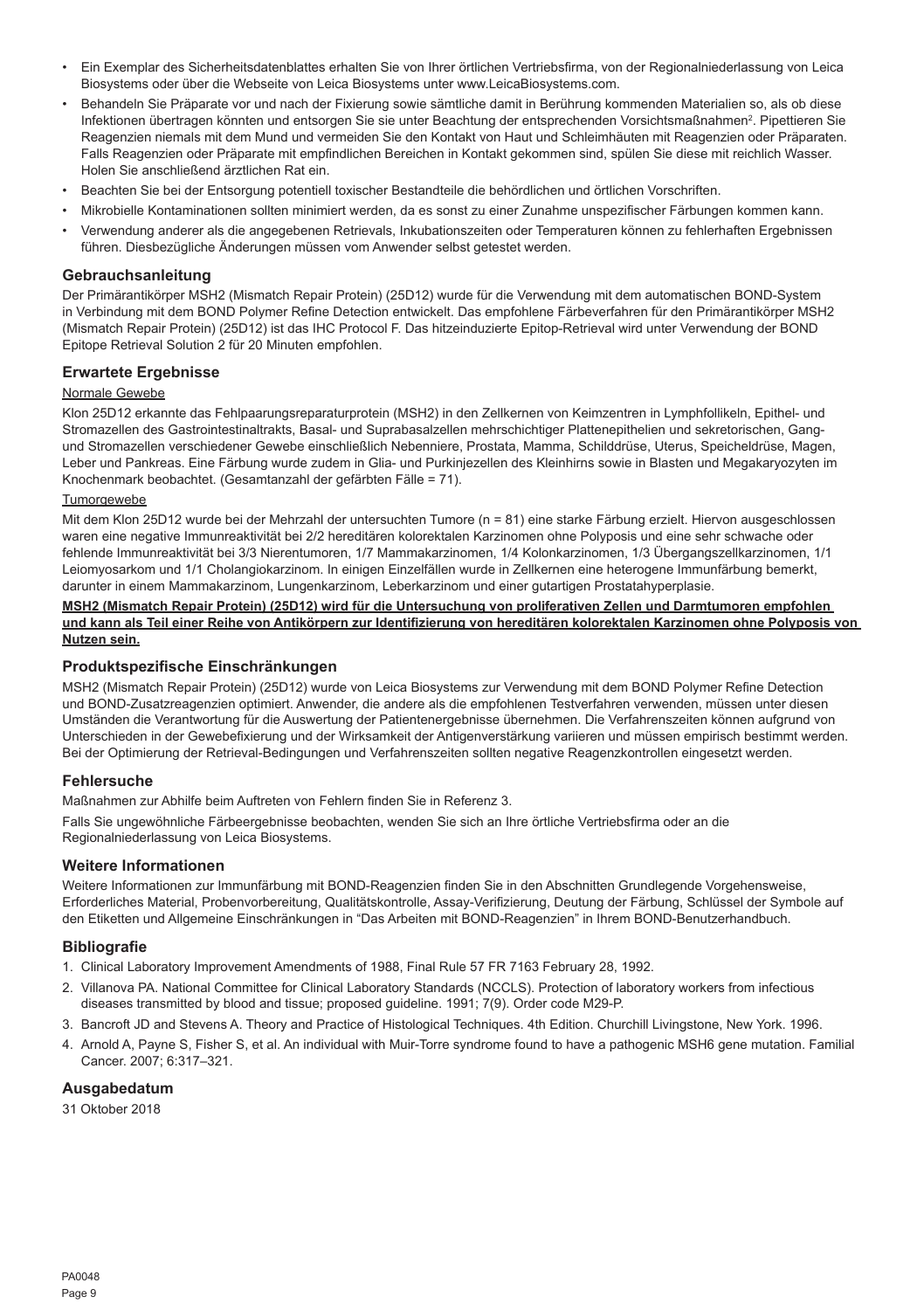- Ein Exemplar des Sicherheitsdatenblattes erhalten Sie von Ihrer örtlichen Vertriebsfirma, von der Regionalniederlassung von Leica Biosystems oder über die Webseite von Leica Biosystems unter www.LeicaBiosystems.com.
- Behandeln Sie Präparate vor und nach der Fixierung sowie sämtliche damit in Berührung kommenden Materialien so, als ob diese Infektionen übertragen könnten und entsorgen Sie sie unter Beachtung der entsprechenden Vorsichtsmaßnahmen[2]. Pipettieren Sie Reagenzien niemals mit dem Mund und vermeiden Sie den Kontakt von Haut und Schleimhäuten mit Reagenzien oder Präparaten. Falls Reagenzien oder Präparate mit empfindlichen Bereichen in Kontakt gekommen sind, spülen Sie diese mit reichlich Wasser. Holen Sie anschließend ärztlichen Rat ein.
- Beachten Sie bei der Entsorgung potentiell toxischer Bestandteile die behördlichen und örtlichen Vorschriften.
- Mikrobielle Kontaminationen sollten minimiert werden, da es sonst zu einer Zunahme unspezifischer Färbungen kommen kann.
- Verwendung anderer als die angegebenen Retrievals, Inkubationszeiten oder Temperaturen können zu fehlerhaften Ergebnissen führen. Diesbezügliche Änderungen müssen vom Anwender selbst getestet werden.

## Gebrauchsanleitung

Der Primärantikörper MSH2 (Mismatch Repair Protein) (25D12) wurde für die Verwendung mit dem automatischen BOND-System in Verbindung mit dem BOND Polymer Refine Detection entwickelt. Das empfohlene Färbeverfahren für den Primärantikörper MSH2 (Mismatch Repair Protein) (25D12) ist das IHC Protocol F. Das hitzeinduzierte Epitop-Retrieval wird unter Verwendung der BOND Epitope Retrieval Solution 2 für 20 Minuten empfohlen.

## Erwartete Ergebnisse

Normale Gewebe

Klon 25D12 erkannte das Fehlpaarungsreparaturprotein (MSH2) in den Zellkernen von Keimzentren in Lymphfollikeln, Epithel- und Stromazellen des Gastrointestinaltrakts, Basal- und Suprabasalzellen mehrschichtiger Plattenepithelien und sekretorischen, Gang- und Stromazellen verschiedener Gewebe einschließlich Nebenniere, Prostata, Mamma, Schilddrüse, Uterus, Speicheldrüse, Magen, Leber und Pankreas. Eine Färbung wurde zudem in Glia- und Purkinjezellen des Kleinhirns sowie in Blasten und Megakaryozyten im Knochenmark beobachtet. (Gesamtanzahl der gefärbten Fälle = 71).

Tumorgewebe

Mit dem Klon 25D12 wurde bei der Mehrzahl der untersuchten Tumore (n = 81) eine starke Färbung erzielt. Hiervon ausgeschlossen waren eine negative Immunreaktivität bei 2/2 hereditären kolorektalen Karzinomen ohne Polyposis und eine sehr schwache oder fehlende Immunreaktivität bei 3/3 Nierentumoren, 1/7 Mammakarzinomen, 1/4 Kolonkarzinomen, 1/3 Übergangszellkarzinomen, 1/1 Leiomyosarkom und 1/1 Cholangiokarzinom. In einigen Einzelfällen wurde in Zellkernen eine heterogene Immunfärbung bemerkt, darunter in einem Mammakarzinom, Lungenkarzinom, Leberkarzinom und einer gutartigen Prostatahyperplasie.

**MSH2 (Mismatch Repair Protein) (25D12) wird für die Untersuchung von proliferativen Zellen und Darmtumoren empfohlen und kann als Teil einer Reihe von Antikörpern zur Identifizierung von hereditären kolorektalen Karzinomen ohne Polyposis von Nutzen sein.**

## Produktspezifische Einschränkungen

MSH2 (Mismatch Repair Protein) (25D12) wurde von Leica Biosystems zur Verwendung mit dem BOND Polymer Refine Detection und BOND-Zusatzreagenzien optimiert. Anwender, die andere als die empfohlenen Testverfahren verwenden, müssen unter diesen Umständen die Verantwortung für die Auswertung der Patientenergebnisse übernehmen. Die Verfahrenszeiten können aufgrund von Unterschieden in der Gewebefixierung und der Wirksamkeit der Antigenverstärkung variieren und müssen empirisch bestimmt werden. Bei der Optimierung der Retrieval-Bedingungen und Verfahrenszeiten sollten negative Reagenzkontrollen eingesetzt werden.

## Fehlersuche

Maßnahmen zur Abhilfe beim Auftreten von Fehlern finden Sie in Referenz 3.

Falls Sie ungewöhnliche Färbeergebnisse beobachten, wenden Sie sich an Ihre örtliche Vertriebsfirma oder an die Regionalniederlassung von Leica Biosystems.

## Weitere Informationen

Weitere Informationen zur Immunfärbung mit BOND-Reagenzien finden Sie in den Abschnitten Grundlegende Vorgehensweise, Erforderliches Material, Probenvorbereitung, Qualitätskontrolle, Assay-Verifizierung, Deutung der Färbung, Schlüssel der Symbole auf den Etiketten und Allgemeine Einschränkungen in “Das Arbeiten mit BOND-Reagenzien” in Ihrem BOND-Benutzerhandbuch.

## Bibliografie

1. Clinical Laboratory Improvement Amendments of 1988, Final Rule 57 FR 7163 February 28, 1992.
2. Villanova PA. National Committee for Clinical Laboratory Standards (NCCLS). Protection of laboratory workers from infectious diseases transmitted by blood and tissue; proposed guideline. 1991; 7(9). Order code M29-P.
3. Bancroft JD and Stevens A. Theory and Practice of Histological Techniques. 4th Edition. Churchill Livingstone, New York. 1996.
4. Arnold A, Payne S, Fisher S, et al. An individual with Muir-Torre syndrome found to have a pathogenic MSH6 gene mutation. Familial Cancer. 2007; 6:317–321.

## Ausgabedatum

31 Oktober 2018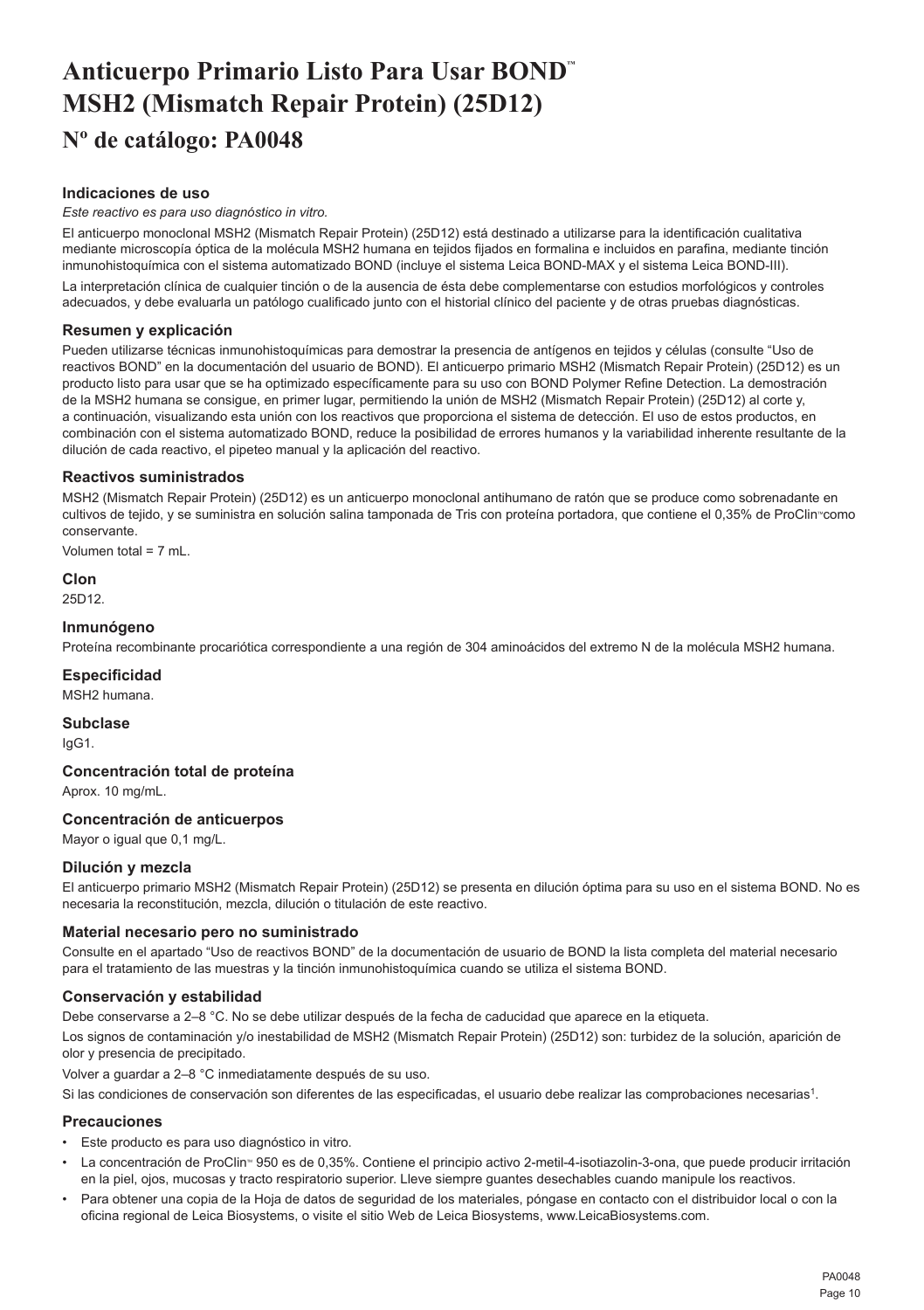# Anticuerpo Primario Listo Para Usar BOND™ MSH2 (Mismatch Repair Protein) (25D12)

## Nº de catálogo: PA0048

### Indicaciones de uso

*Este reactivo es para uso diagnóstico in vitro.*

El anticuerpo monoclonal MSH2 (Mismatch Repair Protein) (25D12) está destinado a utilizarse para la identificación cualitativa mediante microscopía óptica de la molécula MSH2 humana en tejidos fijados en formalina e incluidos en parafina, mediante tinción inmunohistoquímica con el sistema automatizado BOND (incluye el sistema Leica BOND-MAX y el sistema Leica BOND-III).

La interpretación clínica de cualquier tinción o de la ausencia de ésta debe complementarse con estudios morfológicos y controles adecuados, y debe evaluarla un patólogo cualificado junto con el historial clínico del paciente y de otras pruebas diagnósticas.

### Resumen y explicación

Pueden utilizarse técnicas inmunohistoquímicas para demostrar la presencia de antígenos en tejidos y células (consulte "Uso de reactivos BOND" en la documentación del usuario de BOND). El anticuerpo primario MSH2 (Mismatch Repair Protein) (25D12) es un producto listo para usar que se ha optimizado específicamente para su uso con BOND Polymer Refine Detection. La demostración de la MSH2 humana se consigue, en primer lugar, permitiendo la unión de MSH2 (Mismatch Repair Protein) (25D12) al corte y, a continuación, visualizando esta unión con los reactivos que proporciona el sistema de detección. El uso de estos productos, en combinación con el sistema automatizado BOND, reduce la posibilidad de errores humanos y la variabilidad inherente resultante de la dilución de cada reactivo, el pipeteo manual y la aplicación del reactivo.

### Reactivos suministrados

MSH2 (Mismatch Repair Protein) (25D12) es un anticuerpo monoclonal antihumano de ratón que se produce como sobrenadante en cultivos de tejido, y se suministra en solución salina tamponada de Tris con proteína portadora, que contiene el 0,35% de ProClin™ como conservante.

Volumen total = 7 mL.

### Clon

25D12.

### Inmunógeno

Proteína recombinante procariótica correspondiente a una región de 304 aminoácidos del extremo N de la molécula MSH2 humana.

### Especificidad

MSH2 humana.

### Subclase

IgG1.

### Concentración total de proteína

Aprox. 10 mg/mL.

### Concentración de anticuerpos

Mayor o igual que 0,1 mg/L.

### Dilución y mezcla

El anticuerpo primario MSH2 (Mismatch Repair Protein) (25D12) se presenta en dilución óptima para su uso en el sistema BOND. No es necesaria la reconstitución, mezcla, dilución o titulación de este reactivo.

### Material necesario pero no suministrado

Consulte en el apartado "Uso de reactivos BOND" de la documentación de usuario de BOND la lista completa del material necesario para el tratamiento de las muestras y la tinción inmunohistoquímica cuando se utiliza el sistema BOND.

### Conservación y estabilidad

Debe conservarse a 2–8 °C. No se debe utilizar después de la fecha de caducidad que aparece en la etiqueta.

Los signos de contaminación y/o inestabilidad de MSH2 (Mismatch Repair Protein) (25D12) son: turbidez de la solución, aparición de olor y presencia de precipitado.

Volver a guardar a 2–8 °C inmediatamente después de su uso.

Si las condiciones de conservación son diferentes de las especificadas, el usuario debe realizar las comprobaciones necesarias[1].

### Precauciones

- Este producto es para uso diagnóstico in vitro.
- La concentración de ProClin™ 950 es de 0,35%. Contiene el principio activo 2-metil-4-isotiazolin-3-ona, que puede producir irritación en la piel, ojos, mucosas y tracto respiratorio superior. Lleve siempre guantes desechables cuando manipule los reactivos.
- Para obtener una copia de la Hoja de datos de seguridad de los materiales, póngase en contacto con el distribuidor local o con la oficina regional de Leica Biosystems, o visite el sitio Web de Leica Biosystems, www.LeicaBiosystems.com.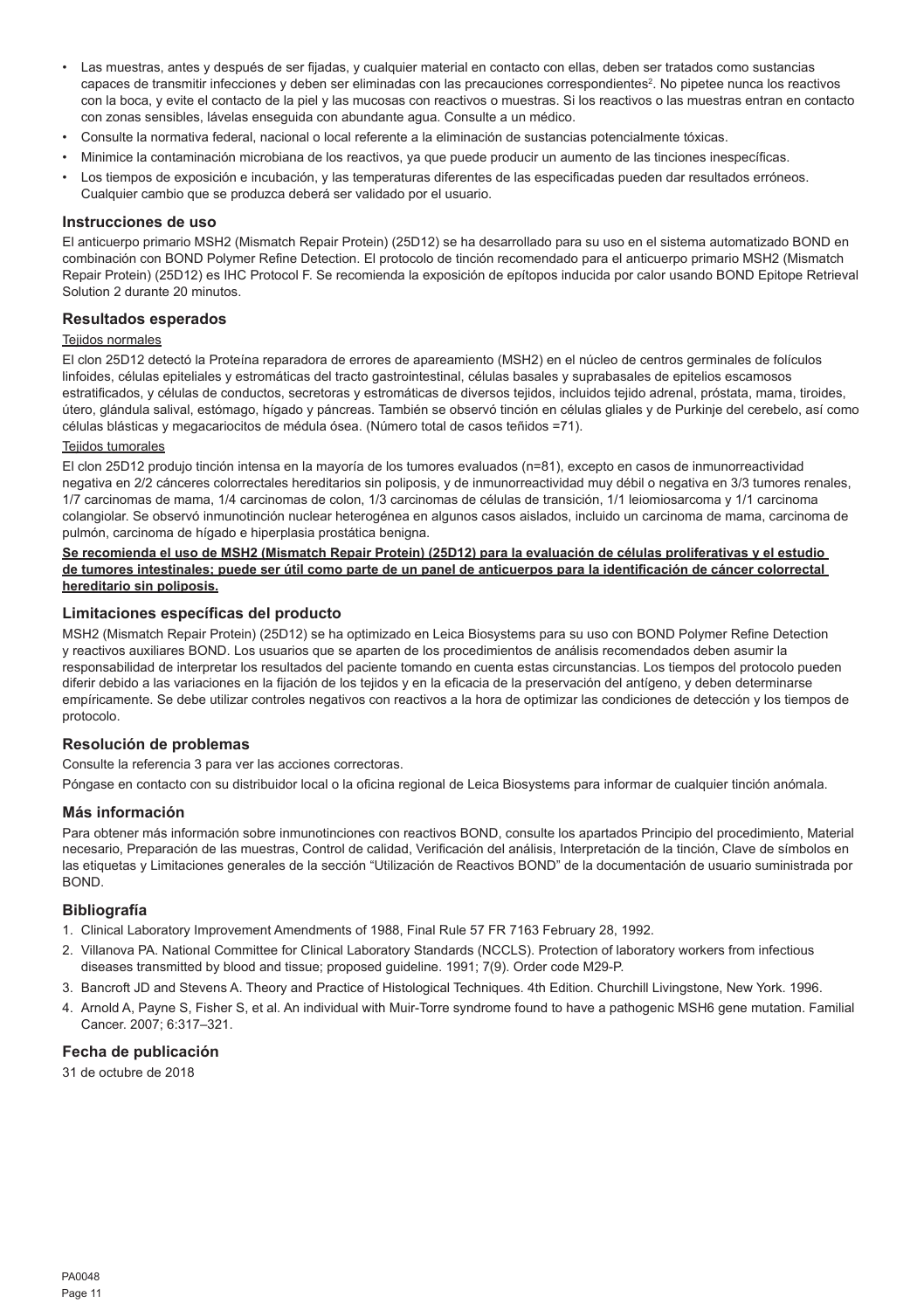- Las muestras, antes y después de ser fijadas, y cualquier material en contacto con ellas, deben ser tratados como sustancias capaces de transmitir infecciones y deben ser eliminadas con las precauciones correspondientes[2]. No pipetee nunca los reactivos con la boca, y evite el contacto de la piel y las mucosas con reactivos o muestras. Si los reactivos o las muestras entran en contacto con zonas sensibles, lávelas enseguida con abundante agua. Consulte a un médico.
- Consulte la normativa federal, nacional o local referente a la eliminación de sustancias potencialmente tóxicas.
- Minimice la contaminación microbiana de los reactivos, ya que puede producir un aumento de las tinciones inespecíficas.
- Los tiempos de exposición e incubación, y las temperaturas diferentes de las especificadas pueden dar resultados erróneos. Cualquier cambio que se produzca deberá ser validado por el usuario.

### Instrucciones de uso

El anticuerpo primario MSH2 (Mismatch Repair Protein) (25D12) se ha desarrollado para su uso en el sistema automatizado BOND en combinación con BOND Polymer Refine Detection. El protocolo de tinción recomendado para el anticuerpo primario MSH2 (Mismatch Repair Protein) (25D12) es IHC Protocol F. Se recomienda la exposición de epítopos inducida por calor usando BOND Epitope Retrieval Solution 2 durante 20 minutos.

### Resultados esperados

Tejidos normales

El clon 25D12 detectó la Proteína reparadora de errores de apareamiento (MSH2) en el núcleo de centros germinales de folículos linfoides, células epiteliales y estromáticas del tracto gastrointestinal, células basales y suprabasales de epitelios escamosos estratificados, y células de conductos, secretoras y estromáticas de diversos tejidos, incluidos tejido adrenal, próstata, mama, tiroides, útero, glándula salival, estómago, hígado y páncreas. También se observó tinción en células gliales y de Purkinje del cerebelo, así como células blásticas y megacariocitos de médula ósea. (Número total de casos teñidos =71).

Tejidos tumorales

El clon 25D12 produjo tinción intensa en la mayoría de los tumores evaluados (n=81), excepto en casos de inmunorreactividad negativa en 2/2 cánceres colorrectales hereditarios sin poliposis, y de inmunorreactividad muy débil o negativa en 3/3 tumores renales, 1/7 carcinomas de mama, 1/4 carcinomas de colon, 1/3 carcinomas de células de transición, 1/1 leiomiosarcoma y 1/1 carcinoma colangiolar. Se observó inmunotinción nuclear heterogénea en algunos casos aislados, incluido un carcinoma de mama, carcinoma de pulmón, carcinoma de hígado e hiperplasia prostática benigna.

**Se recomienda el uso de MSH2 (Mismatch Repair Protein) (25D12) para la evaluación de células proliferativas y el estudio de tumores intestinales; puede ser útil como parte de un panel de anticuerpos para la identificación de cáncer colorrectal hereditario sin poliposis.**

### Limitaciones específicas del producto

MSH2 (Mismatch Repair Protein) (25D12) se ha optimizado en Leica Biosystems para su uso con BOND Polymer Refine Detection y reactivos auxiliares BOND. Los usuarios que se aparten de los procedimientos de análisis recomendados deben asumir la responsabilidad de interpretar los resultados del paciente tomando en cuenta estas circunstancias. Los tiempos del protocolo pueden diferir debido a las variaciones en la fijación de los tejidos y en la eficacia de la preservación del antígeno, y deben determinarse empíricamente. Se debe utilizar controles negativos con reactivos a la hora de optimizar las condiciones de detección y los tiempos de protocolo.

### Resolución de problemas

Consulte la referencia 3 para ver las acciones correctoras.

Póngase en contacto con su distribuidor local o la oficina regional de Leica Biosystems para informar de cualquier tinción anómala.

### Más información

Para obtener más información sobre inmunotinciones con reactivos BOND, consulte los apartados Principio del procedimiento, Material necesario, Preparación de las muestras, Control de calidad, Verificación del análisis, Interpretación de la tinción, Clave de símbolos en las etiquetas y Limitaciones generales de la sección "Utilización de Reactivos BOND" de la documentación de usuario suministrada por BOND.

### Bibliografía

1. Clinical Laboratory Improvement Amendments of 1988, Final Rule 57 FR 7163 February 28, 1992.
2. Villanova PA. National Committee for Clinical Laboratory Standards (NCCLS). Protection of laboratory workers from infectious diseases transmitted by blood and tissue; proposed guideline. 1991; 7(9). Order code M29-P.
3. Bancroft JD and Stevens A. Theory and Practice of Histological Techniques. 4th Edition. Churchill Livingstone, New York. 1996.
4. Arnold A, Payne S, Fisher S, et al. An individual with Muir-Torre syndrome found to have a pathogenic MSH6 gene mutation. Familial Cancer. 2007; 6:317–321.

### Fecha de publicación

31 de octubre de 2018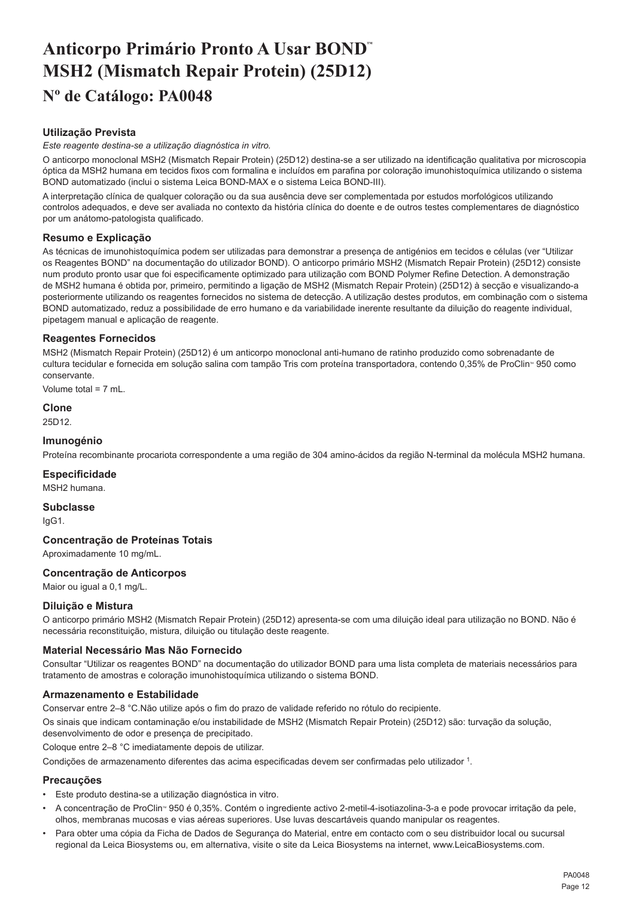# Anticorpo Primário Pronto A Usar BOND™ MSH2 (Mismatch Repair Protein) (25D12)

## Nº de Catálogo: PA0048

### Utilização Prevista

*Este reagente destina-se a utilização diagnóstica in vitro.*

O anticorpo monoclonal MSH2 (Mismatch Repair Protein) (25D12) destina-se a ser utilizado na identificação qualitativa por microscopia óptica da MSH2 humana em tecidos fixos com formalina e incluídos em parafina por coloração imunohistoquímica utilizando o sistema BOND automatizado (inclui o sistema Leica BOND-MAX e o sistema Leica BOND-III).

A interpretação clínica de qualquer coloração ou da sua ausência deve ser complementada por estudos morfológicos utilizando controlos adequados, e deve ser avaliada no contexto da história clínica do doente e de outros testes complementares de diagnóstico por um anátomo-patologista qualificado.

### Resumo e Explicação

As técnicas de imunohistoquímica podem ser utilizadas para demonstrar a presença de antigénios em tecidos e células (ver "Utilizar os Reagentes BOND" na documentação do utilizador BOND). O anticorpo primário MSH2 (Mismatch Repair Protein) (25D12) consiste num produto pronto usar que foi especificamente optimizado para utilização com BOND Polymer Refine Detection. A demonstração de MSH2 humana é obtida por, primeiro, permitindo a ligação de MSH2 (Mismatch Repair Protein) (25D12) à secção e visualizando-a posteriormente utilizando os reagentes fornecidos no sistema de detecção. A utilização destes produtos, em combinação com o sistema BOND automatizado, reduz a possibilidade de erro humano e da variabilidade inerente resultante da diluição do reagente individual, pipetagem manual e aplicação de reagente.

### Reagentes Fornecidos

MSH2 (Mismatch Repair Protein) (25D12) é um anticorpo monoclonal anti-humano de ratinho produzido como sobrenadante de cultura tecidular e fornecida em solução salina com tampão Tris com proteína transportadora, contendo 0,35% de ProClin™ 950 como conservante.

Volume total = 7 mL.

### Clone

25D12.

### Imunogénio

Proteína recombinante procariota correspondente a uma região de 304 amino-ácidos da região N-terminal da molécula MSH2 humana.

### Especificidade

MSH2 humana.

### Subclasse

IgG1.

### Concentração de Proteínas Totais

Aproximadamente 10 mg/mL.

### Concentração de Anticorpos

Maior ou igual a 0,1 mg/L.

### Diluição e Mistura

O anticorpo primário MSH2 (Mismatch Repair Protein) (25D12) apresenta-se com uma diluição ideal para utilização no BOND. Não é necessária reconstituição, mistura, diluição ou titulação deste reagente.

### Material Necessário Mas Não Fornecido

Consultar "Utilizar os reagentes BOND" na documentação do utilizador BOND para uma lista completa de materiais necessários para tratamento de amostras e coloração imunohistoquímica utilizando o sistema BOND.

### Armazenamento e Estabilidade

Conservar entre 2–8 °C.Não utilize após o fim do prazo de validade referido no rótulo do recipiente.

Os sinais que indicam contaminação e/ou instabilidade de MSH2 (Mismatch Repair Protein) (25D12) são: turvação da solução, desenvolvimento de odor e presença de precipitado.

Coloque entre 2–8 °C imediatamente depois de utilizar.

Condições de armazenamento diferentes das acima especificadas devem ser confirmadas pelo utilizador [1].

### Precauções

- Este produto destina-se a utilização diagnóstica in vitro.
- A concentração de ProClin™ 950 é 0,35%. Contém o ingrediente activo 2-metil-4-isotiazolina-3-a e pode provocar irritação da pele, olhos, membranas mucosas e vias aéreas superiores. Use luvas descartáveis quando manipular os reagentes.
- Para obter uma cópia da Ficha de Dados de Segurança do Material, entre em contacto com o seu distribuidor local ou sucursal regional da Leica Biosystems ou, em alternativa, visite o site da Leica Biosystems na internet, www.LeicaBiosystems.com.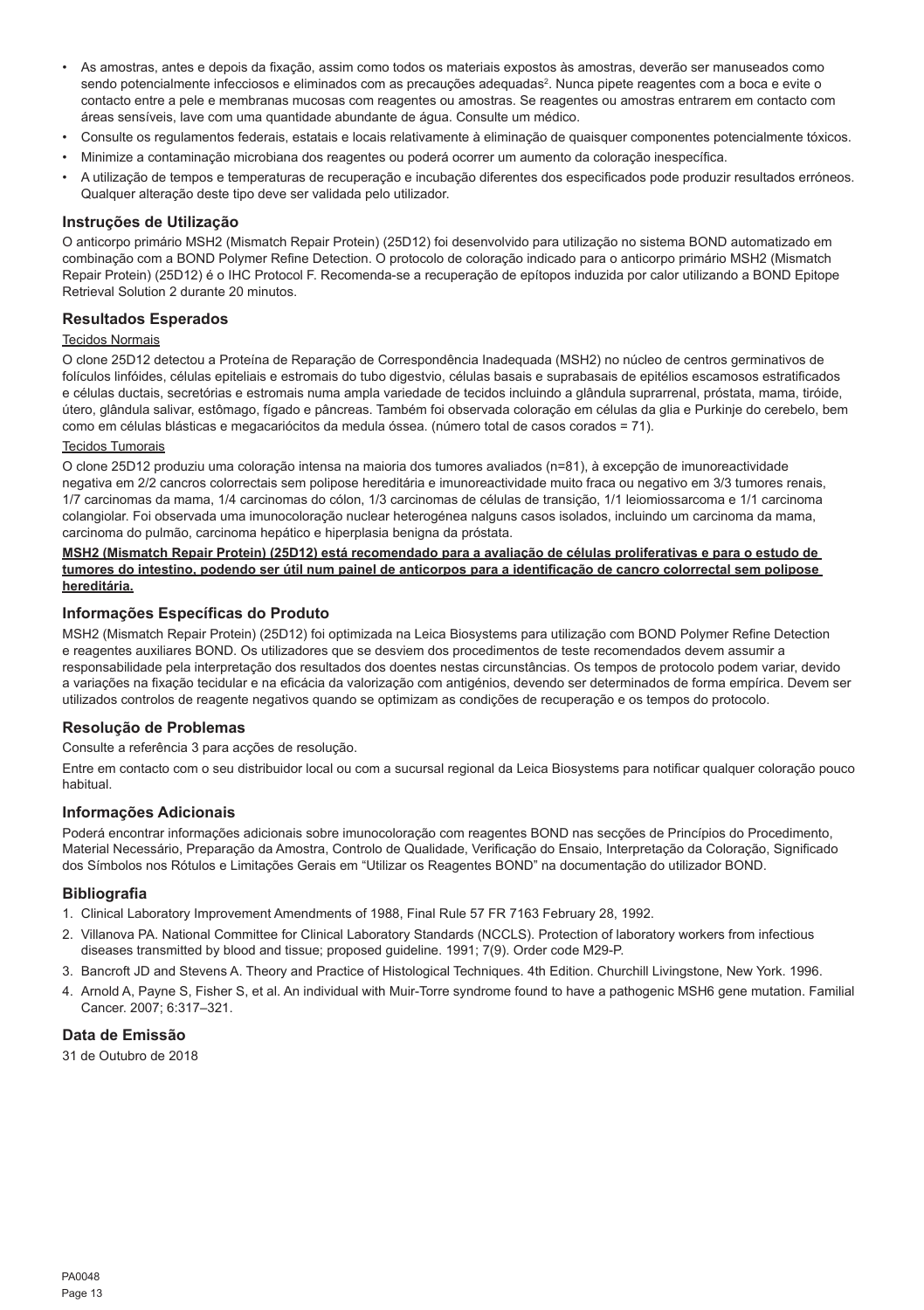- As amostras, antes e depois da fixação, assim como todos os materiais expostos às amostras, deverão ser manuseados como sendo potencialmente infecciosos e eliminados com as precauções adequadas[2]. Nunca pipete reagentes com a boca e evite o contacto entre a pele e membranas mucosas com reagentes ou amostras. Se reagentes ou amostras entrarem em contacto com áreas sensíveis, lave com uma quantidade abundante de água. Consulte um médico.
- Consulte os regulamentos federais, estatais e locais relativamente à eliminação de quaisquer componentes potencialmente tóxicos.
- Minimize a contaminação microbiana dos reagentes ou poderá ocorrer um aumento da coloração inespecífica.
- A utilização de tempos e temperaturas de recuperação e incubação diferentes dos especificados pode produzir resultados erróneos. Qualquer alteração deste tipo deve ser validada pelo utilizador.

## Instruções de Utilização

O anticorpo primário MSH2 (Mismatch Repair Protein) (25D12) foi desenvolvido para utilização no sistema BOND automatizado em combinação com a BOND Polymer Refine Detection. O protocolo de coloração indicado para o anticorpo primário MSH2 (Mismatch Repair Protein) (25D12) é o IHC Protocol F. Recomenda-se a recuperação de epítopos induzida por calor utilizando a BOND Epitope Retrieval Solution 2 durante 20 minutos.

## Resultados Esperados

Tecidos Normais

O clone 25D12 detectou a Proteína de Reparação de Correspondência Inadequada (MSH2) no núcleo de centros germinativos de folículos linfóides, células epiteliais e estromais do tubo digestvio, células basais e suprabasais de epitélios escamosos estratificados e células ductais, secretórias e estromais numa ampla variedade de tecidos incluindo a glândula suprarrenal, próstata, mama, tiróide, útero, glândula salivar, estômago, fígado e pâncreas. Também foi observada coloração em células da glia e Purkinje do cerebelo, bem como em células blásticas e megacariócitos da medula óssea. (número total de casos corados = 71).

Tecidos Tumorais

O clone 25D12 produziu uma coloração intensa na maioria dos tumores avaliados (n=81), à excepção de imunoreactividade negativa em 2/2 cancros colorrectais sem polipose hereditária e imunoreactividade muito fraca ou negativo em 3/3 tumores renais, 1/7 carcinomas da mama, 1/4 carcinomas do cólon, 1/3 carcinomas de células de transição, 1/1 leiomiossarcoma e 1/1 carcinoma colangiolar. Foi observada uma imunocoloração nuclear heterogénea nalguns casos isolados, incluindo um carcinoma da mama, carcinoma do pulmão, carcinoma hepático e hiperplasia benigna da próstata.

**MSH2 (Mismatch Repair Protein) (25D12) está recomendado para a avaliação de células proliferativas e para o estudo de tumores do intestino, podendo ser útil num painel de anticorpos para a identificação de cancro colorrectal sem polipose hereditária.**

## Informações Específicas do Produto

MSH2 (Mismatch Repair Protein) (25D12) foi optimizada na Leica Biosystems para utilização com BOND Polymer Refine Detection e reagentes auxiliares BOND. Os utilizadores que se desviem dos procedimentos de teste recomendados devem assumir a responsabilidade pela interpretação dos resultados dos doentes nestas circunstâncias. Os tempos de protocolo podem variar, devido a variações na fixação tecidular e na eficácia da valorização com antigénios, devendo ser determinados de forma empírica. Devem ser utilizados controlos de reagente negativos quando se optimizam as condições de recuperação e os tempos do protocolo.

## Resolução de Problemas

Consulte a referência 3 para acções de resolução.

Entre em contacto com o seu distribuidor local ou com a sucursal regional da Leica Biosystems para notificar qualquer coloração pouco habitual.

## Informações Adicionais

Poderá encontrar informações adicionais sobre imunocoloração com reagentes BOND nas secções de Princípios do Procedimento, Material Necessário, Preparação da Amostra, Controlo de Qualidade, Verificação do Ensaio, Interpretação da Coloração, Significado dos Símbolos nos Rótulos e Limitações Gerais em "Utilizar os Reagentes BOND" na documentação do utilizador BOND.

## Bibliografia

1. Clinical Laboratory Improvement Amendments of 1988, Final Rule 57 FR 7163 February 28, 1992.
2. Villanova PA. National Committee for Clinical Laboratory Standards (NCCLS). Protection of laboratory workers from infectious diseases transmitted by blood and tissue; proposed guideline. 1991; 7(9). Order code M29-P.
3. Bancroft JD and Stevens A. Theory and Practice of Histological Techniques. 4th Edition. Churchill Livingstone, New York. 1996.
4. Arnold A, Payne S, Fisher S, et al. An individual with Muir-Torre syndrome found to have a pathogenic MSH6 gene mutation. Familial Cancer. 2007; 6:317–321.

## Data de Emissão

31 de Outubro de 2018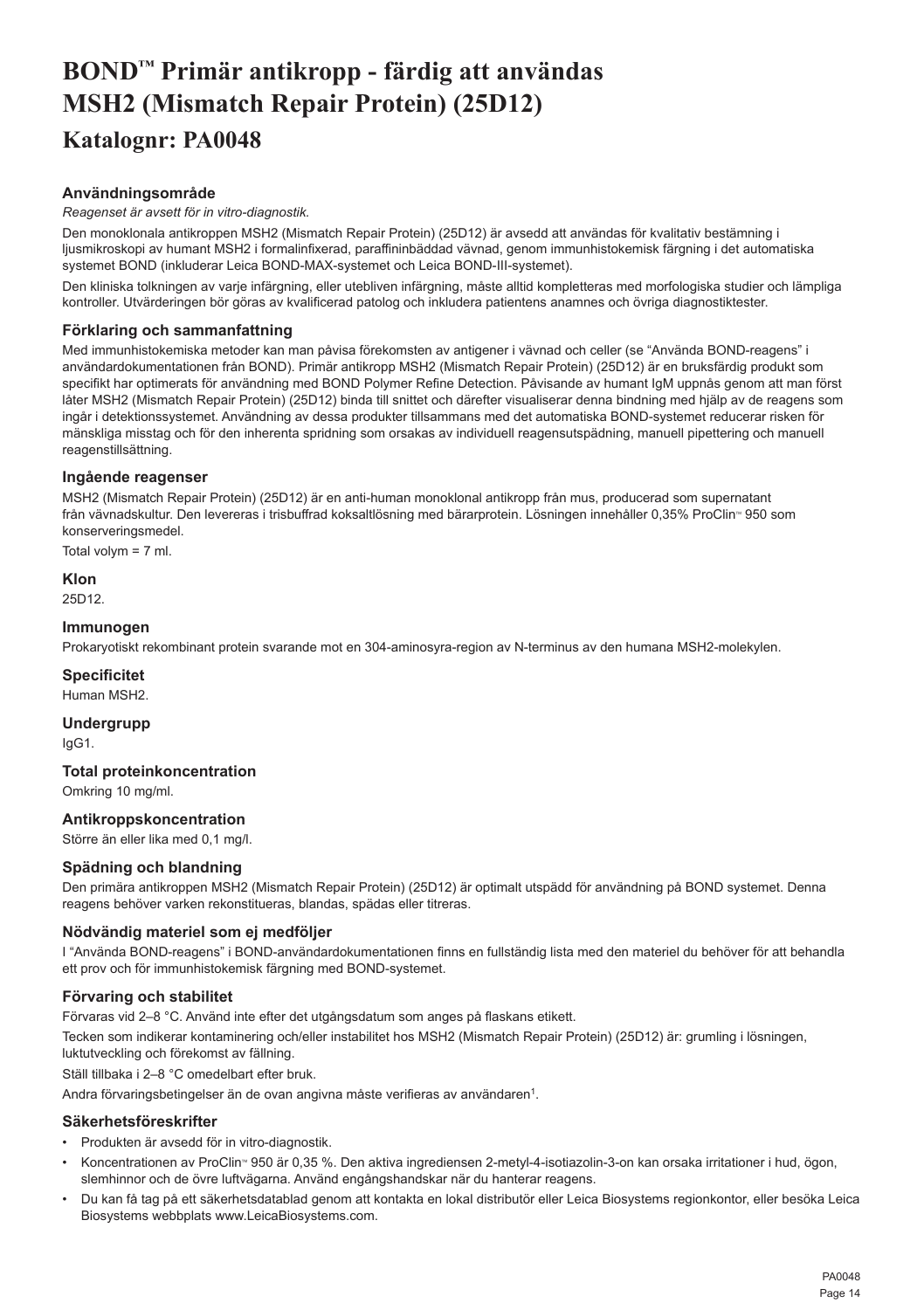# BOND™ Primär antikropp - färdig att användas MSH2 (Mismatch Repair Protein) (25D12)

## Katalognr: PA0048

### Användningsområde

*Reagenset är avsett för in vitro-diagnostik.*

Den monoklonala antikroppen MSH2 (Mismatch Repair Protein) (25D12) är avsedd att användas för kvalitativ bestämning i ljusmikroskopi av humant MSH2 i formalinfixerad, paraffininbäddad vävnad, genom immunhistokemisk färgning i det automatiska systemet BOND (inkluderar Leica BOND-MAX-systemet och Leica BOND-III-systemet).

Den kliniska tolkningen av varje infärgning, eller utebliven infärgning, måste alltid kompletteras med morfologiska studier och lämpliga kontroller. Utvärderingen bör göras av kvalificerad patolog och inkludera patientens anamnes och övriga diagnostiktester.

### Förklaring och sammanfattning

Med immunhistokemiska metoder kan man påvisa förekomsten av antigener i vävnad och celler (se "Använda BOND-reagens" i användardokumentationen från BOND). Primär antikropp MSH2 (Mismatch Repair Protein) (25D12) är en bruksfärdig produkt som specifikt har optimerats för användning med BOND Polymer Refine Detection. Påvisande av humant IgM uppnås genom att man först låter MSH2 (Mismatch Repair Protein) (25D12) binda till snittet och därefter visualiserar denna bindning med hjälp av de reagens som ingår i detektionssystemet. Användning av dessa produkter tillsammans med det automatiska BOND-systemet reducerar risken för mänskliga misstag och för den inherenta spridning som orsakas av individuell reagensutspädning, manuell pipettering och manuell reagenstillsättning.

### Ingående reagenser

MSH2 (Mismatch Repair Protein) (25D12) är en anti-human monoklonal antikropp från mus, producerad som supernatant från vävnadskultur. Den levereras i trisbuffrad koksaltlösning med bärarprotein. Lösningen innehåller 0,35% ProClin™ 950 som konserveringsmedel.

Total volym = 7 ml.

### Klon

25D12.

### Immunogen

Prokaryotiskt rekombinant protein svarande mot en 304-aminosyra-region av N-terminus av den humana MSH2-molekylen.

### Specificitet

Human MSH2.

### Undergrupp

IgG1.

### Total proteinkoncentration

Omkring 10 mg/ml.

### Antikroppskoncentration

Större än eller lika med 0,1 mg/l.

### Spädning och blandning

Den primära antikroppen MSH2 (Mismatch Repair Protein) (25D12) är optimalt utspädd för användning på BOND systemet. Denna reagens behöver varken rekonstitueras, blandas, spädas eller titreras.

### Nödvändig materiel som ej medföljer

I "Använda BOND-reagens" i BOND-användardokumentationen finns en fullständig lista med den materiel du behöver för att behandla ett prov och för immunhistokemisk färgning med BOND-systemet.

### Förvaring och stabilitet

Förvaras vid 2–8 °C. Använd inte efter det utgångsdatum som anges på flaskans etikett.

Tecken som indikerar kontaminering och/eller instabilitet hos MSH2 (Mismatch Repair Protein) (25D12) är: grumling i lösningen, luktutveckling och förekomst av fällning.

Ställ tillbaka i 2–8 °C omedelbart efter bruk.

Andra förvaringsbetingelser än de ovan angivna måste verifieras av användaren[1].

### Säkerhetsföreskrifter

- Produkten är avsedd för in vitro-diagnostik.
- Koncentrationen av ProClin™ 950 är 0,35 %. Den aktiva ingrediensen 2-metyl-4-isotiazolin-3-on kan orsaka irritationer i hud, ögon, slemhinnor och de övre luftvägarna. Använd engångshandskar när du hanterar reagens.
- Du kan få tag på ett säkerhetsdatablad genom att kontakta en lokal distributör eller Leica Biosystems regionkontor, eller besöka Leica Biosystems webbplats www.LeicaBiosystems.com.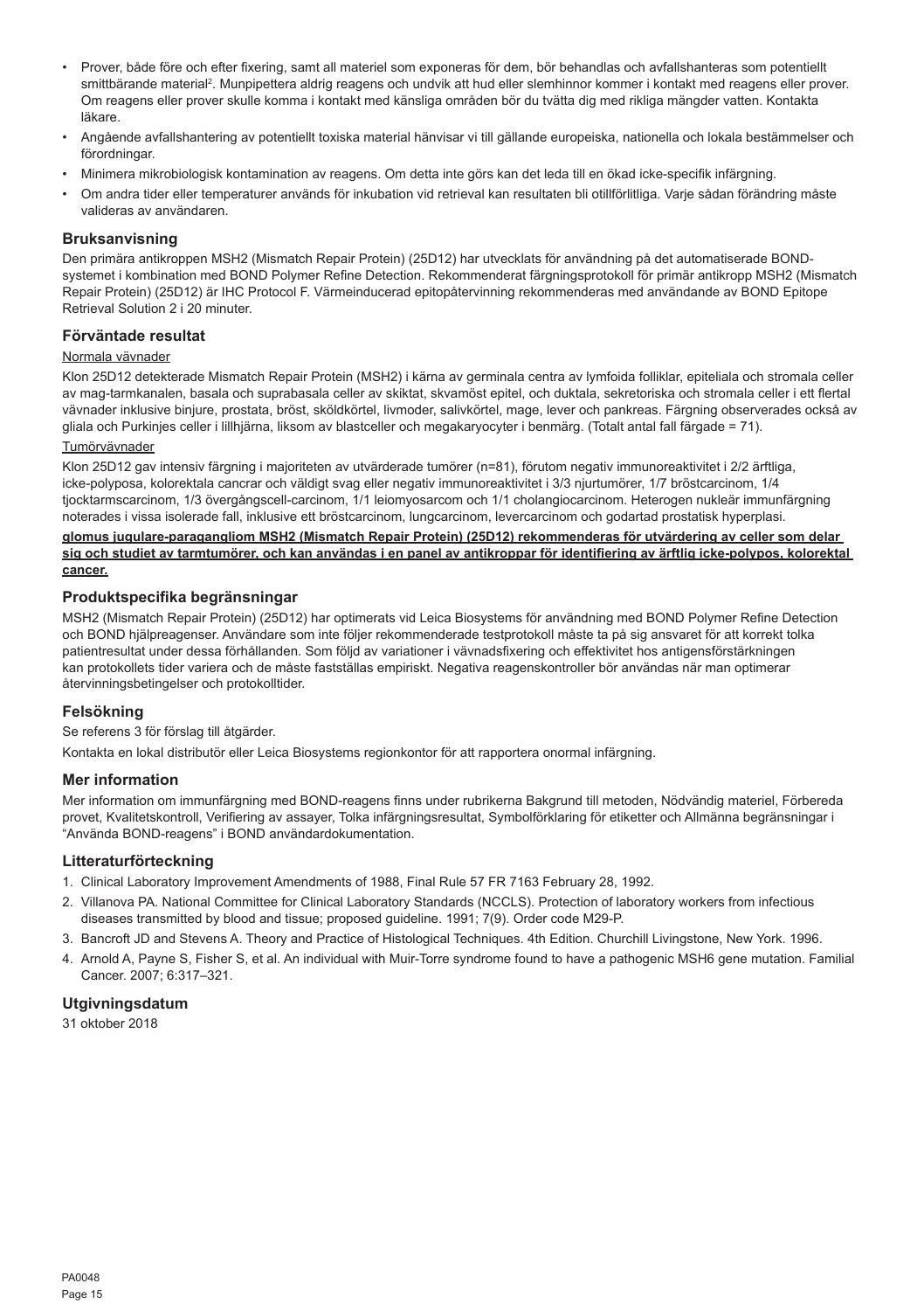- Prover, både före och efter fixering, samt all materiel som exponeras för dem, bör behandlas och avfallshanteras som potentiellt smittbärande material[2]. Munpipettera aldrig reagens och undvik att hud eller slemhinnor kommer i kontakt med reagens eller prover. Om reagens eller prover skulle komma i kontakt med känsliga områden bör du tvätta dig med rikliga mängder vatten. Kontakta läkare.
- Angående avfallshantering av potentiellt toxiska material hänvisar vi till gällande europeiska, nationella och lokala bestämmelser och förordningar.
- Minimera mikrobiologisk kontamination av reagens. Om detta inte görs kan det leda till en ökad icke-specifik infärgning.
- Om andra tider eller temperaturer används för inkubation vid retrieval kan resultaten bli otillförlitliga. Varje sådan förändring måste valideras av användaren.

## Bruksanvisning

Den primära antikroppen MSH2 (Mismatch Repair Protein) (25D12) har utvecklats för användning på det automatiserade BOND-systemet i kombination med BOND Polymer Refine Detection. Rekommenderat färgningsprotokoll för primär antikropp MSH2 (Mismatch Repair Protein) (25D12) är IHC Protocol F. Värmeinducerad epitopåtervinning rekommenderas med användande av BOND Epitope Retrieval Solution 2 i 20 minuter.

## Förväntade resultat

Normala vävnader

Klon 25D12 detekterade Mismatch Repair Protein (MSH2) i kärna av germinala centra av lymfoida folliklar, epiteliala och stromala celler av mag-tarmkanalen, basala och suprabasala celler av skiktat, skvamöst epitel, och duktala, sekretoriska och stromala celler i ett flertal vävnader inklusive binjure, prostata, bröst, sköldkörtel, livmoder, salivkörtel, mage, lever och pankreas. Färgning observerades också av gliala och Purkinjes celler i lillhjärna, liksom av blastceller och megakaryocyter i benmärg. (Totalt antal fall färgade = 71).

Tumörvävnader

Klon 25D12 gav intensiv färgning i majoriteten av utvärderade tumörer (n=81), förutom negativ immunoreaktivitet i 2/2 ärftliga, icke-polyposa, kolorektala cancrar och väldigt svag eller negativ immunoreaktivitet i 3/3 njurtumörer, 1/7 bröstcarcinom, 1/4 tjocktarmscarcinom, 1/3 övergångscell-carcinom, 1/1 leiomyosarcom och 1/1 cholangiocarcinom. Heterogen nukleär immunfärgning noterades i vissa isolerade fall, inklusive ett bröstcarcinom, lungcarcinom, levercarcinom och godartad prostatisk hyperplasi.

**glomus jugulare-paragangliom MSH2 (Mismatch Repair Protein) (25D12) rekommenderas för utvärdering av celler som delar sig och studiet av tarmtumörer, och kan användas i en panel av antikroppar för identifiering av ärftlig icke-polypos, kolorektal cancer.**

## Produktspecifika begränsningar

MSH2 (Mismatch Repair Protein) (25D12) har optimerats vid Leica Biosystems för användning med BOND Polymer Refine Detection och BOND hjälpreagenser. Användare som inte följer rekommenderade testprotokoll måste ta på sig ansvaret för att korrekt tolka patientresultat under dessa förhållanden. Som följd av variationer i vävnadsfixering och effektivitet hos antigensförstärkningen kan protokollets tider variera och de måste fastställas empiriskt. Negativa reagenskontroller bör användas när man optimerar återvinningsbetingelser och protokolltider.

## Felsökning

Se referens 3 för förslag till åtgärder.

Kontakta en lokal distributör eller Leica Biosystems regionkontor för att rapportera onormal infärgning.

## Mer information

Mer information om immunfärgning med BOND-reagens finns under rubrikerna Bakgrund till metoden, Nödvändigt materiel, Förbereda provet, Kvalitetskontroll, Verifiering av assayer, Tolka infärgningsresultat, Symbolförklaring för etiketter och Allmänna begränsningar i "Använda BOND-reagens" i BOND användardokumentation.

## Litteraturförteckning

1. Clinical Laboratory Improvement Amendments of 1988, Final Rule 57 FR 7163 February 28, 1992.
2. Villanova PA. National Committee for Clinical Laboratory Standards (NCCLS). Protection of laboratory workers from infectious diseases transmitted by blood and tissue; proposed guideline. 1991; 7(9). Order code M29-P.
3. Bancroft JD and Stevens A. Theory and Practice of Histological Techniques. 4th Edition. Churchill Livingstone, New York. 1996.
4. Arnold A, Payne S, Fisher S, et al. An individual with Muir-Torre syndrome found to have a pathogenic MSH6 gene mutation. Familial Cancer. 2007; 6:317–321.

## Utgivningsdatum

31 oktober 2018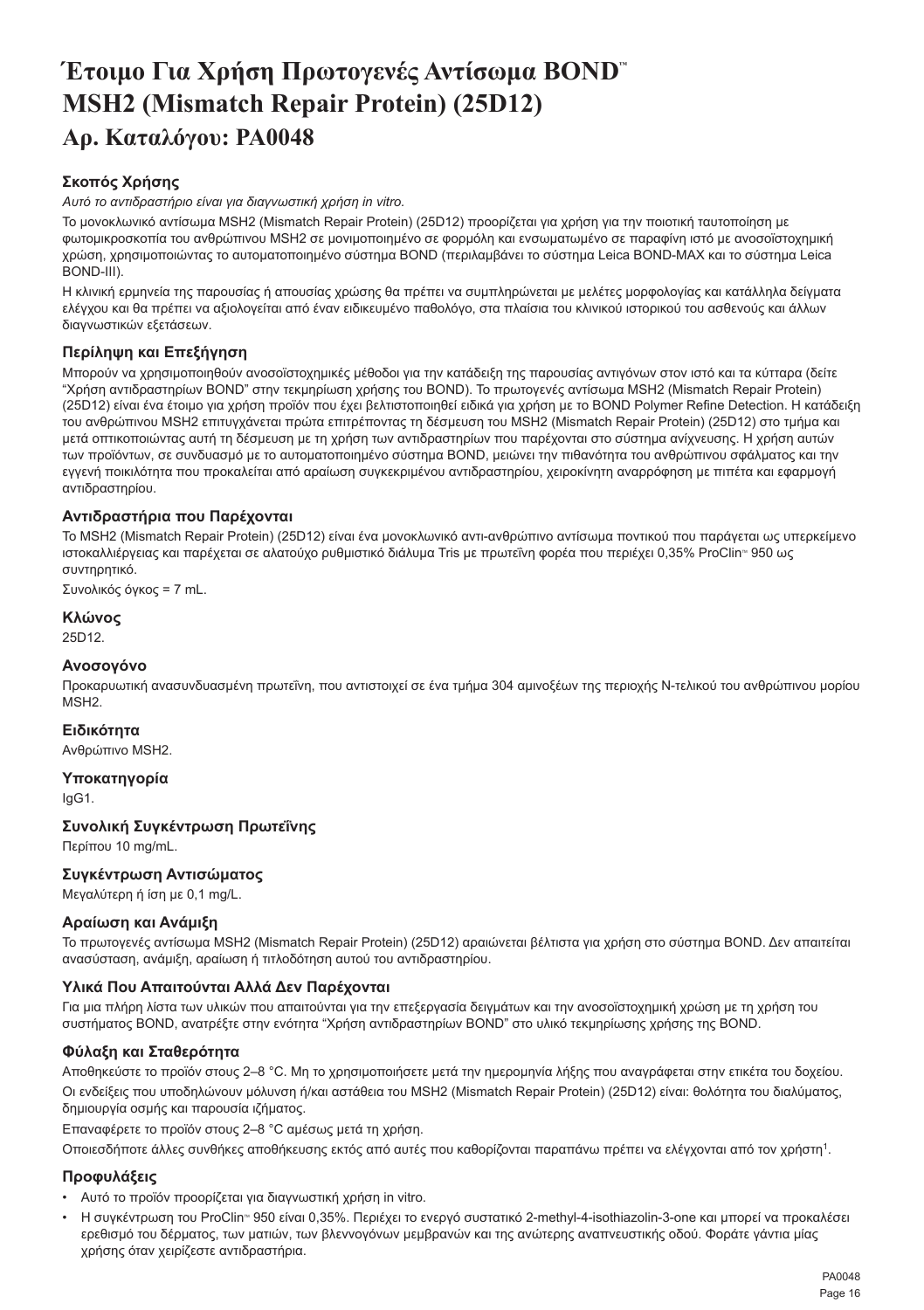# Έτοιμο Για Χρήση Πρωτογενές Αντίσωμα BOND™ MSH2 (Mismatch Repair Protein) (25D12)

## Αρ. Καταλόγου: PA0048

### Σκοπός Χρήσης

*Αυτό το αντιδραστήριο είναι για διαγνωστική χρήση in vitro.*

Το μονοκλωνικό αντίσωμα MSH2 (Mismatch Repair Protein) (25D12) προορίζεται για χρήση για την ποιοτική ταυτοποίηση με φωτομικροσκοπία του ανθρώπινου MSH2 σε μονιμοποιημένο σε φορμόλη και ενσωματωμένο σε παραφίνη ιστό με ανοσοϊστοχημική χρώση, χρησιμοποιώντας το αυτοματοποιημένο σύστημα BOND (περιλαμβάνει το σύστημα Leica BOND-MAX και το σύστημα Leica BOND-III).

Η κλινική ερμηνεία της παρουσίας ή απουσίας χρώσης θα πρέπει να συμπληρώνεται με μελέτες μορφολογίας και κατάλληλα δείγματα ελέγχου και θα πρέπει να αξιολογείται από έναν ειδικευμένο παθολόγο, στα πλαίσια του κλινικού ιστορικού του ασθενούς και άλλων διαγνωστικών εξετάσεων.

### Περίληψη και Επεξήγηση

Μπορούν να χρησιμοποιηθούν ανοσοϊστοχημικές μέθοδοι για την κατάδειξη της παρουσίας αντιγόνων στον ιστό και τα κύτταρα (δείτε "Χρήση αντιδραστηρίων BOND" στην τεκμηρίωση χρήσης του BOND). Το πρωτογενές αντίσωμα MSH2 (Mismatch Repair Protein) (25D12) είναι ένα έτοιμο για χρήση προϊόν που έχει βελτιστοποιηθεί ειδικά για χρήση με το BOND Polymer Refine Detection. Η κατάδειξη του ανθρώπινου MSH2 επιτυγχάνεται πρώτα επιτρέποντας τη δέσμευση του MSH2 (Mismatch Repair Protein) (25D12) στο τμήμα και μετά οπτικοποιώντας αυτή τη δέσμευση με τη χρήση των αντιδραστηρίων που παρέχονται στο σύστημα ανίχνευσης. Η χρήση αυτών των προϊόντων, σε συνδυασμό με το αυτοματοποιημένο σύστημα BOND, μειώνει την πιθανότητα του ανθρώπινου σφάλματος και την εγγενή ποικιλότητα που προκαλείται από αραίωση συγκεκριμένου αντιδραστηρίου, χειροκίνητη αναρρόφηση με πιπέτα και εφαρμογή αντιδραστηρίου.

### Αντιδραστήρια που Παρέχονται

Το MSH2 (Mismatch Repair Protein) (25D12) είναι ένα μονοκλωνικό αντι-ανθρώπινο αντίσωμα ποντικού που παράγεται ως υπερκείμενο ιστοκαλλιέργειας και παρέχεται σε αλατούχο ρυθμιστικό διάλυμα Tris με πρωτεΐνη φορέα που περιέχει 0,35% ProClin™ 950 ως συντηρητικό.

Συνολικός όγκος = 7 mL.

### Κλώνος

25D12.

### Ανοσογόνο

Προκαρυωτική ανασυνδυασμένη πρωτεΐνη, που αντιστοιχεί σε ένα τμήμα 304 αμινοξέων της περιοχής N-τελικού του ανθρώπινου μορίου MSH2.

### Ειδικότητα

Ανθρώπινο MSH2.

### Υποκατηγορία

IgG1.

### Συνολική Συγκέντρωση Πρωτεΐνης

Περίπου 10 mg/mL.

### Συγκέντρωση Αντισώματος

Μεγαλύτερη ή ίση με 0,1 mg/L.

### Αραίωση και Ανάμιξη

Το πρωτογενές αντίσωμα MSH2 (Mismatch Repair Protein) (25D12) αραιώνεται βέλτιστα για χρήση στο σύστημα BOND. Δεν απαιτείται ανασύσταση, ανάμιξη, αραίωση ή τιτλοδότηση αυτού του αντιδραστηρίου.

### Υλικά Που Απαιτούνται Αλλά Δεν Παρέχονται

Για μια πλήρη λίστα των υλικών που απαιτούνται για την επεξεργασία δειγμάτων και την ανοσοϊστοχημική χρώση με τη χρήση του συστήματος BOND, ανατρέξτε στην ενότητα "Χρήση αντιδραστηρίων BOND" στο υλικό τεκμηρίωσης χρήσης της BOND.

### Φύλαξη και Σταθερότητα

Αποθηκεύστε το προϊόν στους 2–8 °C. Μη το χρησιμοποιήσετε μετά την ημερομηνία λήξης που αναγράφεται στην ετικέτα του δοχείου.

Οι ενδείξεις που υποδηλώνουν μόλυνση ή/και αστάθεια του MSH2 (Mismatch Repair Protein) (25D12) είναι: θολότητα του διαλύματος, δημιουργία οσμής και παρουσία ιζήματος.

Επαναφέρετε το προϊόν στους 2–8 °C αμέσως μετά τη χρήση.

Οποιεσδήποτε άλλες συνθήκες αποθήκευσης εκτός από αυτές που καθορίζονται παραπάνω πρέπει να ελέγχονται από τον χρήστη[1].

### Προφυλάξεις

- Αυτό το προϊόν προορίζεται για διαγνωστική χρήση in vitro.
- Η συγκέντρωση του ProClin™ 950 είναι 0,35%. Περιέχει το ενεργό συστατικό 2-methyl-4-isothiazolin-3-one και μπορεί να προκαλέσει ερεθισμό του δέρματος, των ματιών, των βλεννογόνων μεμβρανών και της ανώτερης αναπνευστικής οδού. Φοράτε γάντια μίας χρήσης όταν χειρίζεστε αντιδραστήρια.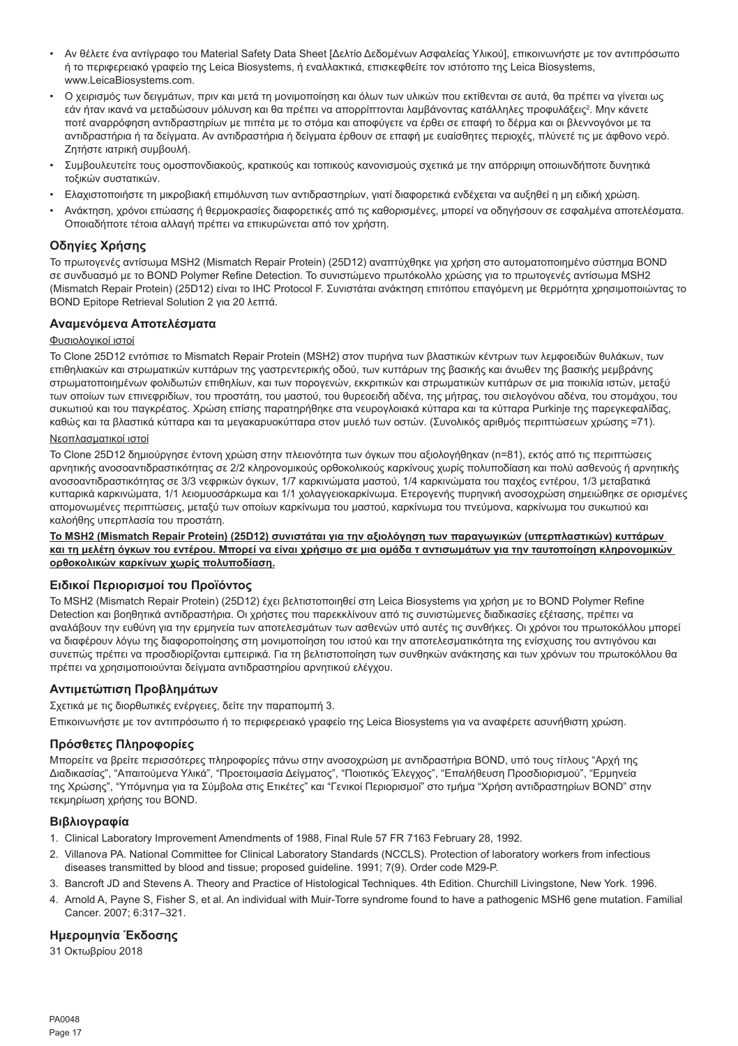- Αν θέλετε ένα αντίγραφο του Material Safety Data Sheet [Δελτίο Δεδομένων Ασφαλείας Υλικού], επικοινωνήστε με τον αντιπρόσωπο ή το περιφερειακό γραφείο της Leica Biosystems, ή εναλλακτικά, επισκεφθείτε τον ιστότοπο της Leica Biosystems, www.LeicaBiosystems.com.
- Ο χειρισμός των δειγμάτων, πριν και μετά τη μονιμοποίηση και όλων των υλικών που εκτίθενται σε αυτά, θα πρέπει να γίνεται ως εάν ήταν ικανά να μεταδώσουν μόλυνση και θα πρέπει να απορρίπτονται λαμβάνοντας κατάλληλες προφυλάξεις[2]. Μην κάνετε ποτέ αναρρόφηση αντιδραστηρίων με πιπέτα με το στόμα και αποφύγετε να έρθει σε επαφή το δέρμα και οι βλεννογόνοι με τα αντιδραστήρια ή τα δείγματα. Αν αντιδραστήρια ή δείγματα έρθουν σε επαφή με ευαίσθητες περιοχές, πλύνετέ τις με άφθονο νερό. Ζητήστε ιατρική συμβουλή.
- Συμβουλευτείτε τους ομοσπονδιακούς, κρατικούς και τοπικούς κανονισμούς σχετικά με την απόρριψη οποιωνδήποτε δυνητικά τοξικών συστατικών.
- Ελαχιστοποιήστε τη μικροβιακή επιμόλυνση των αντιδραστηρίων, γιατί διαφορετικά ενδέχεται να αυξηθεί η μη ειδική χρώση.
- Ανάκτηση, χρόνοι επώασης ή θερμοκρασίες διαφορετικές από τις καθορισμένες, μπορεί να οδηγήσουν σε εσφαλμένα αποτελέσματα. Οποιαδήποτε τέτοια αλλαγή πρέπει να επικυρώνεται από τον χρήστη.

## Οδηγίες Χρήσης

Το πρωτογενές αντίσωμα MSH2 (Mismatch Repair Protein) (25D12) αναπτύχθηκε για χρήση στο αυτοματοποιημένο σύστημα BOND σε συνδυασμό με το BOND Polymer Refine Detection. Το συνιστώμενο πρωτόκολλο χρώσης για το πρωτογενές αντίσωμα MSH2 (Mismatch Repair Protein) (25D12) είναι το IHC Protocol F. Συνιστάται ανάκτηση επιτόπου επαγόμενη με θερμότητα χρησιμοποιώντας το BOND Epitope Retrieval Solution 2 για 20 λεπτά.

## Αναμενόμενα Αποτελέσματα

Φυσιολογικοί ιστοί

Το Clone 25D12 εντόπισε το Mismatch Repair Protein (MSH2) στον πυρήνα των βλαστικών κέντρων των λεμφοειδών θυλάκων, των επιθηλιακών και στρωματικών κυττάρων της γαστρεντερικής οδού, των κυττάρων της βασικής και άνωθεν της βασικής μεμβράνης στρωματοποιημένων φολιδωτών επιθηλίων, και των πορογενών, εκκριτικών και στρωματικών κυττάρων σε μια ποικιλία ιστών, μεταξύ των οποίων των επινεφριδίων, του προστάτη, του μαστού, του θυρεοειδή αδένα, της μήτρας, του σιελογόνου αδένα, του στομάχου, του συκωτιού και του παγκρέατος. Χρώση επίσης παρατηρήθηκε στα νευρογλοιακά κύτταρα και τα κύτταρα Purkinje της παρεγκεφαλίδας, καθώς και τα βλαστικά κύτταρα και τα μεγακαρυοκύτταρα στον μυελό των οστών. (Συνολικός αριθμός περιπτώσεων χρώσης =71).

Νεοπλασματικοί ιστοί

Το Clone 25D12 δημιούργησε έντονη χρώση στην πλειονότητα των όγκων που αξιολογήθηκαν (n=81), εκτός από τις περιπτώσεις αρνητικής ανοσοαντιδραστικότητας σε 2/2 κληρονομικούς ορθοκολικούς καρκίνους χωρίς πολυποδίαση και πολύ ασθενούς ή αρνητικής ανοσοαντιδραστικότητας σε 3/3 νεφρικών όγκων, 1/7 καρκινώματα μαστού, 1/4 καρκινώματα του παχέος εντέρου, 1/3 μεταβατικά κυτταρικά καρκινώματα, 1/1 λειομυοσάρκωμα και 1/1 χολαγγειοκαρκίνωμα. Ετερογενής πυρηνική ανοσοχρώση σημειώθηκε σε ορισμένες απομονωμένες περιπτώσεις, μεταξύ των οποίων καρκίνωμα του μαστού, καρκίνωμα του πνεύμονα, καρκίνωμα του συκωτιού και καλοήθης υπερπλασία του προστάτη.

**Το MSH2 (Mismatch Repair Protein) (25D12) συνιστάται για την αξιολόγηση των παραγωγικών (υπερπλαστικών) κυττάρων και τη μελέτη όγκων του εντέρου. Μπορεί να είναι χρήσιμο σε μια ομάδα τ αντισωμάτων για την ταυτοποίηση κληρονομικών ορθοκολικών καρκίνων χωρίς πολυποδίαση.**

## Ειδικοί Περιορισμοί του Προϊόντος

Το MSH2 (Mismatch Repair Protein) (25D12) έχει βελτιστοποιηθεί στη Leica Biosystems για χρήση με το BOND Polymer Refine Detection και βοηθητικά αντιδραστήρια. Οι χρήστες που παρεκκλίνουν από τις συνιστώμενες διαδικασίες εξέτασης, πρέπει να αναλάβουν την ευθύνη για την ερμηνεία των αποτελεσμάτων των ασθενών υπό αυτές τις συνθήκες. Οι χρόνοι του πρωτοκόλλου μπορεί να διαφέρουν λόγω της διαφοροποίησης στη μονιμοποίηση του ιστού και την αποτελεσματικότητα της ενίσχυσης του αντιγόνου και συνεπώς πρέπει να προσδιορίζονται εμπειρικά. Για τη βελτιστοποίηση των συνθηκών ανάκτησης και των χρόνων του πρωτοκόλλου θα πρέπει να χρησιμοποιούνται δείγματα αντιδραστηρίου αρνητικού ελέγχου.

## Αντιμετώπιση Προβλημάτων

Σχετικά με τις διορθωτικές ενέργειες, δείτε την παραπομπή 3.

Επικοινωνήστε με τον αντιπρόσωπο ή το περιφερειακό γραφείο της Leica Biosystems για να αναφέρετε ασυνήθιστη χρώση.

## Πρόσθετες Πληροφορίες

Μπορείτε να βρείτε περισσότερες πληροφορίες πάνω στην ανοσοχρώση με αντιδραστήρια BOND, υπό τους τίτλους "Αρχή της Διαδικασίας", "Απαιτούμενα Υλικά", "Προετοιμασία Δείγματος", "Ποιοτικός Έλεγχος", "Επαλήθευση Προσδιορισμού", "Ερμηνεία της Χρώσης", "Υπόμνημα για τα Σύμβολα στις Ετικέτες" και "Γενικοί Περιορισμοί" στο τμήμα "Χρήση αντιδραστηρίων BOND" στην τεκμηρίωση χρήσης του BOND.

## Βιβλιογραφία

1. Clinical Laboratory Improvement Amendments of 1988, Final Rule 57 FR 7163 February 28, 1992.
2. Villanova PA. National Committee for Clinical Laboratory Standards (NCCLS). Protection of laboratory workers from infectious diseases transmitted by blood and tissue; proposed guideline. 1991; 7(9). Order code M29-P.
3. Bancroft JD and Stevens A. Theory and Practice of Histological Techniques. 4th Edition. Churchill Livingstone, New York. 1996.
4. Arnold A, Payne S, Fisher S, et al. An individual with Muir-Torre syndrome found to have a pathogenic MSH6 gene mutation. Familial Cancer. 2007; 6:317–321.

## Ημερομηνία Έκδοσης

31 Οκτωβρίου 2018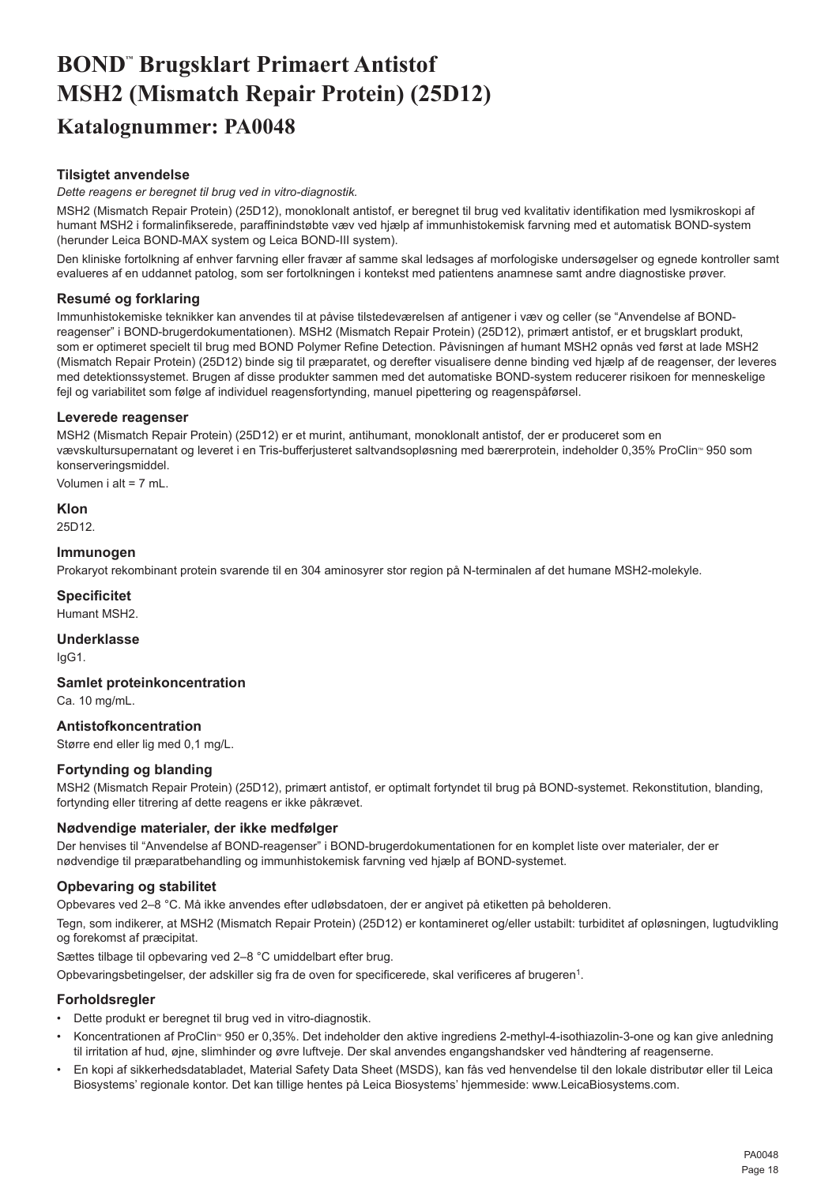# BOND™ Brugsklart Primaert Antistof MSH2 (Mismatch Repair Protein) (25D12)

## Katalognummer: PA0048

### Tilsigtet anvendelse

*Dette reagens er beregnet til brug ved in vitro-diagnostik.*

MSH2 (Mismatch Repair Protein) (25D12), monoklonalt antistof, er beregnet til brug ved kvalitativ identifikation med lysmikroskopi af humant MSH2 i formalinfikserede, paraffinindstøbte væv ved hjælp af immunhistokemisk farvning med et automatisk BOND-system (herunder Leica BOND-MAX system og Leica BOND-III system).

Den kliniske fortolkning af enhver farvning eller fravær af samme skal ledsages af morfologiske undersøgelser og egnede kontroller samt evalueres af en uddannet patolog, som ser fortolkningen i kontekst med patientens anamnese samt andre diagnostiske prøver.

### Resumé og forklaring

Immunhistokemiske teknikker kan anvendes til at påvise tilstedeværelsen af antigener i væv og celler (se "Anvendelse af BOND-reagenser" i BOND-brugerdokumentationen). MSH2 (Mismatch Repair Protein) (25D12), primært antistof, er et brugsklart produkt, som er optimeret specielt til brug med BOND Polymer Refine Detection. Påvisningen af humant MSH2 opnås ved først at lade MSH2 (Mismatch Repair Protein) (25D12) binde sig til præparatet, og derefter visualisere denne binding ved hjælp af de reagenser, der leveres med detektionssystemet. Brugen af disse produkter sammen med det automatiske BOND-system reducerer risikoen for menneskelige fejl og variabilitet som følge af individuel reagensfortynding, manuel pipettering og reagenspåførsel.

### Leverede reagenser

MSH2 (Mismatch Repair Protein) (25D12) er et murint, antihumant, monoklonalt antistof, der er produceret som en vævskultursupernatant og leveret i en Tris-bufferjusteret saltvandsopløsning med bærerprotein, indeholder 0,35% ProClin™ 950 som konserveringsmiddel.

Volumen i alt = 7 mL.

### Klon

25D12.

### Immunogen

Prokaryot rekombinant protein svarende til en 304 aminosyrer stor region på N-terminalen af det humane MSH2-molekyle.

### Specificitet

Humant MSH2.

### Underklasse

IgG1.

### Samlet proteinkoncentration

Ca. 10 mg/mL.

### Antistofkoncentration

Større end eller lig med 0,1 mg/L.

### Fortynding og blanding

MSH2 (Mismatch Repair Protein) (25D12), primært antistof, er optimalt fortyndet til brug på BOND-systemet. Rekonstitution, blanding, fortynding eller titrering af dette reagens er ikke påkrævet.

### Nødvendige materialer, der ikke medfølger

Der henvises til "Anvendelse af BOND-reagenser" i BOND-brugerdokumentationen for en komplet liste over materialer, der er nødvendige til præparatbehandling og immunhistokemisk farvning ved hjælp af BOND-systemet.

### Opbevaring og stabilitet

Opbevares ved 2–8 °C. Må ikke anvendes efter udløbsdatoen, der er angivet på etiketten på beholderen.

Tegn, som indikerer, at MSH2 (Mismatch Repair Protein) (25D12) er kontamineret og/eller ustabilt: turbiditet af opløsningen, lugtudvikling og forekomst af præcipitat.

Sættes tilbage til opbevaring ved 2–8 °C umiddelbart efter brug.

Opbevaringsbetingelser, der adskiller sig fra de oven for specificerede, skal verificeres af brugeren[1].

### Forholdsregler

- Dette produkt er beregnet til brug ved in vitro-diagnostik.
- Koncentrationen af ProClin™ 950 er 0,35%. Det indeholder den aktive ingrediens 2-methyl-4-isothiazolin-3-one og kan give anledning til irritation af hud, øjne, slimhinder og øvre luftveje. Der skal anvendes engangshandsker ved håndtering af reagenserne.
- En kopi af sikkerhedsdatabladet, Material Safety Data Sheet (MSDS), kan fås ved henvendelse til den lokale distributør eller til Leica Biosystems' regionale kontor. Det kan tillige hentes på Leica Biosystems' hjemmeside: www.LeicaBiosystems.com.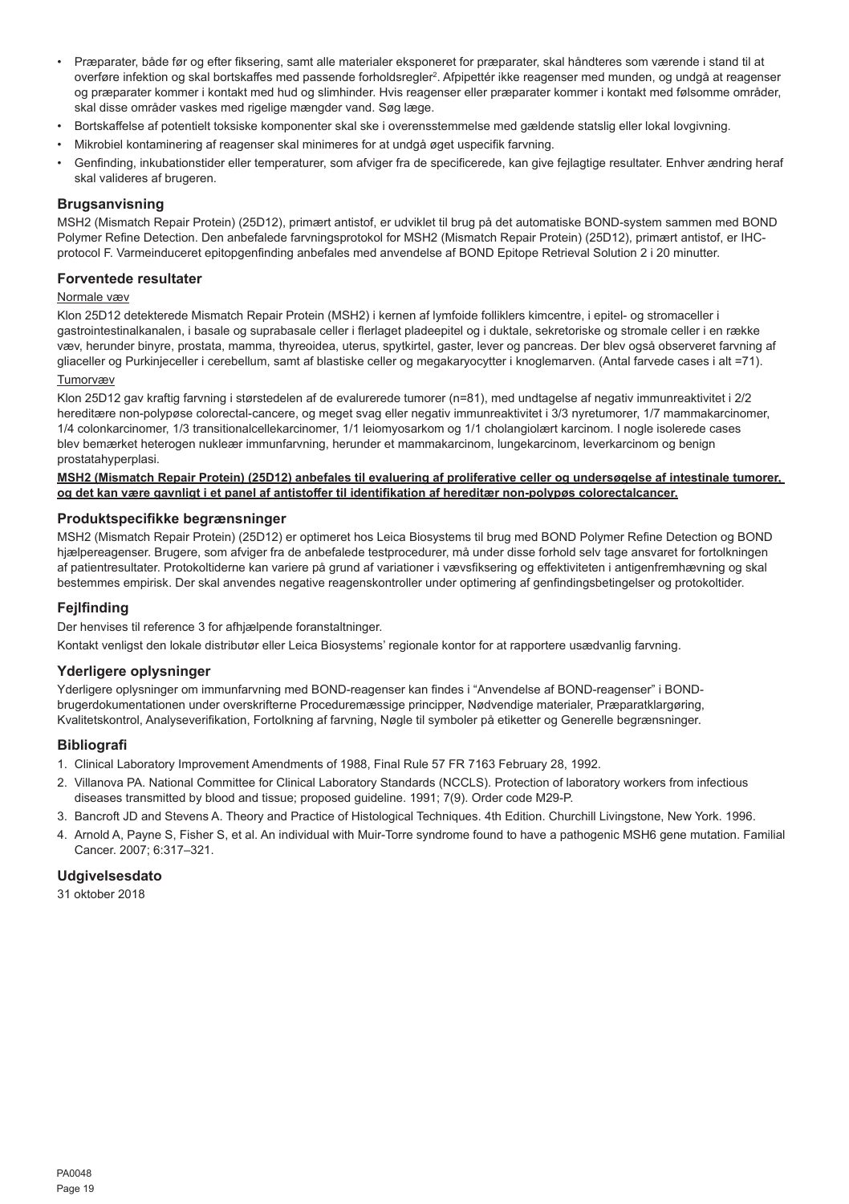- Præparater, både før og efter fiksering, samt alle materialer eksponeret for præparater, skal håndteres som værende i stand til at overføre infektion og skal bortskaffes med passende forholdsregler[2]. Afpipettér ikke reagenser med munden, og undgå at reagenser og præparater kommer i kontakt med hud og slimhinder. Hvis reagenser eller præparater kommer i kontakt med følsomme områder, skal disse områder vaskes med rigelige mængder vand. Søg læge.
- Bortskaffelse af potentielt toksiske komponenter skal ske i overensstemmelse med gældende statslig eller lokal lovgivning.
- Mikrobiel kontaminering af reagenser skal minimeres for at undgå øget uspecifik farvning.
- Genfinding, inkubationstider eller temperaturer, som afviger fra de specificerede, kan give fejlagtige resultater. Enhver ændring heraf skal valideres af brugeren.

## Brugsanvisning

MSH2 (Mismatch Repair Protein) (25D12), primært antistof, er udviklet til brug på det automatiske BOND-system sammen med BOND Polymer Refine Detection. Den anbefalede farvningsprotokol for MSH2 (Mismatch Repair Protein) (25D12), primært antistof, er IHC-protocol F. Varmeinduceret epitopgenfinding anbefales med anvendelse af BOND Epitope Retrieval Solution 2 i 20 minutter.

## Forventede resultater

Normale væv

Klon 25D12 detekterede Mismatch Repair Protein (MSH2) i kernen af lymfoide folliklers kimcentre, i epitel- og stromaceller i gastrointestinalkanalen, i basale og suprabasale celler i flerlaget pladeepitel og i duktale, sekretoriske og stromale celler i en række væv, herunder binyre, prostata, mamma, thyreoidea, uterus, spytkirtel, gaster, lever og pancreas. Der blev også observeret farvning af gliaceller og Purkinjeceller i cerebellum, samt af blastiske celler og megakaryocytter i knoglemarven. (Antal farvede cases i alt =71).

Tumorvæv

Klon 25D12 gav kraftig farvning i størstedelen af de evaluerede tumorer (n=81), med undtagelse af negativ immunreaktivitet i 2/2 hereditære non-polypøse colorectal-cancere, og meget svag eller negativ immunreaktivitet i 3/3 nyretumorer, 1/7 mammakarcinomer, 1/4 colonkarcinomer, 1/3 transitionalcellekarcinomer, 1/1 leiomyosarkom og 1/1 cholangiolært karcinom. I nogle isolerede cases blev bemærket heterogen nukleær immunfarvning, herunder et mammakarcinom, lungekarcinom, leverkarcinom og benign prostatahyperplasi.

**MSH2 (Mismatch Repair Protein) (25D12) anbefales til evaluering af proliferative celler og undersøgelse af intestinale tumorer, og det kan være gavnligt i et panel af antistoffer til identifikation af hereditær non-polypøs colorectalcancer.**

## Produktspecifikke begrænsninger

MSH2 (Mismatch Repair Protein) (25D12) er optimeret hos Leica Biosystems til brug med BOND Polymer Refine Detection og BOND hjælpereagenser. Brugere, som afviger fra de anbefalede testprocedurer, må under disse forhold selv tage ansvaret for fortolkningen af patientresultater. Protokoltiderne kan variere på grund af variationer i vævsfiksering og effektiviteten i antigenfremhævning og skal bestemmes empirisk. Der skal anvendes negative reagenskontroller under optimering af genfindingsbetingelser og protokoltider.

## Fejlfinding

Der henvises til reference 3 for afhjælpende foranstaltninger.

Kontakt venligst den lokale distributør eller Leica Biosystems' regionale kontor for at rapportere usædvanlig farvning.

## Yderligere oplysninger

Yderligere oplysninger om immunfarvning med BOND-reagenser kan findes i "Anvendelse af BOND-reagenser" i BOND-brugerdokumentationen under overskrifterne Proceduremæssige principper, Nødvendige materialer, Præparatklargøring, Kvalitetskontrol, Analyseverifikation, Fortolkning af farvning, Nøgle til symboler på etiketter og Generelle begrænsninger.

## Bibliografi

1. Clinical Laboratory Improvement Amendments of 1988, Final Rule 57 FR 7163 February 28, 1992.
2. Villanova PA. National Committee for Clinical Laboratory Standards (NCCLS). Protection of laboratory workers from infectious diseases transmitted by blood and tissue; proposed guideline. 1991; 7(9). Order code M29-P.
3. Bancroft JD and Stevens A. Theory and Practice of Histological Techniques. 4th Edition. Churchill Livingstone, New York. 1996.
4. Arnold A, Payne S, Fisher S, et al. An individual with Muir-Torre syndrome found to have a pathogenic MSH6 gene mutation. Familial Cancer. 2007; 6:317–321.

## Udgivelsesdato

31 oktober 2018

PA0048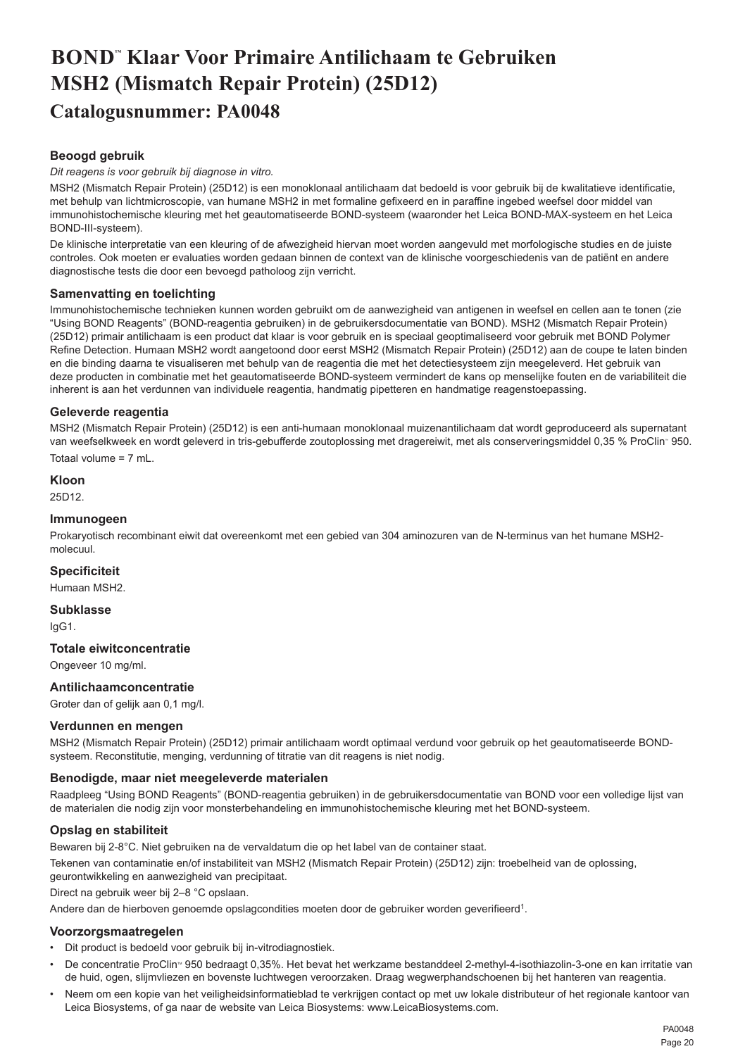# BOND™ Klaar Voor Primaire Antilichaam te Gebruiken MSH2 (Mismatch Repair Protein) (25D12)

## Catalogusnummer: PA0048

### Beoogd gebruik

*Dit reagens is voor gebruik bij diagnose in vitro.*

MSH2 (Mismatch Repair Protein) (25D12) is een monoklonaal antilichaam dat bedoeld is voor gebruik bij de kwalitatieve identificatie, met behulp van lichtmicroscopie, van humane MSH2 in met formaline gefixeerd en in paraffine ingebed weefsel door middel van immunohistochemische kleuring met het geautomatiseerde BOND-systeem (waaronder het Leica BOND-MAX-systeem en het Leica BOND-III-systeem).

De klinische interpretatie van een kleuring of de afwezigheid hiervan moet worden aangevuld met morfologische studies en de juiste controles. Ook moeten er evaluaties worden gedaan binnen de context van de klinische voorgeschiedenis van de patiënt en andere diagnostische tests die door een bevoegd patholoog zijn verricht.

### Samenvatting en toelichting

Immunohistochemische technieken kunnen worden gebruikt om de aanwezigheid van antigenen in weefsel en cellen aan te tonen (zie "Using BOND Reagents" (BOND-reagentia gebruiken) in de gebruikersdocumentatie van BOND). MSH2 (Mismatch Repair Protein) (25D12) primair antilichaam is een product dat klaar is voor gebruik en is speciaal geoptimaliseerd voor gebruik met BOND Polymer Refine Detection. Humaan MSH2 wordt aangetoond door eerst MSH2 (Mismatch Repair Protein) (25D12) aan de coupe te laten binden en die binding daarna te visualiseren met behulp van de reagentia die met het detectiesysteem zijn meegeleverd. Het gebruik van deze producten in combinatie met het geautomatiseerde BOND-systeem vermindert de kans op menselijke fouten en de variabiliteit die inherent is aan het verdunnen van individuele reagentia, handmatig pipetteren en handmatige reagenstoepassing.

### Geleverde reagentia

MSH2 (Mismatch Repair Protein) (25D12) is een anti-humaan monoklonaal muizenantilichaam dat wordt geproduceerd als supernatant van weefselkweek en wordt geleverd in tris-gebufferde zoutoplossing met dragereiwit, met als conserveringsmiddel 0,35 % ProClin™ 950.

Totaal volume = 7 mL.

### Kloon

25D12.

### Immunogeen

Prokaryotisch recombinant eiwit dat overeenkomt met een gebied van 304 aminozuren van de N-terminus van het humane MSH2-molecuul.

### Specificiteit

Humaan MSH2.

### Subklasse

IgG1.

### Totale eiwitconcentratie

Ongeveer 10 mg/ml.

### Antilichaamconcentratie

Groter dan of gelijk aan 0,1 mg/l.

### Verdunnen en mengen

MSH2 (Mismatch Repair Protein) (25D12) primair antilichaam wordt optimaal verdund voor gebruik op het geautomatiseerde BOND-systeem. Reconstitutie, menging, verdunning of titratie van dit reagens is niet nodig.

### Benodigde, maar niet meegeleverde materialen

Raadpleeg "Using BOND Reagents" (BOND-reagentia gebruiken) in de gebruikersdocumentatie van BOND voor een volledige lijst van de materialen die nodig zijn voor monsterbehandeling en immunohistochemische kleuring met het BOND-systeem.

### Opslag en stabiliteit

Bewaren bij 2-8°C. Niet gebruiken na de vervaldatum die op het label van de container staat.

Tekenen van contaminatie en/of instabiliteit van MSH2 (Mismatch Repair Protein) (25D12) zijn: troebelheid van de oplossing, geurontwikkeling en aanwezigheid van precipitaat.

Direct na gebruik weer bij 2–8 °C opslaan.

Andere dan de hierboven genoemde opslagcondities moeten door de gebruiker worden geverifieerd[1].

### Voorzorgsmaatregelen

- Dit product is bedoeld voor gebruik bij in-vitrodiagnostiek.
- De concentratie ProClin™ 950 bedraagt 0,35%. Het bevat het werkzame bestanddeel 2-methyl-4-isothiazolin-3-one en kan irritatie van de huid, ogen, slijmvliezen en bovenste luchtwegen veroorzaken. Draag wegwerphandschoenen bij het hanteren van reagentia.
- Neem om een kopie van het veiligheidsinformatieblad te verkrijgen contact op met uw lokale distributeur of het regionale kantoor van Leica Biosystems, of ga naar de website van Leica Biosystems: www.LeicaBiosystems.com.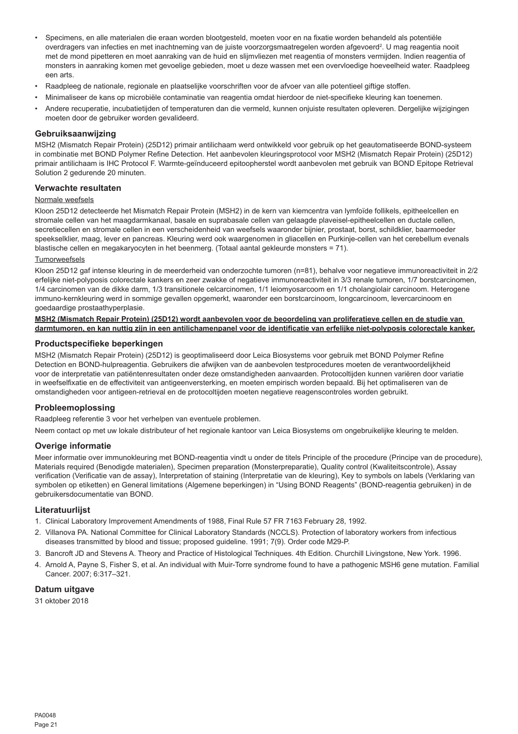- Specimens, en alle materialen die eraan worden blootgesteld, moeten voor en na fixatie worden behandeld als potentiële overdragers van infecties en met inachtneming van de juiste voorzorgsmaatregelen worden afgevoerd[2]. U mag reagentia nooit met de mond pipetteren en moet aanraking van de huid en slijmvliezen met reagentia of monsters vermijden. Indien reagentia of monsters in aanraking komen met gevoelige gebieden, moet u deze wassen met een overvloedige hoeveelheid water. Raadpleeg een arts.
- Raadpleeg de nationale, regionale en plaatselijke voorschriften voor de afvoer van alle potentieel giftige stoffen.
- Minimaliseer de kans op microbiële contaminatie van reagentia omdat hierdoor de niet-specifieke kleuring kan toenemen.
- Andere recuperatie, incubatietijden of temperaturen dan die vermeld, kunnen onjuiste resultaten opleveren. Dergelijke wijzigingen moeten door de gebruiker worden gevalideerd.

## Gebruiksaanwijzing

MSH2 (Mismatch Repair Protein) (25D12) primair antilichaam werd ontwikkeld voor gebruik op het geautomatiseerde BOND-systeem in combinatie met BOND Polymer Refine Detection. Het aanbevolen kleuringsprotocol voor MSH2 (Mismatch Repair Protein) (25D12) primair antilichaam is IHC Protocol F. Warmte-geïnduceerd epitoopherstel wordt aanbevolen met gebruik van BOND Epitope Retrieval Solution 2 gedurende 20 minuten.

## Verwachte resultaten

Normale weefsels

Kloon 25D12 detecteerde het Mismatch Repair Protein (MSH2) in de kern van kiemcentra van lymfoïde follikels, epitheelcellen en stromale cellen van het maagdarmkanaal, basale en suprabasale cellen van gelaagde plaveisel-epitheelcellen en ductale cellen, secretiecellen en stromale cellen in een verscheidenheid van weefsels waaronder bijnier, prostaat, borst, schildklier, baarmoeder speekselklier, maag, lever en pancreas. Kleuring werd ook waargenomen in gliacellen en Purkinje-cellen van het cerebellum evenals blastische cellen en megakaryocyten in het beenmerg. (Totaal aantal gekleurde monsters = 71).

Tumorweefsels

Kloon 25D12 gaf intense kleuring in de meerderheid van onderzochte tumoren (n=81), behalve voor negatieve immunoreactiviteit in 2/2 erfelijke niet-polyposis colorectale kankers en zeer zwakke of negatieve immunoreactiviteit in 3/3 renale tumoren, 1/7 borstcarcinomen, 1/4 carcinomen van de dikke darm, 1/3 transitionele celcarcinomen, 1/1 leiomyosarcoom en 1/1 cholangiolair carcinoom. Heterogene immuno-kernkleuring werd in sommige gevallen opgemerkt, waaronder een borstcarcinoom, longcarcinoom, levercarcinoom en goedaardige prostaathyperplasie.

**MSH2 (Mismatch Repair Protein) (25D12) wordt aanbevolen voor de beoordeling van proliferatieve cellen en de studie van darmtumoren, en kan nuttig zijn in een antilichamenpanel voor de identificatie van erfelijke niet-polyposis colorectale kanker.**

## Productspecifieke beperkingen

MSH2 (Mismatch Repair Protein) (25D12) is geoptimaliseerd door Leica Biosystems voor gebruik met BOND Polymer Refine Detection en BOND-hulpreagentia. Gebruikers die afwijken van de aanbevolen testprocedures moeten de verantwoordelijkheid voor de interpretatie van patiëntenresultaten onder deze omstandigheden aanvaarden. Protocoltijden kunnen variëren door variatie in weefselfixatie en de effectiviteit van antigeenversterking, en moeten empirisch worden bepaald. Bij het optimaliseren van de omstandigheden voor antigeen-retrieval en de protocoltijden moeten negatieve reagenscontroles worden gebruikt.

## Probleemoplossing

Raadpleeg referentie 3 voor het verhelpen van eventuele problemen.

Neem contact op met uw lokale distributeur of het regionale kantoor van Leica Biosystems om ongebruikelijke kleuring te melden.

## Overige informatie

Meer informatie over immunokleuring met BOND-reagentia vindt u onder de titels Principle of the procedure (Principe van de procedure), Materials required (Benodigde materialen), Specimen preparation (Monsterpreparatie), Quality control (Kwaliteitscontrole), Assay verification (Verificatie van de assay), Interpretation of staining (Interpretatie van de kleuring), Key to symbols on labels (Verklaring van symbolen op etiketten) en General limitations (Algemene beperkingen) in "Using BOND Reagents" (BOND-reagentia gebruiken) in de gebruikersdocumentatie van BOND.

## Literatuurlijst

1. Clinical Laboratory Improvement Amendments of 1988, Final Rule 57 FR 7163 February 28, 1992.
2. Villanova PA. National Committee for Clinical Laboratory Standards (NCCLS). Protection of laboratory workers from infectious diseases transmitted by blood and tissue; proposed guideline. 1991; 7(9). Order code M29-P.
3. Bancroft JD and Stevens A. Theory and Practice of Histological Techniques. 4th Edition. Churchill Livingstone, New York. 1996.
4. Arnold A, Payne S, Fisher S, et al. An individual with Muir-Torre syndrome found to have a pathogenic MSH6 gene mutation. Familial Cancer. 2007; 6:317–321.

## Datum uitgave

31 oktober 2018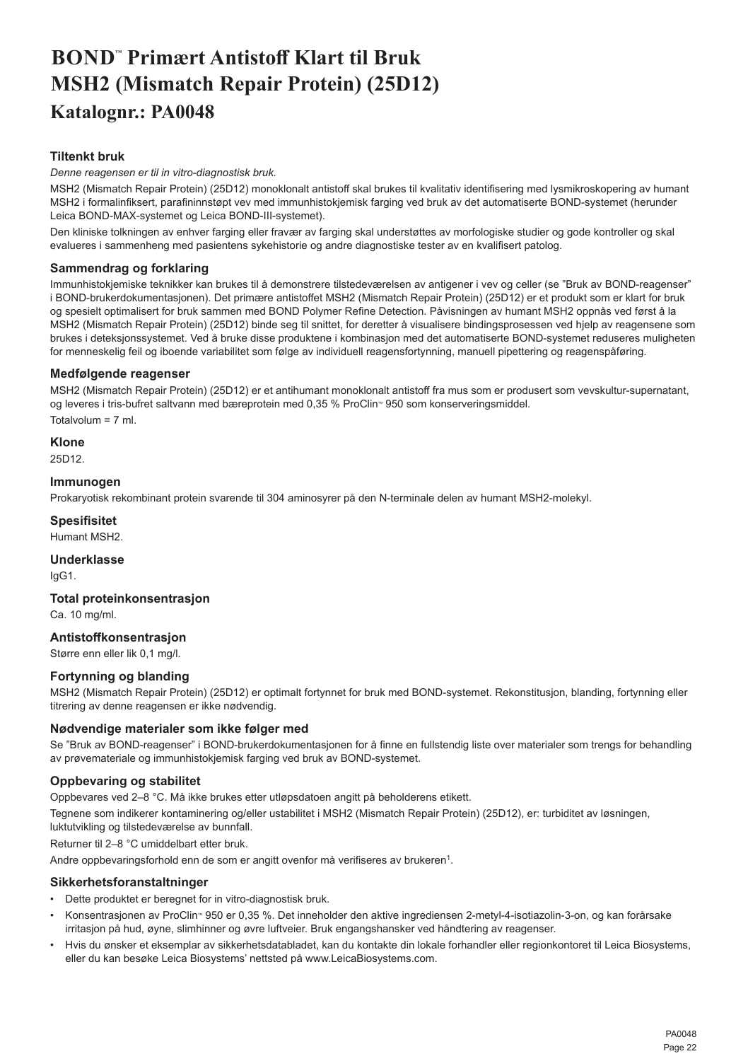# BOND™ Primært Antistoff Klart til Bruk MSH2 (Mismatch Repair Protein) (25D12)

## Katalognr.: PA0048

### Tiltenkt bruk

*Denne reagensen er til in vitro-diagnostisk bruk.*

MSH2 (Mismatch Repair Protein) (25D12) monoklonalt antistoff skal brukes til kvalitativ identifisering med lysmikroskopering av humant MSH2 i formalinfiksert, parafininnstøpt vev med immunhistokjemisk farging ved bruk av det automatiserte BOND-systemet (herunder Leica BOND-MAX-systemet og Leica BOND-III-systemet).

Den kliniske tolkningen av enhver farging eller fravær av farging skal understøttes av morfologiske studier og gode kontroller og skal evalueres i sammenheng med pasientens sykehistorie og andre diagnostiske tester av en kvalifisert patolog.

### Sammendrag og forklaring

Immunhistokjemiske teknikker kan brukes til å demonstrere tilstedeværelsen av antigener i vev og celler (se "Bruk av BOND-reagenser" i BOND-brukerdokumentasjonen). Det primære antistoffet MSH2 (Mismatch Repair Protein) (25D12) er et produkt som er klart for bruk og spesielt optimalisert for bruk sammen med BOND Polymer Refine Detection. Påvisningen av humant MSH2 oppnås ved først å la MSH2 (Mismatch Repair Protein) (25D12) binde seg til snittet, for deretter å visualisere bindingsprosessen ved hjelp av reagensene som brukes i deteksjonssystemet. Ved å bruke disse produktene i kombinasjon med det automatiserte BOND-systemet reduseres muligheten for menneskelig feil og iboende variabilitet som følge av individuell reagensfortynning, manuell pipettering og reagenspåføring.

### Medfølgende reagenser

MSH2 (Mismatch Repair Protein) (25D12) er et antihumant monoklonalt antistoff fra mus som er produsert som vevskultur-supernatant, og leveres i tris-bufret saltvann med bæreprotein med 0,35 % ProClin™ 950 som konserveringsmiddel.

Totalvolum = 7 ml.

### Klone

25D12.

### Immunogen

Prokaryotisk rekombinant protein svarende til 304 aminosyrer på den N-terminale delen av humant MSH2-molekyl.

### Spesifisitet

Humant MSH2.

### Underklasse

IgG1.

### Total proteinkonsentrasjon

Ca. 10 mg/ml.

### Antistoffkonsentrasjon

Større enn eller lik 0,1 mg/l.

### Fortynning og blanding

MSH2 (Mismatch Repair Protein) (25D12) er optimalt fortynnet for bruk med BOND-systemet. Rekonstitusjon, blanding, fortynning eller titrering av denne reagensen er ikke nødvendig.

### Nødvendige materialer som ikke følger med

Se "Bruk av BOND-reagenser" i BOND-brukerdokumentasjonen for å finne en fullstendig liste over materialer som trengs for behandling av prøvemateriale og immunhistokjemisk farging ved bruk av BOND-systemet.

### Oppbevaring og stabilitet

Oppbevares ved 2–8 °C. Må ikke brukes etter utløpsdatoen angitt på beholderens etikett.

Tegnene som indikerer kontaminering og/eller ustabilitet i MSH2 (Mismatch Repair Protein) (25D12), er: turbiditet av løsningen, luktutvikling og tilstedeværelse av bunnfall.

Returner til 2–8 °C umiddelbart etter bruk.

Andre oppbevaringsforhold enn de som er angitt ovenfor må verifiseres av brukeren[1].

### Sikkerhetsforanstaltninger

- Dette produktet er beregnet for in vitro-diagnostisk bruk.
- Konsentrasjonen av ProClin™ 950 er 0,35 %. Det inneholder den aktive ingrediensen 2-metyl-4-isotiazolin-3-on, og kan forårsake irritasjon på hud, øyne, slimhinner og øvre luftveier. Bruk engangshansker ved håndtering av reagenser.
- Hvis du ønsker et eksemplar av sikkerhetsdatabladet, kan du kontakte din lokale forhandler eller regionkontoret til Leica Biosystems, eller du kan besøke Leica Biosystems' nettsted på www.LeicaBiosystems.com.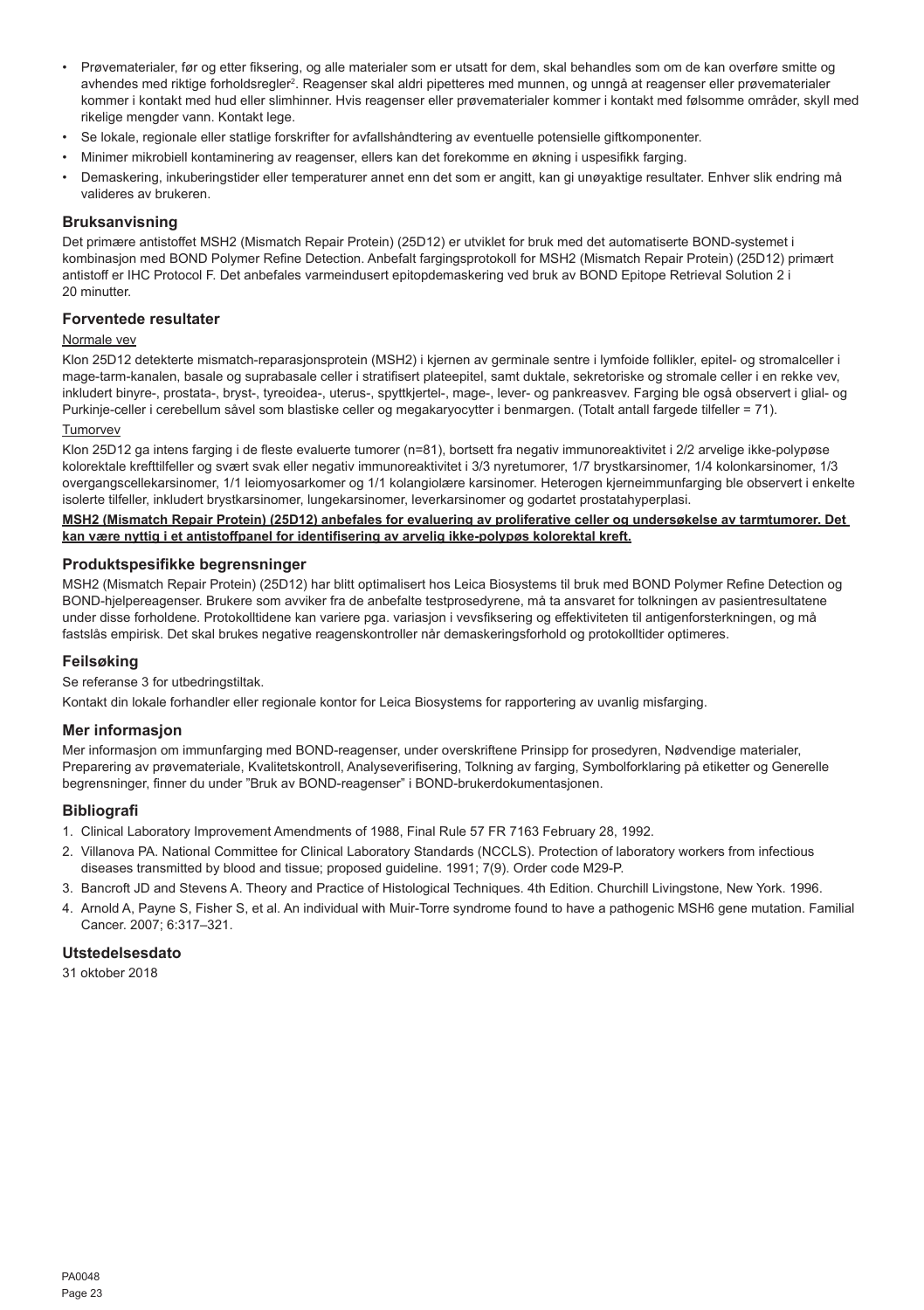- Prøvematerialer, før og etter fiksering, og alle materialer som er utsatt for dem, skal behandles som om de kan overføre smitte og avhendes med riktige forholdsregler[2]. Reagenser skal aldri pipetteres med munnen, og unngå at reagenser eller prøvematerialer kommer i kontakt med hud eller slimhinner. Hvis reagenser eller prøvematerialer kommer i kontakt med følsomme områder, skyll med rikelige mengder vann. Kontakt lege.
- Se lokale, regionale eller statlige forskrifter for avfallshåndtering av eventuelle potensielle giftkomponenter.
- Minimer mikrobiell kontaminering av reagenser, ellers kan det forekomme en økning i uspesifikk farging.
- Demaskering, inkuberingstider eller temperaturer annet enn det som er angitt, kan gi unøyaktige resultater. Enhver slik endring må valideres av brukeren.

## Bruksanvisning

Det primære antistoffet MSH2 (Mismatch Repair Protein) (25D12) er utviklet for bruk med det automatiserte BOND-systemet i kombinasjon med BOND Polymer Refine Detection. Anbefalt fargingsprotokoll for MSH2 (Mismatch Repair Protein) (25D12) primært antistoff er IHC Protocol F. Det anbefales varmeindusert epitopdemaskering ved bruk av BOND Epitope Retrieval Solution 2 i 20 minutter.

## Forventede resultater

Normale vev

Klon 25D12 detekterte mismatch-reparasjonsprotein (MSH2) i kjernen av germinale sentre i lymfoide follikler, epitel- og stromalceller i mage-tarm-kanalen, basale og suprabasale celler i stratifisert plateepitel, samt duktale, sekretoriske og stromale celler i en rekke vev, inkludert binyre-, prostata-, bryst-, tyreoidea-, uterus-, spyttkjertel-, mage-, lever- og pankreasvev. Farging ble også observert i glial- og Purkinje-celler i cerebellum såvel som blastiske celler og megakaryocytter i benmargen. (Totalt antall fargede tilfeller = 71).

Tumorvev

Klon 25D12 ga intens farging i de fleste evaluerte tumorer (n=81), bortsett fra negativ immunoreaktivitet i 2/2 arvelige ikke-polypøse kolorektale krefttilfeller og svært svak eller negativ immunoreaktivitet i 3/3 nyretumorer, 1/7 brystkarsinomer, 1/4 kolonkarsinomer, 1/3 overgangscellekarsinomer, 1/1 leiomyosarkomer og 1/1 kolangiolære karsinomer. Heterogen kjerneimmunfarging ble observert i enkelte isolerte tilfeller, inkludert brystkarsinomer, lungekarsinomer, leverkarsinomer og godartet prostatahyperplasi.

**MSH2 (Mismatch Repair Protein) (25D12) anbefales for evaluering av proliferative celler og undersøkelse av tarmtumorer. Det kan være nyttig i et antistoffpanel for identifisering av arvelig ikke-polypøs kolorektal kreft.**

## Produktspesifikke begrensninger

MSH2 (Mismatch Repair Protein) (25D12) har blitt optimalisert hos Leica Biosystems til bruk med BOND Polymer Refine Detection og BOND-hjelpereagenser. Brukere som avviker fra de anbefalte testprosedyrene, må ta ansvaret for tolkningen av pasientresultatene under disse forholdene. Protokolltidene kan variere pga. variasjon i vevsfiksering og effektiviteten til antigenforsterkningen, og må fastslås empirisk. Det skal brukes negative reagenskontroller når demaskeringsforhold og protokolltider optimeres.

## Feilsøking

Se referanse 3 for utbedringstiltak.

Kontakt din lokale forhandler eller regionale kontor for Leica Biosystems for rapportering av uvanlig misfarging.

## Mer informasjon

Mer informasjon om immunfarging med BOND-reagenser, under overskriftene Prinsipp for prosedyren, Nødvendige materialer, Preparering av prøvemateriale, Kvalitetskontroll, Analyseverifisering, Tolkning av farging, Symbolforklaring på etiketter og Generelle begrensninger, finner du under "Bruk av BOND-reagenser" i BOND-brukerdokumentasjonen.

## Bibliografi

1. Clinical Laboratory Improvement Amendments of 1988, Final Rule 57 FR 7163 February 28, 1992.
2. Villanova PA. National Committee for Clinical Laboratory Standards (NCCLS). Protection of laboratory workers from infectious diseases transmitted by blood and tissue; proposed guideline. 1991; 7(9). Order code M29-P.
3. Bancroft JD and Stevens A. Theory and Practice of Histological Techniques. 4th Edition. Churchill Livingstone, New York. 1996.
4. Arnold A, Payne S, Fisher S, et al. An individual with Muir-Torre syndrome found to have a pathogenic MSH6 gene mutation. Familial Cancer. 2007; 6:317–321.

## Utstedelsesdato

31 oktober 2018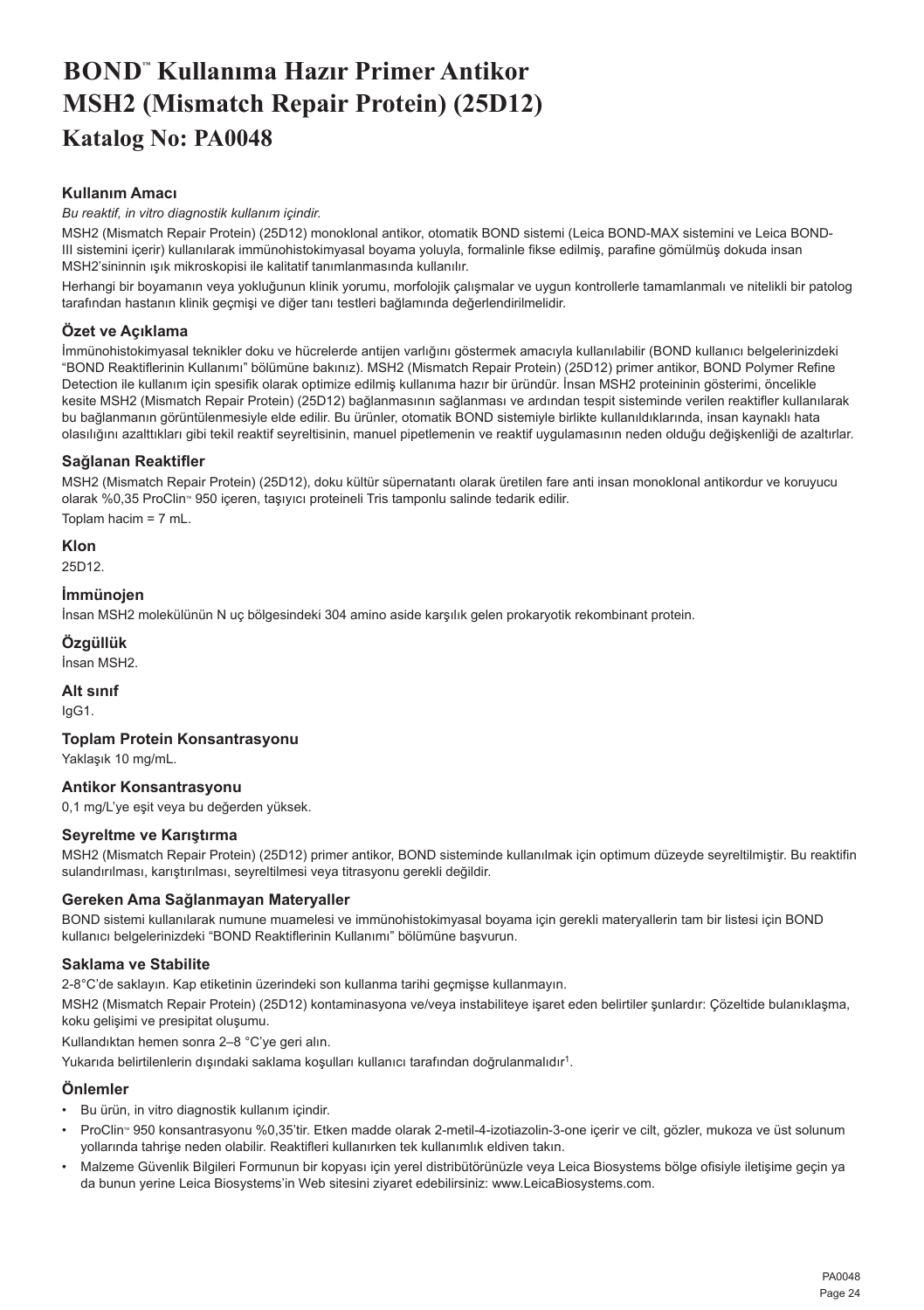# BOND™ Kullanıma Hazır Primer Antikor MSH2 (Mismatch Repair Protein) (25D12)

## Katalog No: PA0048

### Kullanım Amacı

*Bu reaktif, in vitro diagnostik kullanım içindir.*

MSH2 (Mismatch Repair Protein) (25D12) monoklonal antikor, otomatik BOND sistemi (Leica BOND-MAX sistemini ve Leica BOND-III sistemini içerir) kullanılarak immünohistokimyasal boyama yoluyla, formalinle fikse edilmiş, parafine gömülmüş dokuda insan MSH2'sininnin ışık mikroskopisi ile kalitatif tanımlanmasında kullanılır.

Herhangi bir boyamanın veya yokluğunun klinik yorumu, morfolojik çalışmalar ve uygun kontrollerle tamamlanmalı ve nitelikli bir patolog tarafından hastanın klinik geçmişi ve diğer tanı testleri bağlamında değerlendirilmelidir.

### Özet ve Açıklama

İmmünohistokimyasal teknikler doku ve hücrelerde antijen varlığını göstermek amacıyla kullanılabilir (BOND kullanıcı belgelerinizdeki "BOND Reaktiflerinin Kullanımı" bölümüne bakınız). MSH2 (Mismatch Repair Protein) (25D12) primer antikor, BOND Polymer Refine Detection ile kullanım için spesifik olarak optimize edilmiş kullanıma hazır bir üründür. İnsan MSH2 proteininin gösterimi, öncelikle kesite MSH2 (Mismatch Repair Protein) (25D12) bağlanmasının sağlanması ve ardından tespit sisteminde verilen reaktifler kullanılarak bu bağlanmanın görüntülenmesiyle elde edilir. Bu ürünler, otomatik BOND sistemiyle birlikte kullanıldıklarında, insan kaynaklı hata olasılığını azalttıkları gibi tekil reaktif seyreltisinin, manuel pipetlemenin ve reaktif uygulamasının neden olduğu değişkenliği de azaltırlar.

### Sağlanan Reaktifler

MSH2 (Mismatch Repair Protein) (25D12), doku kültür süpernatantı olarak üretilen fare anti insan monoklonal antikordur ve koruyucu olarak %0,35 ProClin™ 950 içeren, taşıyıcı proteineli Tris tamponlu salinde tedarik edilir.

Toplam hacim = 7 mL.

### Klon

25D12.

### İmmünojen

İnsan MSH2 molekülünün N uç bölgesindeki 304 amino aside karşılık gelen prokaryotik rekombinant protein.

### Özgüllük

İnsan MSH2.

### Alt sınıf

IgG1.

### Toplam Protein Konsantrasyonu

Yaklaşık 10 mg/mL.

### Antikor Konsantrasyonu

0,1 mg/L'ye eşit veya bu değerden yüksek.

### Seyreltme ve Karıştırma

MSH2 (Mismatch Repair Protein) (25D12) primer antikor, BOND sisteminde kullanılmak için optimum düzeyde seyreltilmiştir. Bu reaktifin sulandırılması, karıştırılması, seyreltilmesi veya titrasyonu gerekli değildir.

### Gereken Ama Sağlanmayan Materyaller

BOND sistemi kullanılarak numune muamelesi ve immünohistokimyasal boyama için gerekli materyallerin tam bir listesi için BOND kullanıcı belgelerinizdeki "BOND Reaktiflerinin Kullanımı" bölümüne başvurun.

### Saklama ve Stabilite

2-8°C'de saklayın. Kap etiketinin üzerindeki son kullanma tarihi geçmişse kullanmayın.

MSH2 (Mismatch Repair Protein) (25D12) kontaminasyona ve/veya instabiliteye işaret eden belirtiler şunlardır: Çözeltide bulanıklaşma, koku gelişimi ve presipitat oluşumu.

Kullandıktan hemen sonra 2–8 °C'ye geri alın.

Yukarıda belirtilenlerin dışındaki saklama koşulları kullanıcı tarafından doğrulanmalıdır[1].

### Önlemler

- Bu ürün, in vitro diagnostik kullanım içindir.
- ProClin™ 950 konsantrasyonu %0,35'tir. Etken madde olarak 2-metil-4-izotiazolin-3-one içerir ve cilt, gözler, mukoza ve üst solunum yollarında tahrişe neden olabilir. Reaktifleri kullanırken tek kullanımlık eldiven takın.
- Malzeme Güvenlik Bilgileri Formunun bir kopyası için yerel distribütörünüzle veya Leica Biosystems bölge ofisiyle iletişime geçin ya da bunun yerine Leica Biosystems'in Web sitesini ziyaret edebilirsiniz: www.LeicaBiosystems.com.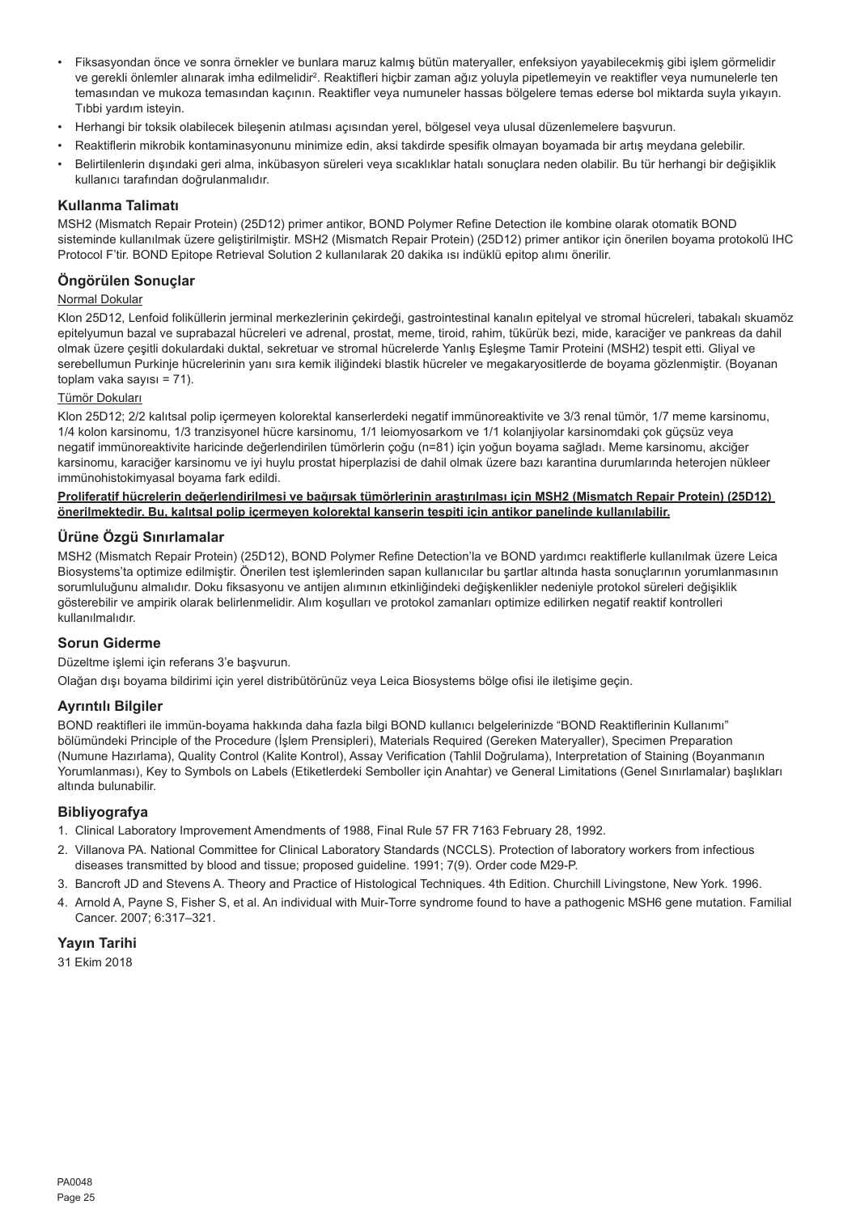- Fiksasyondan önce ve sonra örnekler ve bunlara maruz kalmış bütün materyaller, enfeksiyon yayabilecekmiş gibi işlem görmelidir ve gerekli önlemler alınarak imha edilmelidir[2]. Reaktifleri hiçbir zaman ağız yoluyla pipetlemeyin ve reaktifler veya numunelerle ten temasından ve mukoza temasından kaçının. Reaktifler veya numuneler hassas bölgelere temas ederse bol miktarda suyla yıkayın. Tıbbi yardım isteyin.
- Herhangi bir toksik olabilecek bileşenin atılması açısından yerel, bölgesel veya ulusal düzenlemelere başvurun.
- Reaktiflerin mikrobik kontaminasyonunu minimize edin, aksi takdirde spesifik olmayan boyamada bir artış meydana gelebilir.
- Belirtilenlerin dışındaki geri alma, inkübasyon süreleri veya sıcaklıklar hatalı sonuçlara neden olabilir. Bu tür herhangi bir değişiklik kullanıcı tarafından doğrulanmalıdır.

## Kullanma Talimatı

MSH2 (Mismatch Repair Protein) (25D12) primer antikor, BOND Polymer Refine Detection ile kombine olarak otomatik BOND sisteminde kullanılmak üzere geliştirilmiştir. MSH2 (Mismatch Repair Protein) (25D12) primer antikor için önerilen boyama protokolü IHC Protocol F'tir. BOND Epitope Retrieval Solution 2 kullanılarak 20 dakika ısı indüklü epitop alımı önerilir.

## Öngörülen Sonuçlar

Normal Dokular

Klon 25D12, Lenfoid foliküllerin jerminal merkezlerinin çekirdeği, gastrointestinal kanalın epitelyal ve stromal hücreleri, tabakalı skuamöz epitelyumun bazal ve suprabazal hücreleri ve adrenal, prostat, meme, tiroid, rahim, tükürük bezi, mide, karaciğer ve pankreas da dahil olmak üzere çeşitli dokulardaki duktal, sekretuar ve stromal hücrelerde Yanlış Eşleşme Tamir Proteini (MSH2) tespit etti. Gliyal ve serebellumun Purkinje hücrelerinin yanı sıra kemik iliğindeki blastik hücreler ve megakaryositlerde de boyama gözlenmiştir. (Boyanan toplam vaka sayısı = 71).

Tümör Dokuları

Klon 25D12; 2/2 kalıtsal polip içermeyen kolorektal kanserlerdeki negatif immünoreaktivite ve 3/3 renal tümör, 1/7 meme karsinomu, 1/4 kolon karsinomu, 1/3 tranzisyonel hücre karsinomu, 1/1 leiomyosarkom ve 1/1 kolanjiyolar karsinomdaki çok güçsüz veya negatif immünoreaktivite haricinde değerlendirilen tümörlerin çoğu (n=81) için yoğun boyama sağladı. Meme karsinomu, akciğer karsinomu, karaciğer karsinomu ve iyi huylu prostat hiperplazisi de dahil olmak üzere bazı karantina durumlarında heterojen nükleer immünohistokimyasal boyama fark edildi.

**Proliferatif hücrelerin değerlendirilmesi ve bağırsak tümörlerinin araştırılması için MSH2 (Mismatch Repair Protein) (25D12) önerilmektedir. Bu, kalıtsal polip içermeyen kolorektal kanserin tespiti için antikor panelinde kullanılabilir.**

## Ürüne Özgü Sınırlamalar

MSH2 (Mismatch Repair Protein) (25D12), BOND Polymer Refine Detection'la ve BOND yardımcı reaktiflerle kullanılmak üzere Leica Biosystems'ta optimize edilmiştir. Önerilen test işlemlerinden sapan kullanıcılar bu şartlar altında hasta sonuçlarının yorumlanmasının sorumluluğunu almalıdır. Doku fiksasyonu ve antijen alımının etkinliğindeki değişkenlikler nedeniyle protokol süreleri değişiklik gösterebilir ve ampirik olarak belirlenmelidir. Alım koşulları ve protokol zamanları optimize edilirken negatif reaktif kontrolleri kullanılmalıdır.

## Sorun Giderme

Düzeltme işlemi için referans 3'e başvurun.

Olağan dışı boyama bildirimi için yerel distribütörünüz veya Leica Biosystems bölge ofisi ile iletişime geçin.

## Ayrıntılı Bilgiler

BOND reaktifleri ile immün-boyama hakkında daha fazla bilgi BOND kullanıcı belgelerinizde "BOND Reaktiflerinin Kullanımı" bölümündeki Principle of the Procedure (İşlem Prensipleri), Materials Required (Gereken Materyaller), Specimen Preparation (Numune Hazırlama), Quality Control (Kalite Kontrol), Assay Verification (Tahlil Doğrulama), Interpretation of Staining (Boyanmanın Yorumlanması), Key to Symbols on Labels (Etiketlerdeki Semboller için Anahtar) ve General Limitations (Genel Sınırlamalar) başlıkları altında bulunabilir.

## Bibliyografya

1. Clinical Laboratory Improvement Amendments of 1988, Final Rule 57 FR 7163 February 28, 1992.
2. Villanova PA. National Committee for Clinical Laboratory Standards (NCCLS). Protection of laboratory workers from infectious diseases transmitted by blood and tissue; proposed guideline. 1991; 7(9). Order code M29-P.
3. Bancroft JD and Stevens A. Theory and Practice of Histological Techniques. 4th Edition. Churchill Livingstone, New York. 1996.
4. Arnold A, Payne S, Fisher S, et al. An individual with Muir-Torre syndrome found to have a pathogenic MSH6 gene mutation. Familial Cancer. 2007; 6:317–321.

## Yayın Tarihi

31 Ekim 2018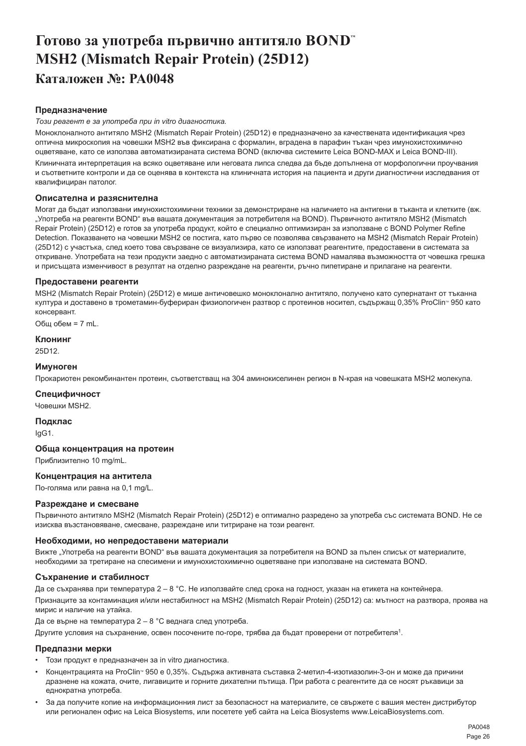# Готово за употреба първично антитяло BOND™ MSH2 (Mismatch Repair Protein) (25D12)

## Каталожен №: PA0048

### Предназначение

*Този реагент е за употреба при in vitro диагностика.*

Моноклоналното антитяло MSH2 (Mismatch Repair Protein) (25D12) е предназначено за качествената идентификация чрез оптична микроскопия на човешки MSH2 във фиксирана с формалин, вградена в парафин тъкан чрез имунохистохимично оцветяване, като се използва автоматизираната система BOND (включва системите Leica BOND-MAX и Leica BOND-III).

Клиничната интерпретация на всяко оцветяване или неговата липса следва да бъде допълнена от морфологични проучвания и съответните контроли и да се оценява в контекста на клиничната история на пациента и други диагностични изследвания от квалифициран патолог.

### Описателна и разяснителна

Могат да бъдат използвани имунохистохимични техники за демонстриране на наличието на антигени в тъканта и клетките (вж. „Употреба на реагенти BOND" във вашата документация за потребителя на BOND). Първичното антитяло MSH2 (Mismatch Repair Protein) (25D12) е готов за употреба продукт, който е специално оптимизиран за използване с BOND Polymer Refine Detection. Показването на човешки MSH2 се постига, като първо се позволява свързването на MSH2 (Mismatch Repair Protein) (25D12) с участъка, след което това свързване се визуализира, като се използват реагентите, предоставени в системата за откриване. Употребата на тези продукти заедно с автоматизираната система BOND намалява възможността от човешка грешка и присъщата изменчивост в резултат на отделно разреждане на реагенти, ръчно пипетиране и прилагане на реагенти.

### Предоставени реагенти

MSH2 (Mismatch Repair Protein) (25D12) е мише античовешко моноклонално антитяло, получено като супернатант от тъканна култура и доставено в трометамин-буфериран физиологичен разтвор с протеинов носител, съдържащ 0,35% ProClin™ 950 като консервант.

Общ обем = 7 mL.

### Клонинг

25D12.

### Имуноген

Прокариотен рекомбинантен протеин, съответстващ на 304 аминокиселинен регион в N-края на човешката MSH2 молекула.

### Специфичност

Човешки MSH2.

### Подклас

IgG1.

### Обща концентрация на протеин

Приблизително 10 mg/mL.

### Концентрация на антитела

По-голяма или равна на 0,1 mg/L.

### Разреждане и смесване

Първичното антитяло MSH2 (Mismatch Repair Protein) (25D12) е оптимално разредено за употреба със системата BOND. Не се изисква възстановяване, смесване, разреждане или титриране на този реагент.

### Необходими, но непредоставени материали

Вижте „Употреба на реагенти BOND" във вашата документация за потребителя на BOND за пълен списък от материалите, необходими за третиране на спесимени и имунохистохимично оцветяване при използване на системата BOND.

### Съхранение и стабилност

Да се съхранява при температура 2 – 8 °C. Не използвайте след срока на годност, указан на етикета на контейнера.

Признаците за контаминация и/или нестабилност на MSH2 (Mismatch Repair Protein) (25D12) са: мътност на разтвора, поява на мирис и наличие на утайка.

Да се върне на температура 2 – 8 °C веднага след употреба.

Другите условия на съхранение, освен посочените по-горе, трябва да бъдат проверени от потребителя[1].

### Предпазни мерки

- Този продукт е предназначен за in vitro диагностика.
- Концентрацията на ProClin™ 950 е 0,35%. Съдържа активната съставка 2-метил-4-изотиазолин-3-он и може да причини дразнене на кожата, очите, лигавиците и горните дихателни пътища. При работа с реагентите да се носят ръкавици за еднократна употреба.
- За да получите копие на информационния лист за безопасност на материалите, се свържете с вашия местен дистрибутор или регионален офис на Leica Biosystems, или посетете уеб сайта на Leica Biosystems www.LeicaBiosystems.com.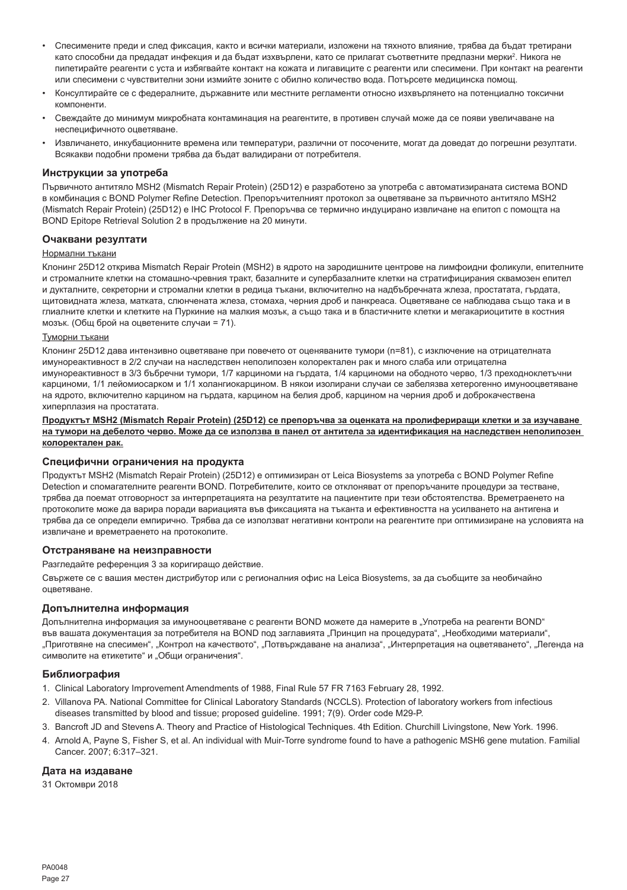- Спесимените преди и след фиксация, както и всички материали, изложени на тяхното влияние, трябва да бъдат третирани като способни да предадат инфекция и да бъдат изхвърлени, като се прилагат съответните предпазни мерки[2]. Никога не пипетирайте реагенти с уста и избягвайте контакт на кожата и лигавиците с реагенти или спесимени. При контакт на реагенти или спесимени с чувствителни зони измийте зоните с обилно количество вода. Потърсете медицинска помощ.
- Консултирайте се с федералните, държавните или местните регламенти относно изхвърлянето на потенциално токсични компоненти.
- Свеждайте до минимум микробната контаминация на реагентите, в противен случай може да се появи увеличаване на неспецифичното оцветяване.
- Извличането, инкубационните времена или температури, различни от посочените, могат да доведат до погрешни резултати. Всякакви подобни промени трябва да бъдат валидирани от потребителя.

### Инструкции за употреба

Първичното антитяло MSH2 (Mismatch Repair Protein) (25D12) е разработено за употреба с автоматизираната система BOND в комбинация с BOND Polymer Refine Detection. Препоръчителният протокол за оцветяване за първичното антитяло MSH2 (Mismatch Repair Protein) (25D12) е IHC Protocol F. Препоръчва се термично индуцирано извличане на епитоп с помощта на BOND Epitope Retrieval Solution 2 в продължение на 20 минути.

### Очаквани резултати

Нормални тъкани

Клонинг 25D12 открива Mismatch Repair Protein (MSH2) в ядрото на зародишните центрове на лимфоидни фоликули, епителните и стромалните клетки на стомашно-чревния тракт, базалните и супербазалните клетки на стратифицирания сквамозен епител и дукталните, секреторни и стромални клетки в редица тъкани, включително на надбъбречната жлеза, простатата, гърдата, щитовидната жлеза, матката, слюнчената жлеза, стомаха, черния дроб и панкреаса. Оцветяване се наблюдава също така и в глиалните клетки и клетките на Пуркиние на малкия мозък, а също така и в бластичните клетки и мегакариоцитите в костния мозък. (Общ брой на оцветените случаи = 71).

Туморни тъкани

Клонинг 25D12 дава интензивно оцветяване при повечето от оценяваните тумори (n=81), с изключение на отрицателната имунореактивност в 2/2 случаи на наследствен неполипозен колоректален рак и много слаба или отрицателна имунореактивност в 3/3 бъбречни тумори, 1/7 карциноми на гърдата, 1/4 карциноми на ободното черво, 1/3 преходноклетъчни карциноми, 1/1 лейомиосарком и 1/1 холангиокарцином. В някои изолирани случаи се забелязва хетерогенно имунооцветяване на ядрото, включително карцином на гърдата, карцином на белия дроб, карцином на черния дроб и доброкачествена хиперплазия на простатата.

**Продуктът MSH2 (Mismatch Repair Protein) (25D12) се препоръчва за оценката на пролифериращи клетки и за изучаване на тумори на дебелото черво. Може да се използва в панел от антитела за идентификация на наследствен неполипозен колоректален рак.**

### Специфични ограничения на продукта

Продуктът MSH2 (Mismatch Repair Protein) (25D12) е оптимизиран от Leica Biosystems за употреба с BOND Polymer Refine Detection и спомагателните реагенти BOND. Потребителите, които се отклоняват от препоръчаните процедури за тестване, трябва да поемат отговорност за интерпретацията на резултатите на пациентите при тези обстоятелства. Времетраенето на протоколите може да варира поради вариацията във фиксацията на тъканта и ефективността на усилването на антигена и трябва да се определи емпирично. Трябва да се използват негативни контроли на реагентите при оптимизиране на условията на извличане и времетраенето на протоколите.

### Отстраняване на неизправности

Разгледайте референция 3 за коригиращо действие.

Свържете се с вашия местен дистрибутор или с регионалния офис на Leica Biosystems, за да съобщите за необичайно оцветяване.

### Допълнителна информация

Допълнителна информация за имунооцветяване с реагенти BOND можете да намерите в „Употреба на реагенти BOND" във вашата документация за потребителя на BOND под заглавията „Принцип на процедурата", „Необходими материали", „Приготвяне на спесимен", „Контрол на качеството", „Потвърждаване на анализа", „Интерпретация на оцветяването", „Легенда на символите на етикетите" и „Общи ограничения".

### Библиография

1. Clinical Laboratory Improvement Amendments of 1988, Final Rule 57 FR 7163 February 28, 1992.
2. Villanova PA. National Committee for Clinical Laboratory Standards (NCCLS). Protection of laboratory workers from infectious diseases transmitted by blood and tissue; proposed guideline. 1991; 7(9). Order code M29-P.
3. Bancroft JD and Stevens A. Theory and Practice of Histological Techniques. 4th Edition. Churchill Livingstone, New York. 1996.
4. Arnold A, Payne S, Fisher S, et al. An individual with Muir-Torre syndrome found to have a pathogenic MSH6 gene mutation. Familial Cancer. 2007; 6:317–321.

### Дата на издаване

31 Октомври 2018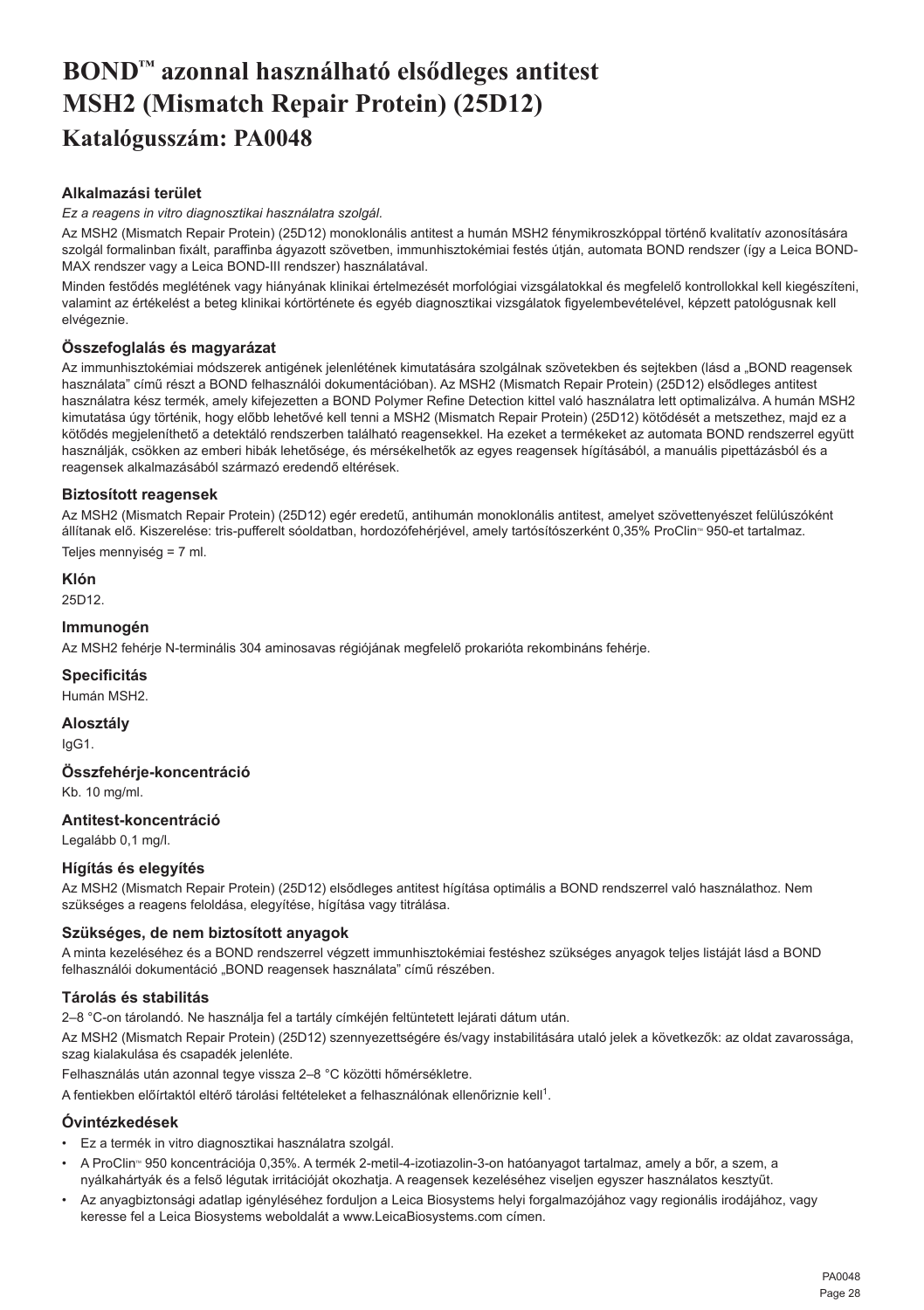# BOND™ azonnal használható elsődleges antitest MSH2 (Mismatch Repair Protein) (25D12)

## Katalógusszám: PA0048

### Alkalmazási terület

*Ez a reagens in vitro diagnosztikai használatra szolgál.*

Az MSH2 (Mismatch Repair Protein) (25D12) monoklonális antitest a humán MSH2 fénymikroszkóppal történő kvalitatív azonosítására szolgál formalinban fixált, paraffinba ágyazott szövetben, immunhisztokémiai festés útján, automata BOND rendszer (így a Leica BOND-MAX rendszer vagy a Leica BOND-III rendszer) használatával.

Minden festődés meglétének vagy hiányának klinikai értelmezését morfológiai vizsgálatokkal és megfelelő kontrollokkal kell kiegészíteni, valamint az értékelést a beteg klinikai kórtörténete és egyéb diagnosztikai vizsgálatok figyelembevételével, képzett patológusnak kell elvégeznie.

### Összefoglalás és magyarázat

Az immunhisztokémiai módszerek antigének jelenlétének kimutatására szolgálnak szövetekben és sejtekben (lásd a „BOND reagensek használata" című részt a BOND felhasználói dokumentációban). Az MSH2 (Mismatch Repair Protein) (25D12) elsődleges antitest használatra kész termék, amely kifejezetten a BOND Polymer Refine Detection kittel való használatra lett optimalizálva. A humán MSH2 kimutatása úgy történik, hogy előbb lehetővé kell tenni a MSH2 (Mismatch Repair Protein) (25D12) kötődését a metszethez, majd ez a kötődés megjeleníthető a detektáló rendszerben található reagensekkel. Ha ezeket a termékeket az automata BOND rendszerrel együtt használják, csökken az emberi hibák lehetősége, és mérsékelhetők az egyes reagensek hígításából, a manuális pipettázásból és a reagensek alkalmazásából származó eredendő eltérések.

### Biztosított reagensek

Az MSH2 (Mismatch Repair Protein) (25D12) egér eredetű, antihumán monoklonális antitest, amelyet szövettenyészet felülúszóként állítanak elő. Kiszerelése: tris-pufferelt sóoldatban, hordozófehérjével, amely tartósítószerként 0,35% ProClin™ 950-et tartalmaz.

Teljes mennyiség = 7 ml.

### Klón

25D12.

### Immunogén

Az MSH2 fehérje N-terminális 304 aminosavas régiójának megfelelő prokarióta rekombináns fehérje.

### Specificitás

Humán MSH2.

### Alosztály

IgG1.

### Összfehérje-koncentráció

Kb. 10 mg/ml.

### Antitest-koncentráció

Legalább 0,1 mg/l.

### Hígítás és elegyítés

Az MSH2 (Mismatch Repair Protein) (25D12) elsődleges antitest hígítása optimális a BOND rendszerrel való használathoz. Nem szükséges a reagens feloldása, elegyítése, hígítása vagy titrálása.

### Szükséges, de nem biztosított anyagok

A minta kezeléséhez és a BOND rendszerrel végzett immunhisztokémiai festéshez szükséges anyagok teljes listáját lásd a BOND felhasználói dokumentáció „BOND reagensek használata" című részében.

### Tárolás és stabilitás

2–8 °C-on tárolandó. Ne használja fel a tartály címkéjén feltüntetett lejárati dátum után.

Az MSH2 (Mismatch Repair Protein) (25D12) szennyezettségére és/vagy instabilitására utaló jelek a következők: az oldat zavarossága, szag kialakulása és csapadék jelenléte.

Felhasználás után azonnal tegye vissza 2–8 °C közötti hőmérsékletre.

A fentiekben előírtaktól eltérő tárolási feltételeket a felhasználónak ellenőriznie kell[1].

### Óvintézkedések

- Ez a termék in vitro diagnosztikai használatra szolgál.
- A ProClin™ 950 koncentrációja 0,35%. A termék 2-metil-4-izotiazolin-3-on hatóanyagot tartalmaz, amely a bőr, a szem, a nyálkahártyák és a felső légutak irritációját okozhatja. A reagensek kezeléséhez viseljen egyszer használatos kesztyűt.
- Az anyagbiztonsági adatlap igényléséhez forduljon a Leica Biosystems helyi forgalmazójához vagy regionális irodájához, vagy keresse fel a Leica Biosystems weboldalát a www.LeicaBiosystems.com címen.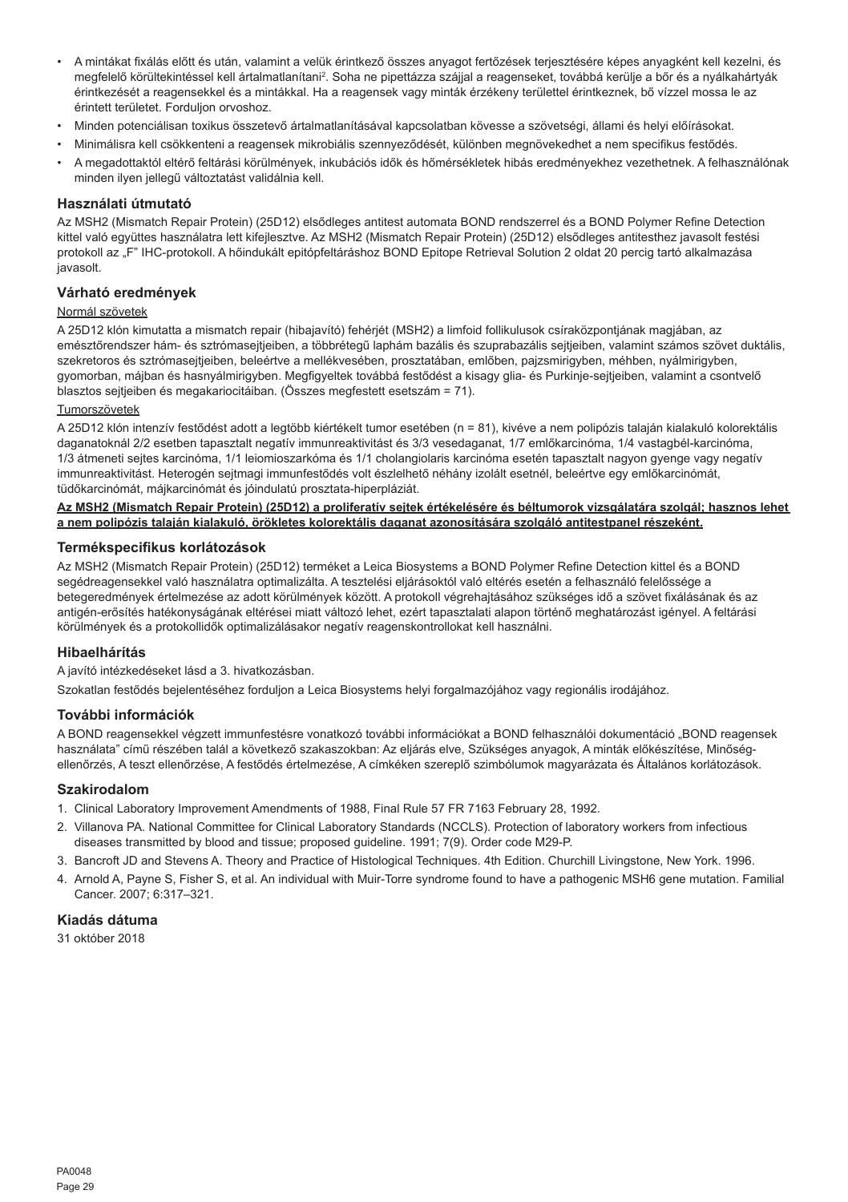- A mintákat fixálás előtt és után, valamint a velük érintkező összes anyagot fertőzések terjesztésére képes anyagként kell kezelni, és megfelelő körültekintéssel kell ártalmatlanítani[2]. Soha ne pipettázza szájjal a reagenseket, továbbá kerülje a bőr és a nyálkahártyák érintkezését a reagensekkel és a mintákkal. Ha a reagensek vagy minták érzékeny területtel érintkeznek, bő vízzel mossa le az érintett területet. Forduljon orvoshoz.
- Minden potenciálisan toxikus összetevő ártalmatlanításával kapcsolatban kövesse a szövetségi, állami és helyi előírásokat.
- Minimálisra kell csökkenteni a reagensek mikrobiális szennyeződését, különben megnövekedhet a nem specifikus festődés.
- A megadottaktól eltérő feltárási körülmények, inkubációs idők és hőmérsékletek hibás eredményekhez vezethetnek. A felhasználónak minden ilyen jellegű változtatást validálnia kell.

## Használati útmutató

Az MSH2 (Mismatch Repair Protein) (25D12) elsődleges antitest automata BOND rendszerrel és a BOND Polymer Refine Detection kittel való együttes használatra lett kifejlesztve. Az MSH2 (Mismatch Repair Protein) (25D12) elsődleges antitesthez javasolt festési protokoll az „F" IHC-protokoll. A hőindukált epitópfeltáráshoz BOND Epitope Retrieval Solution 2 oldat 20 percig tartó alkalmazása javasolt.

## Várható eredmények

Normál szövetek

A 25D12 klón kimutatta a mismatch repair (hibajavító) fehérjét (MSH2) a limfoid follikulusok csíraközpontjának magjában, az emésztőrendszer hám- és sztrómasejtjeiben, a többrétegű laphám bazális és szuprabazális sejtjeiben, valamint számos szövet duktális, szekretoros és sztrómasejtjeiben, beleértve a mellékvesében, prosztatában, emlőben, pajzsmirigyben, méhben, nyálmirigyben, gyomorban, májban és hasnyálmirigyben. Megfigyeltek továbbá festődést a kisagy glia- és Purkinje-sejtjeiben, valamint a csontvelő blasztos sejtjeiben és megakariocitáiban. (Összes megfestett esetszám = 71).

Tumorszövetek

A 25D12 klón intenzív festődést adott a legtöbb kiértékelt tumor esetében (n = 81), kivéve a nem polipózis talaján kialakuló kolorektális daganatoknál 2/2 esetben tapasztalt negatív immunreaktivitást és 3/3 vesedaganat, 1/7 emlőkarcinóma, 1/4 vastagbél-karcinóma, 1/3 átmeneti sejtes karcinóma, 1/1 leiomioszarkóma és 1/1 cholangiolaris karcinóma esetén tapasztalt nagyon gyenge vagy negatív immunreaktivitást. Heterogén sejtmagi immunfestődés volt észlelhető néhány izolált esetnél, beleértve egy emlőkarcinómát, tüdőkarcinómát, májkarcinómát és jóindulatú prosztata-hiperpláziát.

**Az MSH2 (Mismatch Repair Protein) (25D12) a proliferatív sejtek értékelésére és béltumorok vizsgálatára szolgál; hasznos lehet a nem polipózis talaján kialakuló, örökletes kolorektális daganat azonosítására szolgáló antitestpanel részeként.**

## Termékspecifikus korlátozások

Az MSH2 (Mismatch Repair Protein) (25D12) terméket a Leica Biosystems a BOND Polymer Refine Detection kittel és a BOND segédreagensekkel való használatra optimalizálta. A tesztelési eljárásoktól való eltérés esetén a felhasználó felelőssége a betegeredmények értelmezése az adott körülmények között. A protokoll végrehajtásához szükséges idő a szövet fixálásának és az antigén-erősítés hatékonyságának eltérései miatt változó lehet, ezért tapasztalati alapon történő meghatározást igényel. A feltárási körülmények és a protokollidők optimalizálásakor negatív reagenskontrollokat kell használni.

## Hibaelhárítás

A javító intézkedéseket lásd a 3. hivatkozásban.

Szokatlan festődés bejelentéséhez forduljon a Leica Biosystems helyi forgalmazójához vagy regionális irodájához.

## További információk

A BOND reagensekkel végzett immunfestésre vonatkozó további információkat a BOND felhasználói dokumentáció „BOND reagensek használata" című részében talál a következő szakaszokban: Az eljárás elve, Szükséges anyagok, A minták előkészítése, Minőség-ellenőrzés, A teszt ellenőrzése, A festődés értelmezése, A címkéken szereplő szimbólumok magyarázata és Általános korlátozások.

## Szakirodalom

1. Clinical Laboratory Improvement Amendments of 1988, Final Rule 57 FR 7163 February 28, 1992.
2. Villanova PA. National Committee for Clinical Laboratory Standards (NCCLS). Protection of laboratory workers from infectious diseases transmitted by blood and tissue; proposed guideline. 1991; 7(9). Order code M29-P.
3. Bancroft JD and Stevens A. Theory and Practice of Histological Techniques. 4th Edition. Churchill Livingstone, New York. 1996.
4. Arnold A, Payne S, Fisher S, et al. An individual with Muir-Torre syndrome found to have a pathogenic MSH6 gene mutation. Familial Cancer. 2007; 6:317–321.

## Kiadás dátuma

31 október 2018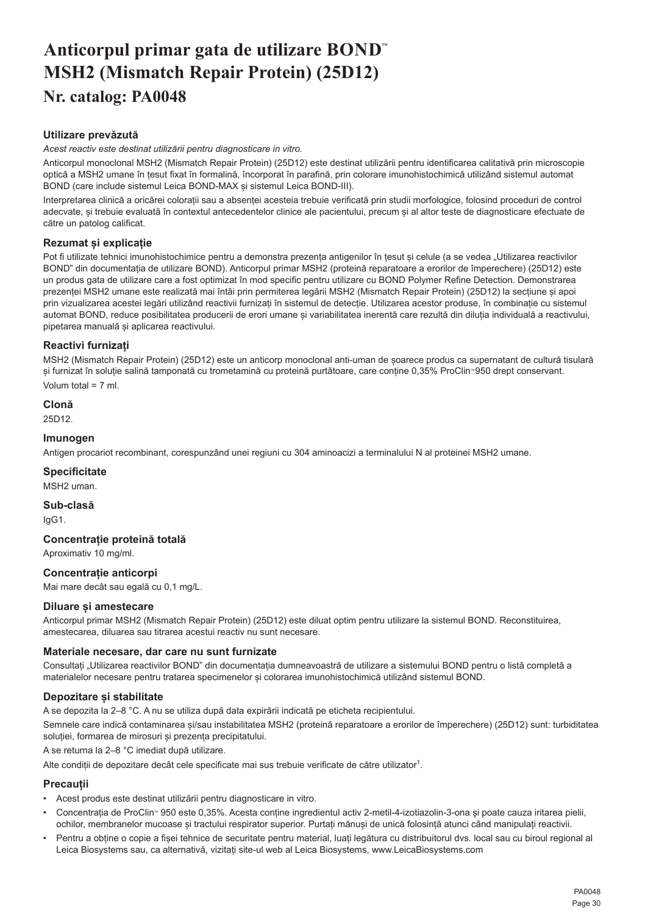# Anticorpul primar gata de utilizare BOND™ MSH2 (Mismatch Repair Protein) (25D12)

## Nr. catalog: PA0048

### Utilizare prevăzută

*Acest reactiv este destinat utilizării pentru diagnosticare in vitro.*

Anticorpul monoclonal MSH2 (Mismatch Repair Protein) (25D12) este destinat utilizării pentru identificarea calitativă prin microscopie optică a MSH2 umane în țesut fixat în formalină, încorporat în parafină, prin colorare imunohistochimică utilizând sistemul automat BOND (care include sistemul Leica BOND-MAX și sistemul Leica BOND-III).

Interpretarea clinică a oricărei colorații sau a absenței acesteia trebuie verificată prin studii morfologice, folosind proceduri de control adecvate, și trebuie evaluată în contextul antecedentelor clinice ale pacientului, precum și al altor teste de diagnosticare efectuate de către un patolog calificat.

### Rezumat și explicație

Pot fi utilizate tehnici imunohistochimice pentru a demonstra prezența antigenilor în țesut și celule (a se vedea „Utilizarea reactivilor BOND" din documentația de utilizare BOND). Anticorpul primar MSH2 (proteină reparatoare a erorilor de împerechere) (25D12) este un produs gata de utilizare care a fost optimizat în mod specific pentru utilizare cu BOND Polymer Refine Detection. Demonstrarea prezenței MSH2 umane este realizată mai întâi prin permiterea legării MSH2 (Mismatch Repair Protein) (25D12) la secțiune și apoi prin vizualizarea acestei legări utilizând reactivii furnizați în sistemul de detecție. Utilizarea acestor produse, în combinație cu sistemul automat BOND, reduce posibilitatea producerii de erori umane și variabilitatea inerentă care rezultă din diluția individuală a reactivului, pipetarea manuală și aplicarea reactivului.

### Reactivi furnizați

MSH2 (Mismatch Repair Protein) (25D12) este un anticorp monoclonal anti-uman de șoarece produs ca supernatant de cultură tisulară și furnizat în soluție salină tamponată cu trometamină cu proteină purtătoare, care conține 0,35% ProClin™ 950 drept conservant.

Volum total = 7 ml.

### Clonă

25D12.

### Imunogen

Antigen procariot recombinant, corespunzând unei regiuni cu 304 aminoacizi a terminalului N al proteinei MSH2 umane.

### Specificitate

MSH2 uman.

### Sub-clasă

IgG1.

### Concentrație proteină totală

Aproximativ 10 mg/ml.

### Concentrație anticorpi

Mai mare decât sau egală cu 0,1 mg/L.

### Diluare și amestecare

Anticorpul primar MSH2 (Mismatch Repair Protein) (25D12) este diluat optim pentru utilizare la sistemul BOND. Reconstituirea, amestecarea, diluarea sau titrarea acestui reactiv nu sunt necesare.

### Materiale necesare, dar care nu sunt furnizate

Consultați „Utilizarea reactivilor BOND" din documentația dumneavoastră de utilizare a sistemului BOND pentru o listă completă a materialelor necesare pentru tratarea specimenelor și colorarea imunohistochimică utilizând sistemul BOND.

### Depozitare și stabilitate

A se depozita la 2–8 °C. A nu se utiliza după data expirării indicată pe eticheta recipientului.

Semnele care indică contaminarea și/sau instabilitatea MSH2 (proteină reparatoare a erorilor de împerechere) (25D12) sunt: turbiditatea soluției, formarea de mirosuri și prezența precipitatului.

A se returna la 2–8 °C imediat după utilizare.

Alte condiții de depozitare decât cele specificate mai sus trebuie verificate de către utilizator[1].

### Precauții

- Acest produs este destinat utilizării pentru diagnosticare in vitro.
- Concentrația de ProClin™ 950 este 0,35%. Acesta conține ingredientul activ 2-metil-4-izotiazolin-3-ona și poate cauza iritarea pielii, ochilor, membranelor mucoase și tractului respirator superior. Purtați mănuși de unică folosință atunci când manipulați reactivii.
- Pentru a obține o copie a fișei tehnice de securitate pentru material, luați legătura cu distribuitorul dvs. local sau cu biroul regional al Leica Biosystems sau, ca alternativă, vizitați site-ul web al Leica Biosystems, www.LeicaBiosystems.com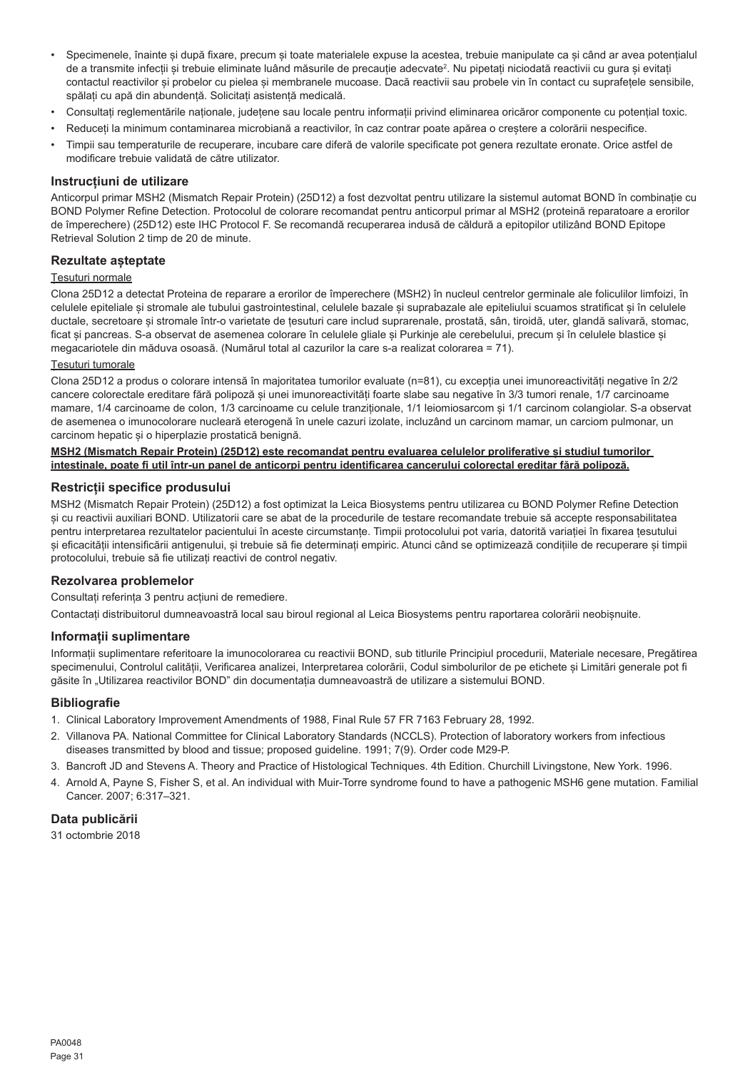- Specimenele, înainte și după fixare, precum și toate materialele expuse la acestea, trebuie manipulate ca și când ar avea potențialul de a transmite infecții și trebuie eliminate luând măsurile de precauție adecvate[2]. Nu pipetați niciodată reactivii cu gura și evitați contactul reactivilor și probelor cu pielea și membranele mucoase. Dacă reactivii sau probele vin în contact cu suprafețele sensibile, spălați cu apă din abundență. Solicitați asistență medicală.
- Consultați reglementările naționale, județene sau locale pentru informații privind eliminarea oricăror componente cu potențial toxic.
- Reduceți la minimum contaminarea microbiană a reactivilor, în caz contrar poate apărea o creștere a colorării nespecifice.
- Timpii sau temperaturile de recuperare, incubare care diferă de valorile specificate pot genera rezultate eronate. Orice astfel de modificare trebuie validată de către utilizator.

## Instrucțiuni de utilizare

Anticorpul primar MSH2 (Mismatch Repair Protein) (25D12) a fost dezvoltat pentru utilizare la sistemul automat BOND în combinație cu BOND Polymer Refine Detection. Protocolul de colorare recomandat pentru anticorpul primar al MSH2 (proteină reparatoare a erorilor de împerechere) (25D12) este IHC Protocol F. Se recomandă recuperarea indusă de căldură a epitopilor utilizând BOND Epitope Retrieval Solution 2 timp de 20 de minute.

## Rezultate așteptate

Țesuturi normale

Clona 25D12 a detectat Proteina de reparare a erorilor de împerechere (MSH2) în nucleul centrelor germinale ale foliculilor limfoizi, în celulele epiteliale și stromale ale tubului gastrointestinal, celulele bazale și suprabazale ale epiteliului scuamos stratificat și în celulele ductale, secretoare și stromale într-o varietate de țesuturi care includ suprarenale, prostată, sân, tiroidă, uter, glandă salivară, stomac, ficat și pancreas. S-a observat de asemenea colorare în celulele gliale și Purkinje ale cerebelului, precum și în celulele blastice și megacariotele din măduva osoasă. (Numărul total al cazurilor la care s-a realizat colorarea = 71).

Țesuturi tumorale

Clona 25D12 a produs o colorare intensă în majoritatea tumorilor evaluate (n=81), cu excepția unei imunoreactivități negative în 2/2 cancere colorectale ereditare fără polipoză și unei imunoreactivități foarte slabe sau negative în 3/3 tumori renale, 1/7 carcinoame mamare, 1/4 carcinoame de colon, 1/3 carcinoame cu celule tranziționale, 1/1 leiomiosarcom și 1/1 carcinom colangiolar. S-a observat de asemenea o imunocolorare nucleară eterogenă în unele cazuri izolate, incluzând un carcinom mamar, un carciom pulmonar, un carcinom hepatic și o hiperplazie prostatică benignă.

**MSH2 (Mismatch Repair Protein) (25D12) este recomandat pentru evaluarea celulelor proliferative și studiul tumorilor intestinale, poate fi util într-un panel de anticorpi pentru identificarea cancerului colorectal ereditar fără polipoză.**

## Restricții specifice produsului

MSH2 (Mismatch Repair Protein) (25D12) a fost optimizat la Leica Biosystems pentru utilizarea cu BOND Polymer Refine Detection și cu reactivii auxiliari BOND. Utilizatorii care se abat de la procedurile de testare recomandate trebuie să accepte responsabilitatea pentru interpretarea rezultatelor pacientului în aceste circumstanțe. Timpii protocolului pot varia, datorită variației în fixarea țesutului și eficacității intensificării antigenului, și trebuie să fie determinați empiric. Atunci când se optimizează condițiile de recuperare și timpii protocolului, trebuie să fie utilizați reactivi de control negativ.

## Rezolvarea problemelor

Consultați referința 3 pentru acțiuni de remediere.

Contactați distribuitorul dumneavoastră local sau biroul regional al Leica Biosystems pentru raportarea colorării neobișnuite.

## Informații suplimentare

Informații suplimentare referitoare la imunocolorarea cu reactivii BOND, sub titlurile Principiul procedurii, Materiale necesare, Pregătirea specimenului, Controlul calității, Verificarea analizei, Interpretarea colorării, Codul simbolurilor de pe etichete și Limitări generale pot fi găsite în „Utilizarea reactivilor BOND" din documentația dumneavoastră de utilizare a sistemului BOND.

## Bibliografie

1. Clinical Laboratory Improvement Amendments of 1988, Final Rule 57 FR 7163 February 28, 1992.
2. Villanova PA. National Committee for Clinical Laboratory Standards (NCCLS). Protection of laboratory workers from infectious diseases transmitted by blood and tissue; proposed guideline. 1991; 7(9). Order code M29-P.
3. Bancroft JD and Stevens A. Theory and Practice of Histological Techniques. 4th Edition. Churchill Livingstone, New York. 1996.
4. Arnold A, Payne S, Fisher S, et al. An individual with Muir-Torre syndrome found to have a pathogenic MSH6 gene mutation. Familial Cancer. 2007; 6:317–321.

## Data publicării

31 octombrie 2018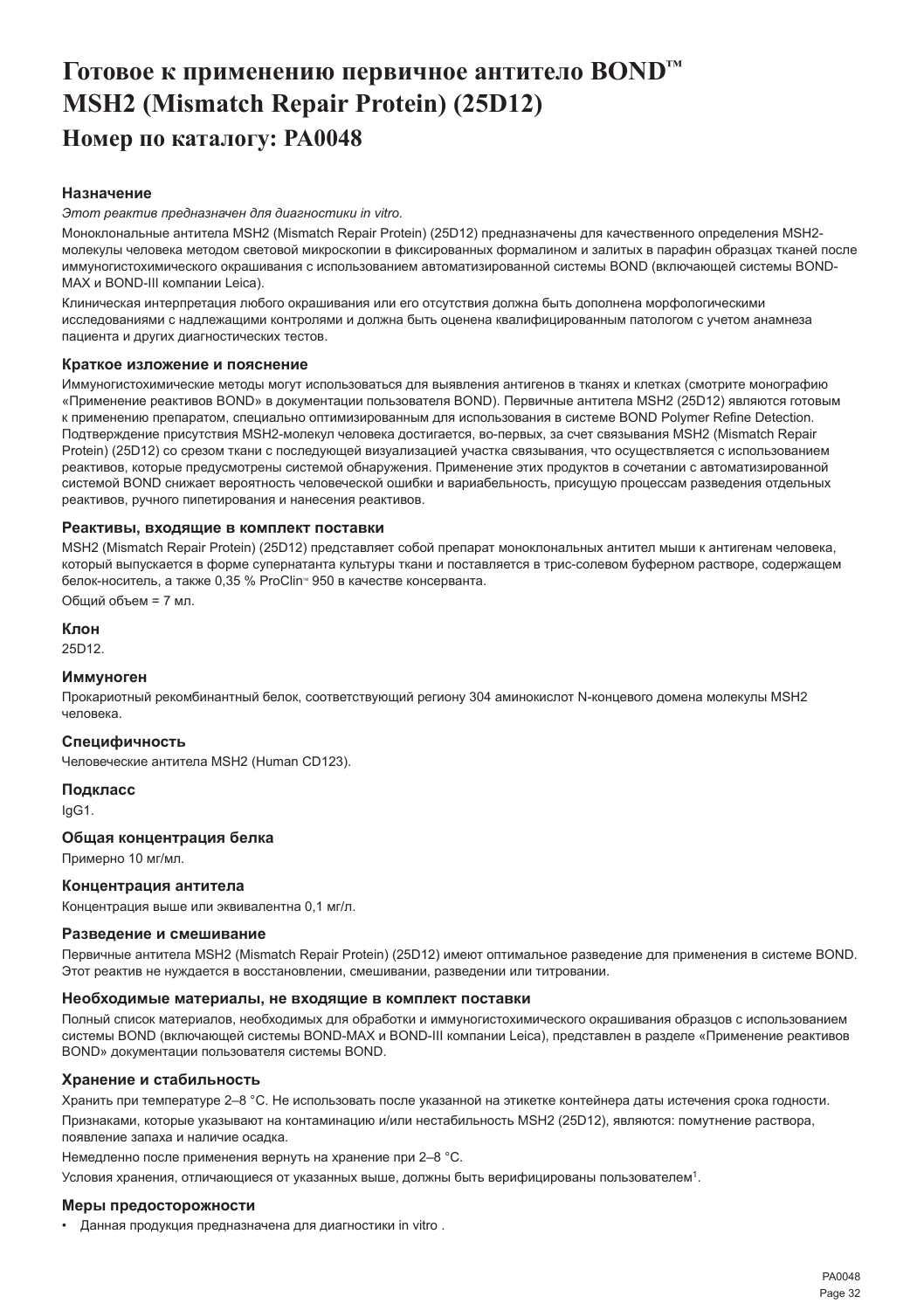# Готовое к применению первичное антитело BOND™ MSH2 (Mismatch Repair Protein) (25D12)

## Номер по каталогу: PA0048

### Назначение

*Этот реактив предназначен для диагностики in vitro.*

Моноклональные антитела MSH2 (Mismatch Repair Protein) (25D12) предназначены для качественного определения MSH2-молекулы человека методом световой микроскопии в фиксированных формалином и залитых в парафин образцах тканей после иммуногистохимического окрашивания с использованием автоматизированной системы BOND (включающей системы BOND-MAX и BOND-III компании Leica).

Клиническая интерпретация любого окрашивания или его отсутствия должна быть дополнена морфологическими исследованиями с надлежащими контролями и должна быть оценена квалифицированным патологом с учетом анамнеза пациента и других диагностических тестов.

### Краткое изложение и пояснение

Иммуногистохимические методы могут использоваться для выявления антигенов в тканях и клетках (смотрите монографию «Применение реактивов BOND» в документации пользователя BOND). Первичные антитела MSH2 (25D12) являются готовым к применению препаратом, специально оптимизированным для использования в системе BOND Polymer Refine Detection. Подтверждение присутствия MSH2-молекул человека достигается, во-первых, за счет связывания MSH2 (Mismatch Repair Protein) (25D12) со срезом ткани с последующей визуализацией участка связывания, что осуществляется с использованием реактивов, которые предусмотрены системой обнаружения. Применение этих продуктов в сочетании с автоматизированной системой BOND снижает вероятность человеческой ошибки и вариабельность, присущую процессам разведения отдельных реактивов, ручного пипетирования и нанесения реактивов.

### Реактивы, входящие в комплект поставки

MSH2 (Mismatch Repair Protein) (25D12) представляет собой препарат моноклональных антител мыши к антигенам человека, который выпускается в форме супернатанта культуры ткани и поставляется в трис-солевом буферном растворе, содержащем белок-носитель, а также 0,35 % ProClin™ 950 в качестве консерванта.

Общий объем = 7 мл.

### Клон

25D12.

### Иммуноген

Прокариотный рекомбинантный белок, соответствующий региону 304 аминокислот N-концевого домена молекулы MSH2 человека.

### Специфичность

Человеческие антитела MSH2 (Human CD123).

### Подкласс

IgG1.

### Общая концентрация белка

Примерно 10 мг/мл.

### Концентрация антитела

Концентрация выше или эквивалентна 0,1 мг/л.

### Разведение и смешивание

Первичные антитела MSH2 (Mismatch Repair Protein) (25D12) имеют оптимальное разведение для применения в системе BOND. Этот реактив не нуждается в восстановлении, смешивании, разведении или титровании.

### Необходимые материалы, не входящие в комплект поставки

Полный список материалов, необходимых для обработки и иммуногистохимического окрашивания образцов с использованием системы BOND (включающей системы BOND-MAX и BOND-III компании Leica), представлен в разделе «Применение реактивов BOND» документации пользователя системы BOND.

### Хранение и стабильность

Хранить при температуре 2–8 °C. Не использовать после указанной на этикетке контейнера даты истечения срока годности.

Признаками, которые указывают на контаминацию и/или нестабильность MSH2 (25D12), являются: помутнение раствора, появление запаха и наличие осадка.

Немедленно после применения вернуть на хранение при 2–8 °C.

Условия хранения, отличающиеся от указанных выше, должны быть верифицированы пользователем[1].

### Меры предосторожности

- Данная продукция предназначена для диагностики in vitro .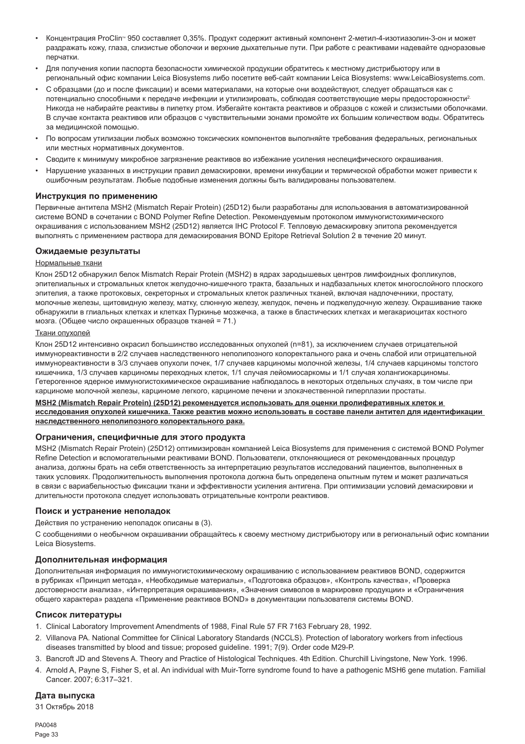- Концентрация ProClin™ 950 составляет 0,35%. Продукт содержит активный компонент 2-метил-4-изотиазолин-3-он и может раздражать кожу, глаза, слизистые оболочки и верхние дыхательные пути. При работе с реактивами надевайте одноразовые перчатки.
- Для получения копии паспорта безопасности химической продукции обратитесь к местному дистрибьютору или в региональный офис компании Leica Biosystems либо посетите веб-сайт компании Leica Biosystems: www.LeicaBiosystems.com.
- С образцами (до и после фиксации) и всеми материалами, на которые они воздействуют, следует обращаться как с потенциально способными к передаче инфекции и утилизировать, соблюдая соответствующие меры предосторожности[2]. Никогда не набирайте реактивы в пипетку ртом. Избегайте контакта реактивов и образцов с кожей и слизистыми оболочками. В случае контакта реактивов или образцов с чувствительными зонами промойте их большим количеством воды. Обратитесь за медицинской помощью.
- По вопросам утилизации любых возможно токсических компонентов выполняйте требования федеральных, региональных или местных нормативных документов.
- Сводите к минимуму микробное загрязнение реактивов во избежание усиления неспецифического окрашивания.
- Нарушение указанных в инструкции правил демаскировки, времени инкубации и термической обработки может привести к ошибочным результатам. Любые подобные изменения должны быть валидированы пользователем.

## Инструкция по применению

Первичные антитела MSH2 (Mismatch Repair Protein) (25D12) были разработаны для использования в автоматизированной системе BOND в сочетании с BOND Polymer Refine Detection. Рекомендуемым протоколом иммуногистохимического окрашивания с использованием MSH2 (25D12) является IHC Protocol F. Тепловую демаскировку эпитопа рекомендуется выполнять с применением раствора для демаскирования BOND Epitope Retrieval Solution 2 в течение 20 минут.

## Ожидаемые результаты

Нормальные ткани

Клон 25D12 обнаружил белок Mismatch Repair Protein (MSH2) в ядрах зародышевых центров лимфоидных фолликулов, эпителиальных и стромальных клеток желудочно-кишечного тракта, базальных и надбазальных клеток многослойного плоского эпителия, а также протоковых, секреторных и стромальных клеток различных тканей, включая надпочечники, простату, молочные железы, щитовидную железу, матку, слюнную железу, желудок, печень и поджелудочную железу. Окрашивание также обнаружили в глиальных клетках и клетках Пуркинье мозжечка, а также в бластических клетках и мегакариоцитах костного мозга. (Общее число окрашенных образцов тканей = 71.)

Ткани опухолей

Клон 25D12 интенсивно окрасил большинство исследованных опухолей (n=81), за исключением случаев отрицательной иммунореактивности в 2/2 случаев наследственного неполипозного колоректального рака и очень слабой или отрицательной иммунореактивности в 3/3 случаев опухоли почек, 1/7 случаев карциномы молочной железы, 1/4 случаев карциномы толстого кишечника, 1/3 случаев карциномы переходных клеток, 1/1 случая лейомиосаркомы и 1/1 случая холангиокарциномы. Гетерогенное ядерное иммуногистохимическое окрашивание наблюдалось в некоторых отдельных случаях, в том числе при карциноме молочной железы, карциноме легкого, карциноме печени и злокачественной гиперплазии простаты.

**MSH2 (Mismatch Repair Protein) (25D12) рекомендуется использовать для оценки пролиферативных клеток и исследования опухолей кишечника. Также реактив можно использовать в составе панели антител для идентификации наследственного неполипозного колоректального рака.**

## Ограничения, специфичные для этого продукта

MSH2 (Mismatch Repair Protein) (25D12) оптимизирован компанией Leica Biosystems для применения с системой BOND Polymer Refine Detection и вспомогательными реактивами BOND. Пользователи, отклоняющиеся от рекомендованных процедур анализа, должны брать на себя ответственность за интерпретацию результатов исследований пациентов, выполненных в таких условиях. Продолжительность выполнения протокола должна быть определена опытным путем и может различаться в связи с вариабельностью фиксации ткани и эффективности усиления антигена. При оптимизации условий демаскировки и длительности протокола следует использовать отрицательные контроли реактивов.

## Поиск и устранение неполадок

Действия по устранению неполадок описаны в (3).

С сообщениями о необычном окрашивании обращайтесь к своему местному дистрибьютору или в региональный офис компании Leica Biosystems.

## Дополнительная информация

Дополнительная информация по иммуногистохимическому окрашиванию с использованием реактивов BOND, содержится в рубриках «Принцип метода», «Необходимые материалы», «Подготовка образцов», «Контроль качества», «Проверка достоверности анализа», «Интерпретация окрашивания», «Значения символов в маркировке продукции» и «Ограничения общего характера» раздела «Применение реактивов BOND» в документации пользователя системы BOND.

## Список литературы

1. Clinical Laboratory Improvement Amendments of 1988, Final Rule 57 FR 7163 February 28, 1992.
2. Villanova PA. National Committee for Clinical Laboratory Standards (NCCLS). Protection of laboratory workers from infectious diseases transmitted by blood and tissue; proposed guideline. 1991; 7(9). Order code M29-P.
3. Bancroft JD and Stevens A. Theory and Practice of Histological Techniques. 4th Edition. Churchill Livingstone, New York. 1996.
4. Arnold A, Payne S, Fisher S, et al. An individual with Muir-Torre syndrome found to have a pathogenic MSH6 gene mutation. Familial Cancer. 2007; 6:317–321.

## Дата выпуска

31 Октябрь 2018

PA0048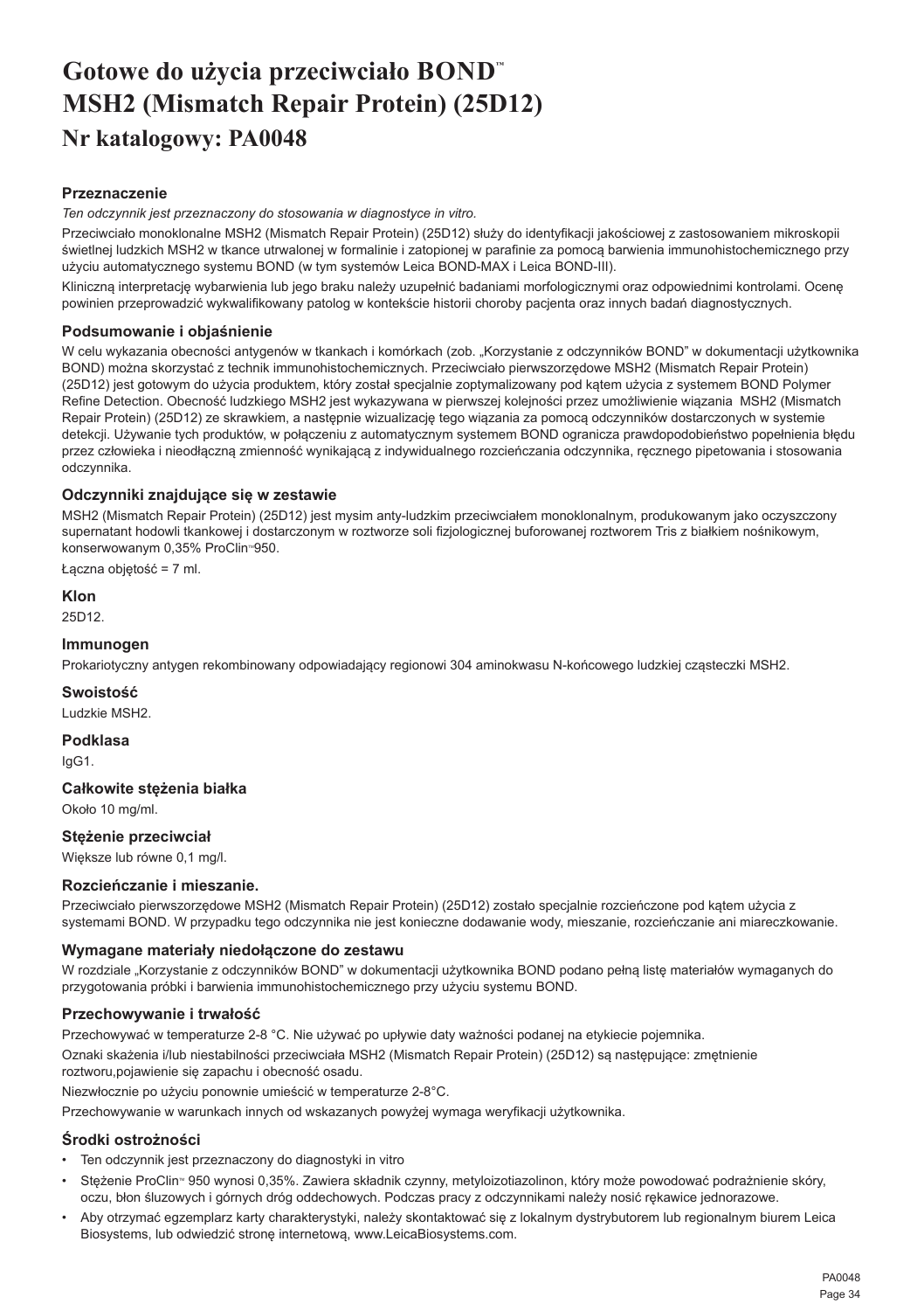# Gotowe do użycia przeciwciało BOND™ MSH2 (Mismatch Repair Protein) (25D12)

## Nr katalogowy: PA0048

### Przeznaczenie

*Ten odczynnik jest przeznaczony do stosowania w diagnostyce in vitro.*

Przeciwciało monoklonalne MSH2 (Mismatch Repair Protein) (25D12) służy do identyfikacji jakościowej z zastosowaniem mikroskopii świetlnej ludzkich MSH2 w tkance utrwalonej w formalinie i zatopionej w parafinie za pomocą barwienia immunohistochemicznego przy użyciu automatycznego systemu BOND (w tym systemów Leica BOND-MAX i Leica BOND-III).

Kliniczną interpretację wybarwienia lub jego braku należy uzupełnić badaniami morfologicznymi oraz odpowiednimi kontrolami. Ocenę powinien przeprowadzić wykwalifikowany patolog w kontekście historii choroby pacjenta oraz innych badań diagnostycznych.

### Podsumowanie i objaśnienie

W celu wykazania obecności antygenów w tkankach i komórkach (zob. „Korzystanie z odczynników BOND" w dokumentacji użytkownika BOND) można skorzystać z technik immunohistochemicznych. Przeciwciało pierwszorzędowe MSH2 (Mismatch Repair Protein) (25D12) jest gotowym do użycia produktem, który został specjalnie zoptymalizowany pod kątem użycia z systemem BOND Polymer Refine Detection. Obecność ludzkiego MSH2 jest wykazywana w pierwszej kolejności przez umożliwienie wiązania MSH2 (Mismatch Repair Protein) (25D12) ze skrawkiem, a następnie wizualizację tego wiązania za pomocą odczynników dostarczonych w systemie detekcji. Używanie tych produktów, w połączeniu z automatycznym systemem BOND ogranicza prawdopodobieństwo popełnienia błędu przez człowieka i nieodłączną zmienność wynikającą z indywidualnego rozcieńczania odczynnika, ręcznego pipetowania i stosowania odczynnika.

### Odczynniki znajdujące się w zestawie

MSH2 (Mismatch Repair Protein) (25D12) jest mysim anty-ludzkim przeciwciałem monoklonalnym, produkowanym jako oczyszczony supernatant hodowli tkankowej i dostarczonym w roztworze soli fizjologicznej buforowanej roztworem Tris z białkiem nośnikowym, konserwowanym 0,35% ProClin™950.

Łączna objętość = 7 ml.

### Klon

25D12.

### Immunogen

Prokariotyczny antygen rekombinowany odpowiadający regionowi 304 aminokwasu N-końcowego ludzkiej cząsteczki MSH2.

### Swoistość

Ludzkie MSH2.

### Podklasa

IgG1.

### Całkowite stężenia białka

Około 10 mg/ml.

### Stężenie przeciwciał

Większe lub równe 0,1 mg/l.

### Rozcieńczanie i mieszanie.

Przeciwciało pierwszorzędowe MSH2 (Mismatch Repair Protein) (25D12) zostało specjalnie rozcieńczone pod kątem użycia z systemami BOND. W przypadku tego odczynnika nie jest konieczne dodawanie wody, mieszanie, rozcieńczanie ani miareczkowanie.

### Wymagane materiały niedołączone do zestawu

W rozdziale „Korzystanie z odczynników BOND" w dokumentacji użytkownika BOND podano pełną listę materiałów wymaganych do przygotowania próbki i barwienia immunohistochemicznego przy użyciu systemu BOND.

### Przechowywanie i trwałość

Przechowywać w temperaturze 2-8 °C. Nie używać po upływie daty ważności podanej na etykiecie pojemnika.

Oznaki skażenia i/lub niestabilności przeciwciała MSH2 (Mismatch Repair Protein) (25D12) są następujące: zmętnienie roztworu,pojawienie się zapachu i obecność osadu.

Niezwłocznie po użyciu ponownie umieścić w temperaturze 2-8°C.

Przechowywanie w warunkach innych od wskazanych powyżej wymaga weryfikacji użytkownika.

### Środki ostrożności

- Ten odczynnik jest przeznaczony do diagnostyki in vitro
- Stężenie ProClin™ 950 wynosi 0,35%. Zawiera składnik czynny, metyloizotiazolinon, który może powodować podrażnienie skóry, oczu, błon śluzowych i górnych dróg oddechowych. Podczas pracy z odczynnikami należy nosić rękawice jednorazowe.
- Aby otrzymać egzemplarz karty charakterystyki, należy skontaktować się z lokalnym dystrybutorem lub regionalnym biurem Leica Biosystems, lub odwiedzić stronę internetową, www.LeicaBiosystems.com.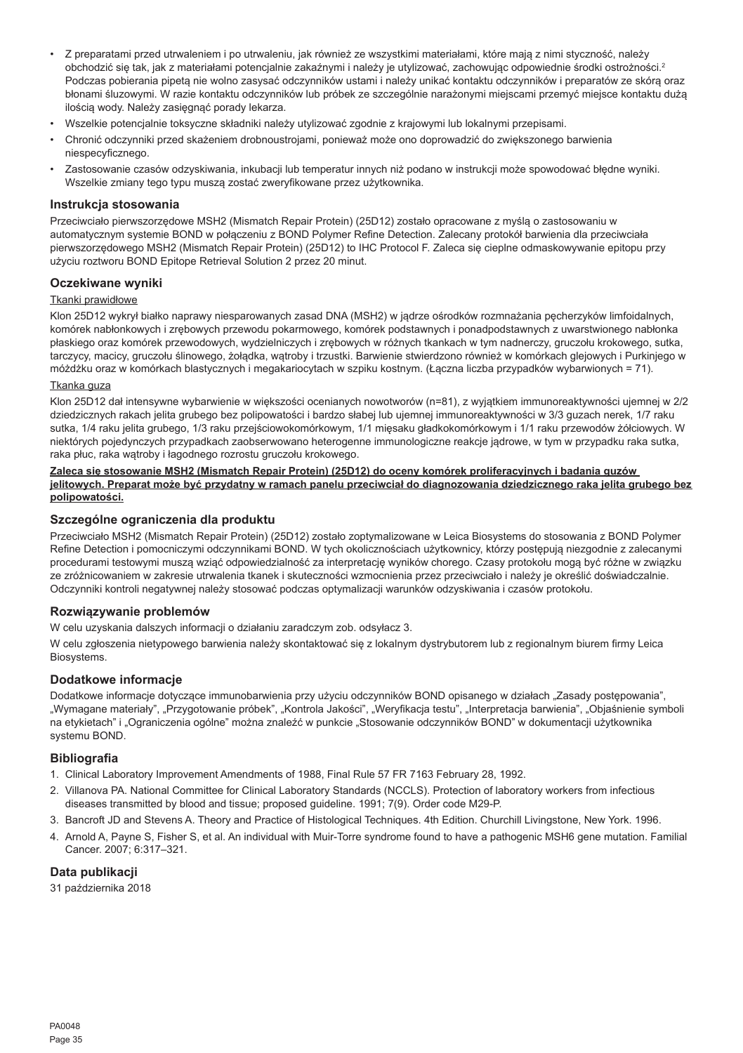- Z preparatami przed utrwaleniem i po utrwaleniu, jak również ze wszystkimi materiałami, które mają z nimi styczność, należy obchodzić się tak, jak z materiałami potencjalnie zakaźnymi i należy je utylizować, zachowując odpowiednie środki ostrożności.[2] Podczas pobierania pipetą nie wolno zasysać odczynników ustami i należy unikać kontaktu odczynników i preparatów ze skórą oraz błonami śluzowymi. W razie kontaktu odczynników lub próbek ze szczególnie narażonymi miejscami przemyć miejsce kontaktu dużą ilością wody. Należy zasięgnąć porady lekarza.
- Wszelkie potencjalnie toksyczne składniki należy utylizować zgodnie z krajowymi lub lokalnymi przepisami.
- Chronić odczynniki przed skażeniem drobnoustrojami, ponieważ może ono doprowadzić do zwiększonego barwienia niespecyficznego.
- Zastosowanie czasów odzyskiwania, inkubacji lub temperatur innych niż podano w instrukcji może spowodować błędne wyniki. Wszelkie zmiany tego typu muszą zostać zweryfikowane przez użytkownika.

## Instrukcja stosowania

Przeciwciało pierwszorzędowe MSH2 (Mismatch Repair Protein) (25D12) zostało opracowane z myślą o zastosowaniu w automatycznym systemie BOND w połączeniu z BOND Polymer Refine Detection. Zalecany protokół barwienia dla przeciwciała pierwszorzędowego MSH2 (Mismatch Repair Protein) (25D12) to IHC Protocol F. Zaleca się cieplne odmaskowywanie epitopu przy użyciu roztworu BOND Epitope Retrieval Solution 2 przez 20 minut.

## Oczekiwane wyniki

Tkanki prawidłowe

Klon 25D12 wykrył białko naprawy niesparowanych zasad DNA (MSH2) w jądrze ośrodków rozmnażania pęcherzyków limfoidalnych, komórek nabłonkowych i zrębowych przewodu pokarmowego, komórek podstawnych i ponadpodstawnych z uwarstwionego nabłonka płaskiego oraz komórek przewodowych, wydzielniczych i zrębowych w różnych tkankach w tym nadnerczy, gruczołu krokowego, sutka, tarczycy, macicy, gruczołu ślinowego, żołądka, wątroby i trzustki. Barwienie stwierdzono również w komórkach glejowych i Purkinjego w móżdżku oraz w komórkach blastycznych i megakariocytach w szpiku kostnym. (Łączna liczba przypadków wybarwionych = 71).

Tkanka guza

Klon 25D12 dał intensywne wybarwienie w większości ocenianych nowotworów (n=81), z wyjątkiem immunoreaktywności ujemnej w 2/2 dziedzicznych rakach jelita grubego bez polipowatości i bardzo słabej lub ujemnej immunoreaktywności w 3/3 guzach nerek, 1/7 raku sutka, 1/4 raku jelita grubego, 1/3 raku przejściowokomórkowym, 1/1 mięsaku gładkokomórkowym i 1/1 raku przewodów żółciowych. W niektórych pojedynczych przypadkach zaobserwowano heterogenne immunologiczne reakcje jądrowe, w tym w przypadku raka sutka, raka płuc, raka wątroby i łagodnego rozrostu gruczołu krokowego.

**Zaleca się stosowanie MSH2 (Mismatch Repair Protein) (25D12) do oceny komórek proliferacyjnych i badania guzów jelitowych. Preparat może być przydatny w ramach panelu przeciwciał do diagnozowania dziedzicznego raka jelita grubego bez polipowatości.**

## Szczególne ograniczenia dla produktu

Przeciwciało MSH2 (Mismatch Repair Protein) (25D12) zostało zoptymalizowane w Leica Biosystems do stosowania z BOND Polymer Refine Detection i pomocniczymi odczynnikami BOND. W tych okolicznościach użytkownicy, którzy postępują niezgodnie z zalecanymi procedurami testowymi muszą wziąć odpowiedzialność za interpretację wyników chorego. Czasy protokołu mogą być różne w związku ze zróżnicowaniem w zakresie utrwalenia tkanek i skuteczności wzmocnienia przez przeciwciało i należy je określić doświadczalnie. Odczynniki kontroli negatywnej należy stosować podczas optymalizacji warunków odzyskiwania i czasów protokołu.

## Rozwiązywanie problemów

W celu uzyskania dalszych informacji o działaniu zaradczym zob. odsyłacz 3.

W celu zgłoszenia nietypowego barwienia należy skontaktować się z lokalnym dystrybutorem lub z regionalnym biurem firmy Leica Biosystems.

## Dodatkowe informacje

Dodatkowe informacje dotyczące immunobarwienia przy użyciu odczynników BOND opisanego w działach „Zasady postępowania", „Wymagane materiały", „Przygotowanie próbek", „Kontrola Jakości", „Weryfikacja testu", „Interpretacja barwienia", „Objaśnienie symboli na etykietach" i „Ograniczenia ogólne" można znaleźć w punkcie „Stosowanie odczynników BOND" w dokumentacji użytkownika systemu BOND.

## Bibliografia

1. Clinical Laboratory Improvement Amendments of 1988, Final Rule 57 FR 7163 February 28, 1992.
2. Villanova PA. National Committee for Clinical Laboratory Standards (NCCLS). Protection of laboratory workers from infectious diseases transmitted by blood and tissue; proposed guideline. 1991; 7(9). Order code M29-P.
3. Bancroft JD and Stevens A. Theory and Practice of Histological Techniques. 4th Edition. Churchill Livingstone, New York. 1996.
4. Arnold A, Payne S, Fisher S, et al. An individual with Muir-Torre syndrome found to have a pathogenic MSH6 gene mutation. Familial Cancer. 2007; 6:317–321.

## Data publikacji

31 października 2018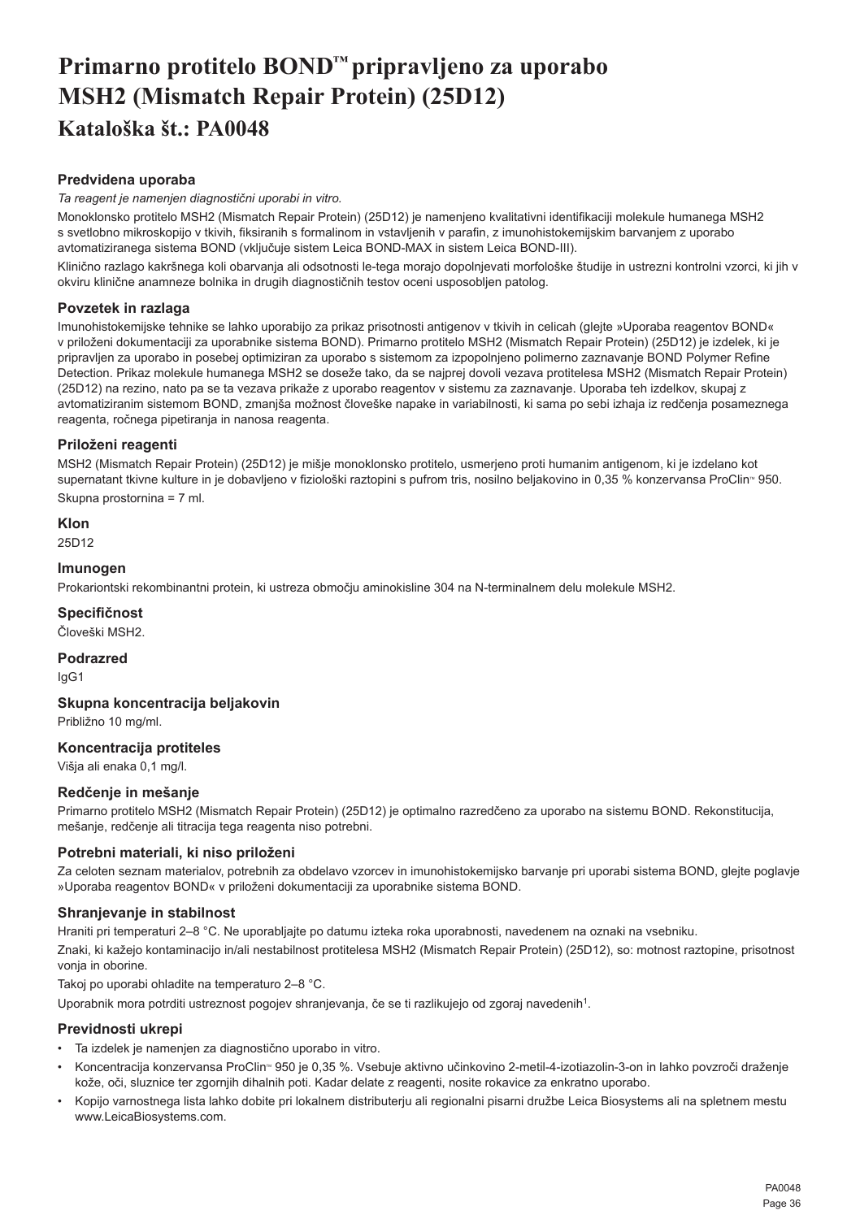# Primarno protitelo BOND™ pripravljeno za uporabo MSH2 (Mismatch Repair Protein) (25D12)

## Kataloška št.: PA0048

### Predvidena uporaba

*Ta reagent je namenjen diagnostični uporabi in vitro.*

Monoklonsko protitelo MSH2 (Mismatch Repair Protein) (25D12) je namenjeno kvalitativni identifikaciji molekule humanega MSH2 s svetlobno mikroskopijo v tkivih, fiksiranih s formalinom in vstavljenih v parafin, z imunohistokemijskim barvanjem z uporabo avtomatiziranega sistema BOND (vključuje sistem Leica BOND-MAX in sistem Leica BOND-III).

Klinično razlago kakršnega koli obarvanja ali odsotnosti le-tega morajo dopolnjevati morfološke študije in ustrezni kontrolni vzorci, ki jih v okviru klinične anamneze bolnika in drugih diagnostičnih testov oceni usposobljen patolog.

### Povzetek in razlaga

Imunohistokemijske tehnike se lahko uporabijo za prikaz prisotnosti antigenov v tkivih in celicah (glejte »Uporaba reagentov BOND« v priloženi dokumentaciji za uporabnike sistema BOND). Primarno protitelo MSH2 (Mismatch Repair Protein) (25D12) je izdelek, ki je pripravljen za uporabo in posebej optimiziran za uporabo s sistemom za izpopolnjeno polimerno zaznavanje BOND Polymer Refine Detection. Prikaz molekule humanega MSH2 se doseže tako, da se najprej dovoli vezava protitelesa MSH2 (Mismatch Repair Protein) (25D12) na rezino, nato pa se ta vezava prikaže z uporabo reagentov v sistemu za zaznavanje. Uporaba teh izdelkov, skupaj z avtomatiziranim sistemom BOND, zmanjša možnost človeške napake in variabilnosti, ki sama po sebi izhaja iz redčenja posameznega reagenta, ročnega pipetiranja in nanosa reagenta.

### Priloženi reagenti

MSH2 (Mismatch Repair Protein) (25D12) je mišje monoklonsko protitelo, usmerjeno proti humanim antigenom, ki je izdelano kot supernatant tkivne kulture in je dobavljeno v fiziološki raztopini s pufrom tris, nosilno beljakovino in 0,35 % konzervansa ProClin™ 950.

Skupna prostornina = 7 ml.

### Klon

25D12

### Imunogen

Prokariontski rekombinantni protein, ki ustreza območju aminokisline 304 na N-terminalnem delu molekule MSH2.

### Specifičnost

Človeški MSH2.

### Podrazred

IgG1

### Skupna koncentracija beljakovin

Približno 10 mg/ml.

### Koncentracija protiteles

Višja ali enaka 0,1 mg/l.

### Redčenje in mešanje

Primarno protitelo MSH2 (Mismatch Repair Protein) (25D12) je optimalno razredčeno za uporabo na sistemu BOND. Rekonstitucija, mešanje, redčenje ali titracija tega reagenta niso potrebni.

### Potrebni materiali, ki niso priloženi

Za celoten seznam materialov, potrebnih za obdelavo vzorcev in imunohistokemijsko barvanje pri uporabi sistema BOND, glejte poglavje »Uporaba reagentov BOND« v priloženi dokumentaciji za uporabnike sistema BOND.

### Shranjevanje in stabilnost

Hraniti pri temperaturi 2–8 °C. Ne uporabljajte po datumu izteka roka uporabnosti, navedenem na oznaki na vsebniku.

Znaki, ki kažejo kontaminacijo in/ali nestabilnost protitelesa MSH2 (Mismatch Repair Protein) (25D12), so: motnost raztopine, prisotnost vonja in oborine.

Takoj po uporabi ohladite na temperaturo 2–8 °C.

Uporabnik mora potrditi ustreznost pogojev shranjevanja, če se ti razlikujejo od zgoraj navedenih[1].

### Previdnosti ukrepi

- Ta izdelek je namenjen za diagnostično uporabo in vitro.
- Koncentracija konzervansa ProClin™ 950 je 0,35 %. Vsebuje aktivno učinkovino 2-metil-4-izotiazolin-3-on in lahko povzroči draženje kože, oči, sluznice ter zgornjih dihalnih poti. Kadar delate z reagenti, nosite rokavice za enkratno uporabo.
- Kopijo varnostnega lista lahko dobite pri lokalnem distributerju ali regionalni pisarni družbe Leica Biosystems ali na spletnem mestu www.LeicaBiosystems.com.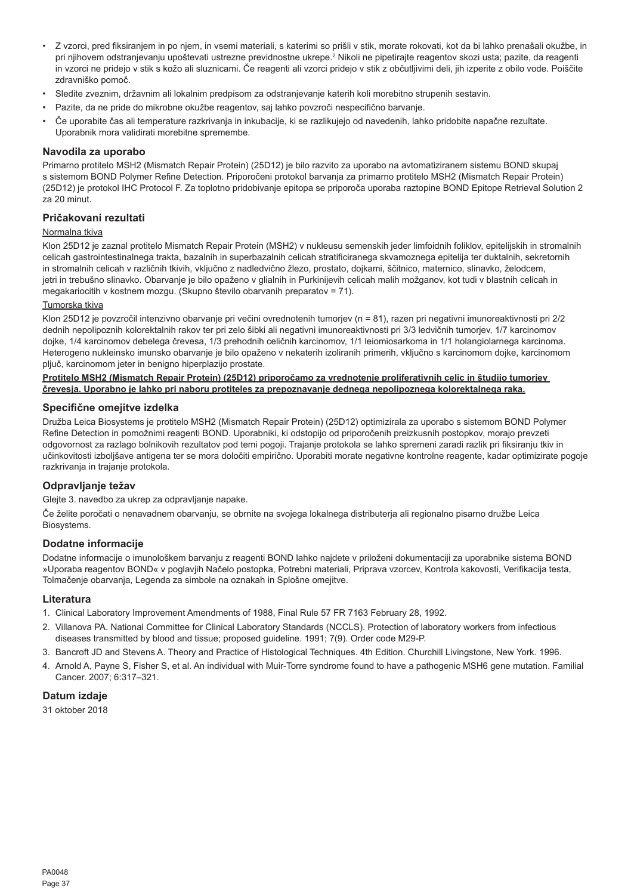- Z vzorci, pred fiksiranjem in po njem, in vsemi materiali, s katerimi so prišli v stik, morate rokovati, kot da bi lahko prenašali okužbe, in pri njihovem odstranjevanju upoštevati ustrezne previdnostne ukrepe.[2] Nikoli ne pipetirajte reagentov skozi usta; pazite, da reagenti in vzorci ne pridejo v stik s kožo ali sluznicami. Če reagenti ali vzorci pridejo v stik z občutljivimi deli, jih izperite z obilo vode. Poiščite zdravniško pomoč.
- Sledite zveznim, državnim ali lokalnim predpisom za odstranjevanje katerih koli morebitno strupenih sestavin.
- Pazite, da ne pride do mikrobne okužbe reagentov, saj lahko povzroči nespecifično barvanje.
- Če uporabite čas ali temperature razkrivanja in inkubacije, ki se razlikujejo od navedenih, lahko pridobite napačne rezultate. Uporabnik mora validirati morebitne spremembe.

## Navodila za uporabo

Primarno protitelo MSH2 (Mismatch Repair Protein) (25D12) je bilo razvito za uporabo na avtomatiziranem sistemu BOND skupaj s sistemom BOND Polymer Refine Detection. Priporočeni protokol barvanja za primarno protitelo MSH2 (Mismatch Repair Protein) (25D12) je protokol IHC Protocol F. Za toplotno pridobivanje epitopa se priporoča uporaba raztopine BOND Epitope Retrieval Solution 2 za 20 minut.

## Pričakovani rezultati

Normalna tkiva

Klon 25D12 je zaznal protitelo Mismatch Repair Protein (MSH2) v nukleusu semenskih jeder limfoidnih foliklov, epitelijskih in stromalnih celicah gastrointestinalnega trakta, bazalnih in superbazalnih celicah stratificiranega skvamoznega epitelija ter duktalnih, sekretornih in stromalnih celicah v različnih tkivih, vključno z nadledvično žlezo, prostato, dojkami, ščitnico, maternico, slinavko, želodcem, jetri in trebušno slinavko. Obarvanje je bilo opaženo v glialnih in Purkinijevih celicah malih možganov, kot tudi v blastnih celicah in megakariocitih v kostnem mozgu. (Skupno število obarvanih preparatov = 71).

Tumorska tkiva

Klon 25D12 je povzročil intenzivno obarvanje pri večini ovrednotenih tumorjev (n = 81), razen pri negativni imunoreaktivnosti pri 2/2 dednih nepolipoznih kolorektalnih rakov ter pri zelo šibki ali negativni imunoreaktivnosti pri 3/3 ledvičnih tumorjev, 1/7 karcinomov dojke, 1/4 karcinomov debelega črevesa, 1/3 prehodnih celičnih karcinomov, 1/1 leiomiosarkoma in 1/1 holangiolarnega karcinoma. Heterogeno nukleinsko imunsko obarvanje je bilo opaženo v nekaterih izoliranih primerih, vključno s karcinomom dojke, karcinomom pljuč, karcinomom jeter in benigno hiperplazijo prostate.

**Protitelo MSH2 (Mismatch Repair Protein) (25D12) priporočamo za vrednotenje proliferativnih celic in študijo tumorjev črevesja. Uporabno je lahko pri naboru protiteles za prepoznavanje dednega nepolipoznega kolorektalnega raka.**

## Specifične omejitve izdelka

Družba Leica Biosystems je protitelo MSH2 (Mismatch Repair Protein) (25D12) optimizirala za uporabo s sistemom BOND Polymer Refine Detection in pomožnimi reagenti BOND. Uporabniki, ki odstopijo od priporočenih preizkusnih postopkov, morajo prevzeti odgovornost za razlago bolnikovih rezultatov pod temi pogoji. Trajanje protokola se lahko spremeni zaradi razlik pri fiksiranju tkiv in učinkovitosti izboljšave antigena ter se mora določiti empirično. Uporabiti morate negativne kontrolne reagente, kadar optimizirate pogoje razkrivanja in trajanje protokola.

## Odpravljanje težav

Glejte 3. navedbo za ukrep za odpravljanje napake.

Če želite poročati o nenavadnem obarvanju, se obrnite na svojega lokalnega distributerja ali regionalno pisarno družbe Leica Biosystems.

## Dodatne informacije

Dodatne informacije o imunološkem barvanju z reagenti BOND lahko najdete v priloženi dokumentaciji za uporabnike sistema BOND »Uporaba reagentov BOND« v poglavjih Načelo postopka, Potrebni materiali, Priprava vzorcev, Kontrola kakovosti, Verifikacija testa, Tolmačenje obarvanja, Legenda za simbole na oznakah in Splošne omejitve.

## Literatura

1. Clinical Laboratory Improvement Amendments of 1988, Final Rule 57 FR 7163 February 28, 1992.
2. Villanova PA. National Committee for Clinical Laboratory Standards (NCCLS). Protection of laboratory workers from infectious diseases transmitted by blood and tissue; proposed guideline. 1991; 7(9). Order code M29-P.
3. Bancroft JD and Stevens A. Theory and Practice of Histological Techniques. 4th Edition. Churchill Livingstone, New York. 1996.
4. Arnold A, Payne S, Fisher S, et al. An individual with Muir-Torre syndrome found to have a pathogenic MSH6 gene mutation. Familial Cancer. 2007; 6:317–321.

## Datum izdaje

31 oktober 2018

PA0048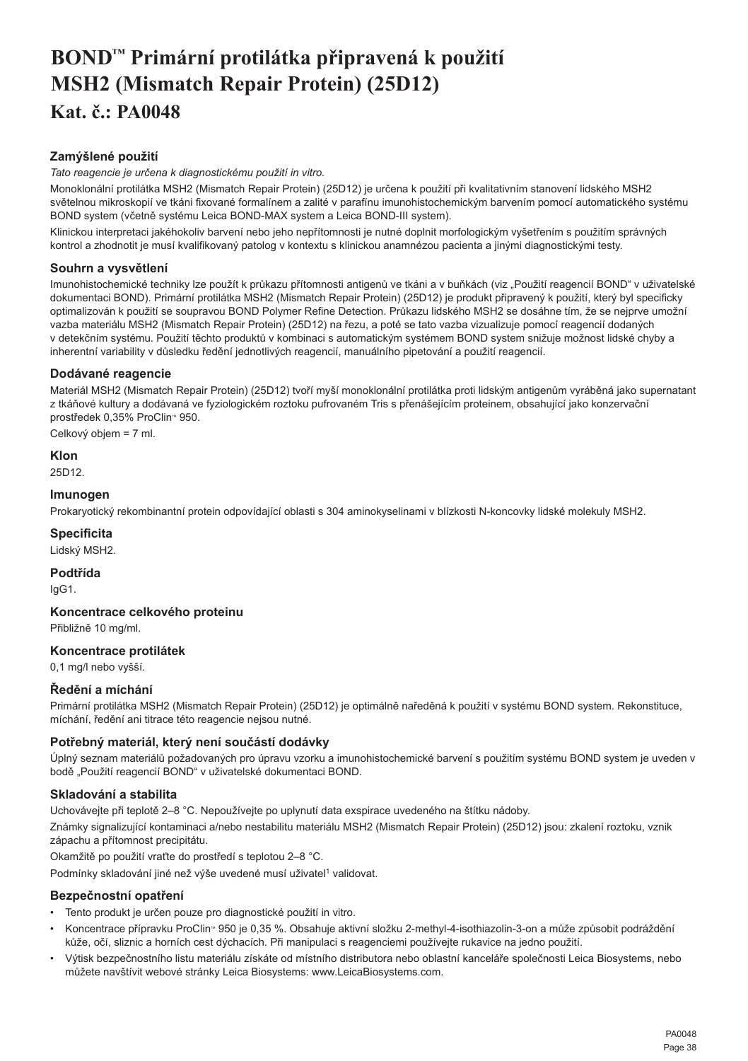# BOND™ Primární protilátka připravená k použití MSH2 (Mismatch Repair Protein) (25D12)

# Kat. č.: PA0048

### Zamýšlené použití

*Tato reagencie je určena k diagnostickému použití in vitro.*

Monoklonální protilátka MSH2 (Mismatch Repair Protein) (25D12) je určena k použití při kvalitativním stanovení lidského MSH2 světelnou mikroskopií ve tkáni fixované formalínem a zalité v parafínu imunohistochemickým barvením pomocí automatického systému BOND system (včetně systému Leica BOND-MAX system a Leica BOND-III system).

Klinickou interpretaci jakéhokoliv barvení nebo jeho nepřítomnosti je nutné doplnit morfologickým vyšetřením s použitím správných kontrol a zhodnotit je musí kvalifikovaný patolog v kontextu s klinickou anamnézou pacienta a jinými diagnostickými testy.

### Souhrn a vysvětlení

Imunohistochemické techniky lze použít k průkazu přítomnosti antigenů ve tkáni a v buňkách (viz „Použití reagencií BOND" v uživatelské dokumentaci BOND). Primární protilátka MSH2 (Mismatch Repair Protein) (25D12) je produkt připravený k použití, který byl specificky optimalizován k použití se soupravou BOND Polymer Refine Detection. Průkazu lidského MSH2 se dosáhne tím, že se nejprve umožní vazba materiálu MSH2 (Mismatch Repair Protein) (25D12) na řezu, a poté se tato vazba vizualizuje pomocí reagencií dodaných v detekčním systému. Použití těchto produktů v kombinaci s automatickým systémem BOND system snižuje možnost lidské chyby a inherentní variability v důsledku ředění jednotlivých reagencií, manuálního pipetování a použití reagencií.

### Dodávané reagencie

Materiál MSH2 (Mismatch Repair Protein) (25D12) tvoří myší monoklonální protilátka proti lidským antigenům vyráběná jako supernatant z tkáňové kultury a dodávaná ve fyziologickém roztoku pufrovaném Tris s přenášejícím proteinem, obsahující jako konzervační prostředek 0,35% ProClin™ 950.

Celkový objem = 7 ml.

### Klon

25D12.

### Imunogen

Prokaryotický rekombinantní protein odpovídající oblasti s 304 aminokyselinami v blízkosti N-koncovky lidské molekuly MSH2.

### Specificita

Lidský MSH2.

### Podtřída

IgG1.

### Koncentrace celkového proteinu

Přibližně 10 mg/ml.

### Koncentrace protilátek

0,1 mg/l nebo vyšší.

### Ředění a míchání

Primární protilátka MSH2 (Mismatch Repair Protein) (25D12) je optimálně naředěná k použití v systému BOND system. Rekonstituce, míchání, ředění ani titrace této reagencie nejsou nutné.

### Potřebný materiál, který není součástí dodávky

Úplný seznam materiálů požadovaných pro úpravu vzorku a imunohistochemické barvení s použitím systému BOND system je uveden v bodě „Použití reagencií BOND" v uživatelské dokumentaci BOND.

### Skladování a stabilita

Uchovávejte při teplotě 2–8 °C. Nepoužívejte po uplynutí data exspirace uvedeného na štítku nádoby.

Známky signalizující kontaminaci a/nebo nestabilitu materiálu MSH2 (Mismatch Repair Protein) (25D12) jsou: zakalení roztoku, vznik zápachu a přítomnost precipitátu.

Okamžitě po použití vraťte do prostředí s teplotou 2–8 °C.

Podmínky skladování jiné než výše uvedené musí uživatel[1] validovat.

### Bezpečnostní opatření

- Tento produkt je určen pouze pro diagnostické použití in vitro.
- Koncentrace přípravku ProClin™ 950 je 0,35 %. Obsahuje aktivní složku 2-methyl-4-isothiazolin-3-on a může způsobit podráždění kůže, očí, sliznic a horních cest dýchacích. Při manipulaci s reagenciemi používejte rukavice na jedno použití.
- Výtisk bezpečnostního listu materiálu získáte od místního distributora nebo oblastní kanceláře společnosti Leica Biosystems, nebo můžete navštívit webové stránky Leica Biosystems: www.LeicaBiosystems.com.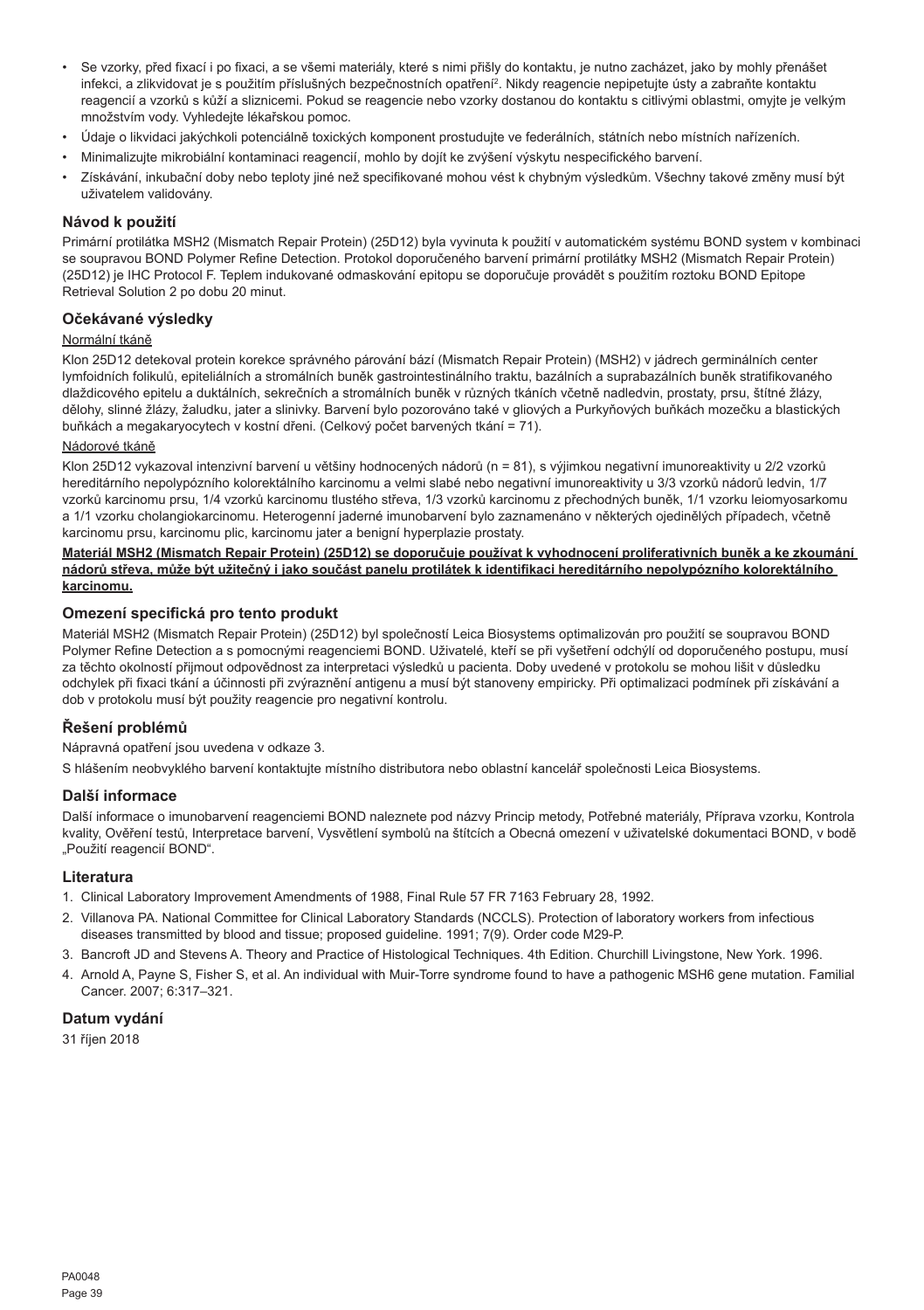- Se vzorky, před fixací i po fixaci, a se všemi materiály, které s nimi přišly do kontaktu, je nutno zacházet, jako by mohly přenášet infekci, a zlikvidovat je s použitím příslušných bezpečnostních opatření[2]. Nikdy reagencie nepipetujte ústy a zabraňte kontaktu reagencií a vzorků s kůží a sliznicemi. Pokud se reagencie nebo vzorky dostanou do kontaktu s citlivými oblastmi, omyjte je velkým množstvím vody. Vyhledejte lékařskou pomoc.
- Údaje o likvidaci jakýchkoli potenciálně toxických komponent prostudujte ve federálních, státních nebo místních nařízeních.
- Minimalizujte mikrobiální kontaminaci reagencií, mohlo by dojít ke zvýšení výskytu nespecifického barvení.
- Získávání, inkubační doby nebo teploty jiné než specifikované mohou vést k chybným výsledkům. Všechny takové změny musí být uživatelem validovány.

## Návod k použití

Primární protilátka MSH2 (Mismatch Repair Protein) (25D12) byla vyvinuta k použití v automatickém systému BOND system v kombinaci se soupravou BOND Polymer Refine Detection. Protokol doporučeného barvení primární protilátky MSH2 (Mismatch Repair Protein) (25D12) je IHC Protocol F. Teplem indukované odmaskování epitopu se doporučuje provádět s použitím roztoku BOND Epitope Retrieval Solution 2 po dobu 20 minut.

## Očekávané výsledky

Normální tkáně

Klon 25D12 detekoval protein korekce správného párování bází (Mismatch Repair Protein) (MSH2) v jádrech germinálních center lymfoidních folikulů, epiteliálních a stromálních buněk gastrointestinálního traktu, bazálních a suprabazálních buněk stratifikovaného dlaždicového epitelu a duktálních, sekrečních a stromálních buněk v různých tkáních včetně nadledvin, prostaty, prsu, štítné žlázy, dělohy, slinné žlázy, žaludku, jater a slinivky. Barvení bylo pozorováno také v gliových a Purkyňových buňkách mozečku a blastických buňkách a megakaryocytech v kostní dřeni. (Celkový počet barvených tkání = 71).

Nádorové tkáně

Klon 25D12 vykazoval intenzivní barvení u většiny hodnocených nádorů (n = 81), s výjimkou negativní imunoreaktivity u 2/2 vzorků hereditárního nepolypózního kolorektálního karcinomu a velmi slabé nebo negativní imunoreaktivity u 3/3 vzorků nádorů ledvin, 1/7 vzorků karcinomu prsu, 1/4 vzorků karcinomu tlustého střeva, 1/3 vzorků karcinomu z přechodných buněk, 1/1 vzorku leiomyosarkomu a 1/1 vzorku cholangiokarcinomu. Heterogenní jaderné imunobarvení bylo zaznamenáno v některých ojedinělých případech, včetně karcinomu prsu, karcinomu plic, karcinomu jater a benigní hyperplazie prostaty.

**Materiál MSH2 (Mismatch Repair Protein) (25D12) se doporučuje používat k vyhodnocení proliferativních buněk a ke zkoumání nádorů střeva, může být užitečný i jako součást panelu protilátek k identifikaci hereditárního nepolypózního kolorektálního karcinomu.**

## Omezení specifická pro tento produkt

Materiál MSH2 (Mismatch Repair Protein) (25D12) byl společností Leica Biosystems optimalizován pro použití se soupravou BOND Polymer Refine Detection a s pomocnými reagenciemi BOND. Uživatelé, kteří se při vyšetření odchýlí od doporučeného postupu, musí za těchto okolností přijmout odpovědnost za interpretaci výsledků u pacienta. Doby uvedené v protokolu se mohou lišit v důsledku odchylek při fixaci tkání a účinnosti při zvýraznění antigenu a musí být stanoveny empiricky. Při optimalizaci podmínek při získávání a dob v protokolu musí být použity reagencie pro negativní kontrolu.

## Řešení problémů

Nápravná opatření jsou uvedena v odkaze 3.

S hlášením neobvyklého barvení kontaktujte místního distributora nebo oblastní kancelář společnosti Leica Biosystems.

## Další informace

Další informace o imunobarvení reagenciemi BOND naleznete pod názvy Princip metody, Potřebné materiály, Příprava vzorku, Kontrola kvality, Ověření testů, Interpretace barvení, Vysvětlení symbolů na štítcích a Obecná omezení v uživatelské dokumentaci BOND, v bodě „Použití reagencií BOND".

## Literatura

1. Clinical Laboratory Improvement Amendments of 1988, Final Rule 57 FR 7163 February 28, 1992.
2. Villanova PA. National Committee for Clinical Laboratory Standards (NCCLS). Protection of laboratory workers from infectious diseases transmitted by blood and tissue; proposed guideline. 1991; 7(9). Order code M29-P.
3. Bancroft JD and Stevens A. Theory and Practice of Histological Techniques. 4th Edition. Churchill Livingstone, New York. 1996.
4. Arnold A, Payne S, Fisher S, et al. An individual with Muir-Torre syndrome found to have a pathogenic MSH6 gene mutation. Familial Cancer. 2007; 6:317–321.

## Datum vydání

31 říjen 2018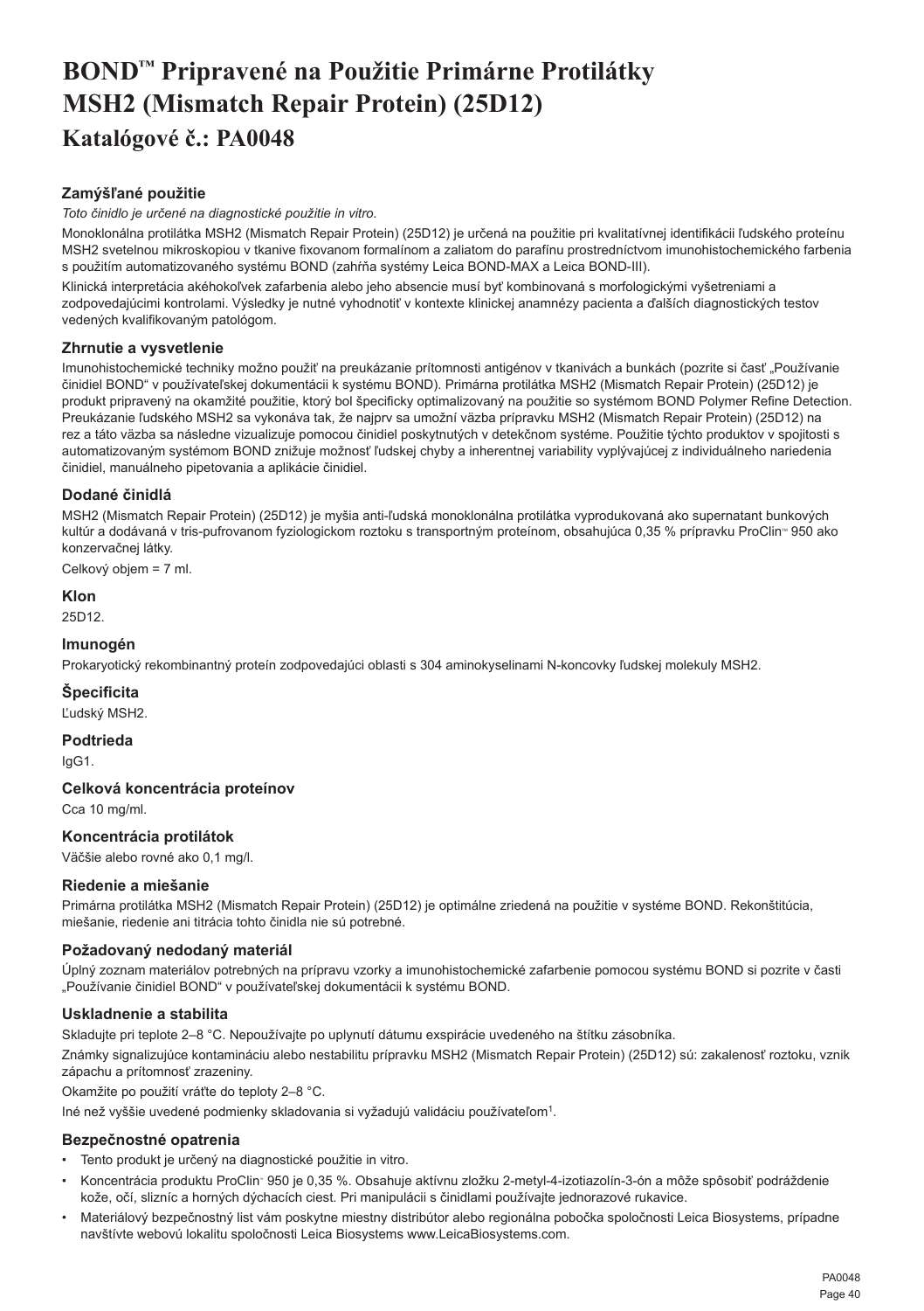# BOND™ Pripravené na Použitie Primárne Protilátky MSH2 (Mismatch Repair Protein) (25D12)

# Katalógové č.: PA0048

### Zamýšľané použitie

*Toto činidlo je určené na diagnostické použitie in vitro.*

Monoklonálna protilátka MSH2 (Mismatch Repair Protein) (25D12) je určená na použitie pri kvalitatívnej identifikácii ľudského proteínu MSH2 svetelnou mikroskopiou v tkanive fixovanom formalínom a zaliatom do parafínu prostredníctvom imunohistochemického farbenia s použitím automatizovaného systému BOND (zahŕňa systémy Leica BOND-MAX a Leica BOND-III).

Klinická interpretácia akéhokoľvek zafarbenia alebo jeho absencie musí byť kombinovaná s morfologickými vyšetreniami a zodpovedajúcimi kontrolami. Výsledky je nutné vyhodnotiť v kontexte klinickej anamnézy pacienta a ďalších diagnostických testov vedených kvalifikovaným patológom.

### Zhrnutie a vysvetlenie

Imunohistochemické techniky možno použiť na preukázanie prítomnosti antigénov v tkanivách a bunkách (pozrite si časť „Používanie činidiel BOND" v používateľskej dokumentácii k systému BOND). Primárna protilátka MSH2 (Mismatch Repair Protein) (25D12) je produkt pripravený na okamžité použitie, ktorý bol špecificky optimalizovaný na použitie so systémom BOND Polymer Refine Detection. Preukázanie ľudského MSH2 sa vykonáva tak, že najprv sa umožní väzba prípravku MSH2 (Mismatch Repair Protein) (25D12) na rez a táto väzba sa následne vizualizuje pomocou činidiel poskytnutých v detekčnom systéme. Použitie týchto produktov v spojitosti s automatizovaným systémom BOND znižuje možnosť ľudskej chyby a inherentnej variability vyplývajúcej z individuálneho nariedenia činidiel, manuálneho pipetovania a aplikácie činidiel.

### Dodané činidlá

MSH2 (Mismatch Repair Protein) (25D12) je myšia anti-ľudská monoklonálna protilátka vyprodukovaná ako supernatant bunkových kultúr a dodávaná v tris-pufrovanom fyziologickom roztoku s transportným proteínom, obsahujúca 0,35 % prípravku ProClin™ 950 ako konzervačnej látky.

Celkový objem = 7 ml.

### Klon

25D12.

### Imunogén

Prokaryotický rekombinantný proteín zodpovedajúci oblasti s 304 aminokyselinami N-koncovky ľudskej molekuly MSH2.

### Špecificita

Ľudský MSH2.

### Podtrieda

IgG1.

### Celková koncentrácia proteínov

Cca 10 mg/ml.

### Koncentrácia protilátok

Väčšie alebo rovné ako 0,1 mg/l.

### Riedenie a miešanie

Primárna protilátka MSH2 (Mismatch Repair Protein) (25D12) je optimálne zriedená na použitie v systéme BOND. Rekonštitúcia, miešanie, riedenie ani titrácia tohto činidla nie sú potrebné.

### Požadovaný nedodaný materiál

Úplný zoznam materiálov potrebných na prípravu vzorky a imunohistochemické zafarbenie pomocou systému BOND si pozrite v časti „Používanie činidiel BOND" v používateľskej dokumentácii k systému BOND.

### Uskladnenie a stabilita

Skladujte pri teplote 2–8 °C. Nepoužívajte po uplynutí dátumu exspirácie uvedeného na štítku zásobníka.

Známky signalizujúce kontamináciu alebo nestabilitu prípravku MSH2 (Mismatch Repair Protein) (25D12) sú: zakalenosť roztoku, vznik zápachu a prítomnosť zrazeniny.

Okamžite po použití vráťte do teploty 2–8 °C.

Iné než vyššie uvedené podmienky skladovania si vyžadujú validáciu používateľom[1].

### Bezpečnostné opatrenia

- Tento produkt je určený na diagnostické použitie in vitro.
- Koncentrácia produktu ProClin™ 950 je 0,35 %. Obsahuje aktívnu zložku 2-metyl-4-izotiazolín-3-ón a môže spôsobiť podráždenie kože, očí, slizníc a horných dýchacích ciest. Pri manipulácii s činidlami používajte jednorazové rukavice.
- Materiálový bezpečnostný list vám poskytne miestny distribútor alebo regionálna pobočka spoločnosti Leica Biosystems, prípadne navštívte webovú lokalitu spoločnosti Leica Biosystems www.LeicaBiosystems.com.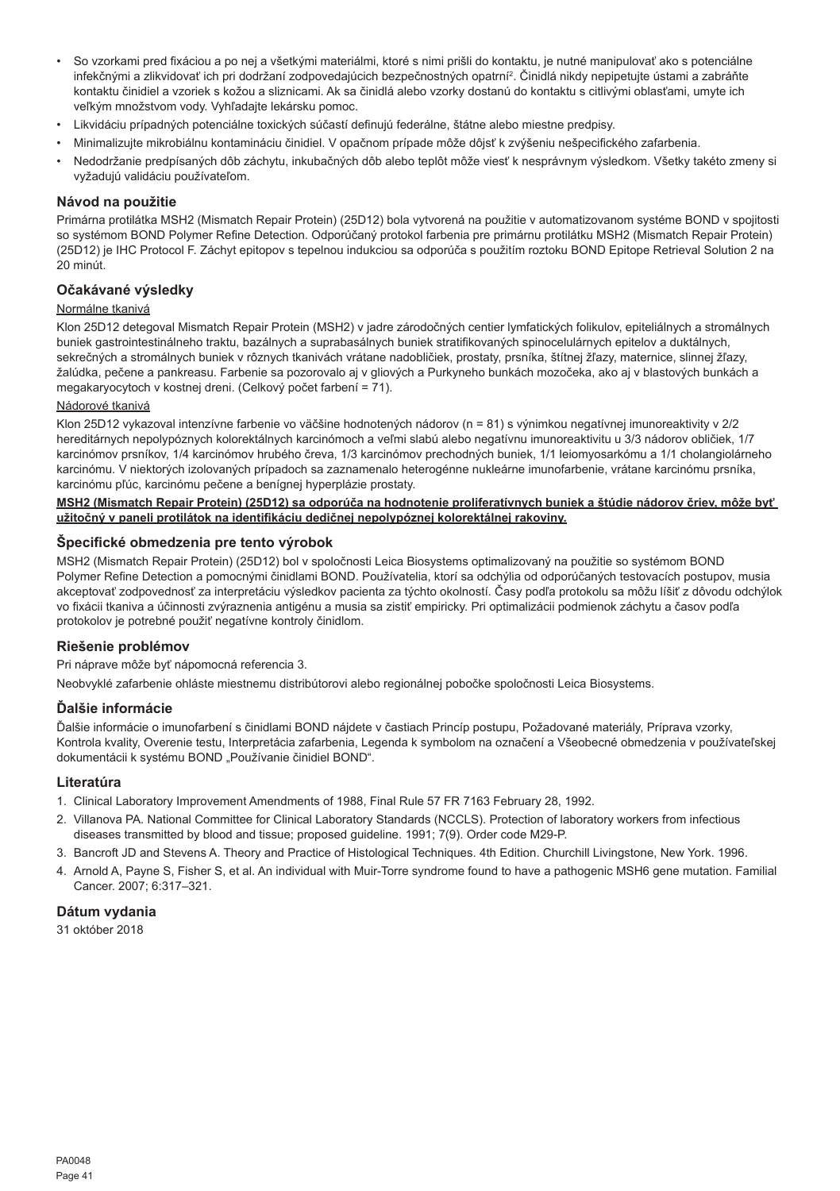- So vzorkami pred fixáciou a po nej a všetkými materiálmi, ktoré s nimi prišli do kontaktu, je nutné manipulovať ako s potenciálne infekčnými a zlikvidovať ich pri dodržaní zodpovedajúcich bezpečnostných opatrní[2]. Činidlá nikdy nepipetujte ústami a zabráňte kontaktu činidiel a vzoriek s kožou a sliznicami. Ak sa činidlá alebo vzorky dostanú do kontaktu s citlivými oblasťami, umyte ich veľkým množstvom vody. Vyhľadajte lekársku pomoc.
- Likvidáciu prípadných potenciálne toxických súčastí definujú federálne, štátne alebo miestne predpisy.
- Minimalizujte mikrobiálnu kontamináciu činidiel. V opačnom prípade môže dôjsť k zvýšeniu nešpecifického zafarbenia.
- Nedodržanie predpísaných dôb záchytu, inkubačných dôb alebo teplôt môže viesť k nesprávnym výsledkom. Všetky takéto zmeny si vyžadujú validáciu používateľom.

## Návod na použitie

Primárna protilátka MSH2 (Mismatch Repair Protein) (25D12) bola vytvorená na použitie v automatizovanom systéme BOND v spojitosti so systémom BOND Polymer Refine Detection. Odporúčaný protokol farbenia pre primárnu protilátku MSH2 (Mismatch Repair Protein) (25D12) je IHC Protocol F. Záchyt epitopov s tepelnou indukciou sa odporúča s použitím roztoku BOND Epitope Retrieval Solution 2 na 20 minút.

## Očakávané výsledky

Normálne tkanivá

Klon 25D12 detegoval Mismatch Repair Protein (MSH2) v jadre zárodočných centier lymfatických folikulov, epiteliálnych a stromálnych buniek gastrointestinálneho traktu, bazálnych a suprabasálnych buniek stratifikovaných spinocelulárnych epitelov a duktálnych, sekrečných a stromálnych buniek v rôznych tkanivách vrátane nadobličiek, prostaty, prsníka, štítnej žľazy, maternice, slinnej žľazy, žalúdka, pečene a pankreasu. Farbenie sa pozorovalo aj v gliových a Purkyneho bunkách mozočeka, ako aj v blastových bunkách a megakaryocytoch v kostnej dreni. (Celkový počet farbení = 71).

Nádorové tkanivá

Klon 25D12 vykazoval intenzívne farbenie vo väčšine hodnotených nádorov (n = 81) s výnimkou negatívnej imunoreaktivity v 2/2 hereditárnych nepolypóznych kolorektálnych karcinómoch a veľmi slabú alebo negatívnu imunoreaktivitu u 3/3 nádorov obličiek, 1/7 karcinómov prsníkov, 1/4 karcinómov hrubého čreva, 1/3 karcinómov prechodných buniek, 1/1 leiomyosarkómu a 1/1 cholangiolárneho karcinómu. V niektorých izolovaných prípadoch sa zaznamenalo heterogénne nukleárne imunofarbenie, vrátane karcinómu prsníka, karcinómu pľúc, karcinómu pečene a benígnej hyperplázie prostaty.

**MSH2 (Mismatch Repair Protein) (25D12) sa odporúča na hodnotenie proliferatívnych buniek a štúdie nádorov čriev, môže byť užitočný v paneli protilátok na identifikáciu dedičnej nepolypóznej kolorektálnej rakoviny.**

## Špecifické obmedzenia pre tento výrobok

MSH2 (Mismatch Repair Protein) (25D12) bol v spoločnosti Leica Biosystems optimalizovaný na použitie so systémom BOND Polymer Refine Detection a pomocnými činidlami BOND. Používatelia, ktorí sa odchýlia od odporúčaných testovacích postupov, musia akceptovať zodpovednosť za interpretáciu výsledkov pacienta za týchto okolností. Časy podľa protokolu sa môžu líšiť z dôvodu odchýlok vo fixácii tkaniva a účinnosti zvýraznenia antigénu a musia sa zistiť empiricky. Pri optimalizácii podmienok záchytu a časov podľa protokolov je potrebné použiť negatívne kontroly činidlom.

## Riešenie problémov

Pri náprave môže byť nápomocná referencia 3.

Neobvyklé zafarbenie ohláste miestnemu distribútorovi alebo regionálnej pobočke spoločnosti Leica Biosystems.

## Ďalšie informácie

Ďalšie informácie o imunofarbení s činidlami BOND nájdete v častiach Princíp postupu, Požadované materiály, Príprava vzorky, Kontrola kvality, Overenie testu, Interpretácia zafarbenia, Legenda k symbolom na označení a Všeobecné obmedzenia v používateľskej dokumentácii k systému BOND „Používanie činidiel BOND".

## Literatúra

1. Clinical Laboratory Improvement Amendments of 1988, Final Rule 57 FR 7163 February 28, 1992.
2. Villanova PA. National Committee for Clinical Laboratory Standards (NCCLS). Protection of laboratory workers from infectious diseases transmitted by blood and tissue; proposed guideline. 1991; 7(9). Order code M29-P.
3. Bancroft JD and Stevens A. Theory and Practice of Histological Techniques. 4th Edition. Churchill Livingstone, New York. 1996.
4. Arnold A, Payne S, Fisher S, et al. An individual with Muir-Torre syndrome found to have a pathogenic MSH6 gene mutation. Familial Cancer. 2007; 6:317–321.

## Dátum vydania

31 október 2018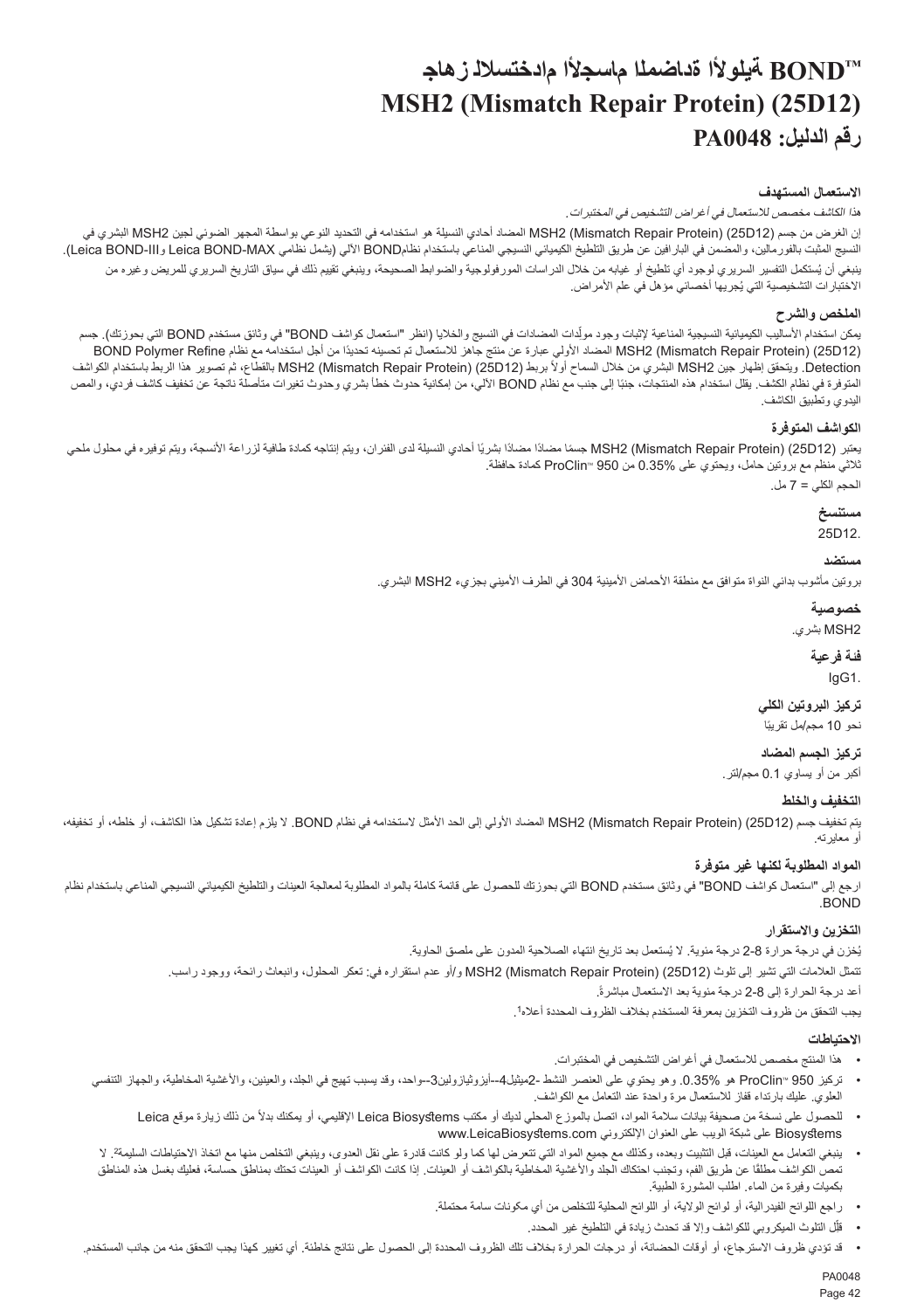# جاهز للاستخدام الأجسام المضادة الأولية ™BOND
# MSH2 (Mismatch Repair Protein) (25D12)
# رقم الدليل: PA0048

### الاستعمال المستهدف

*هذا الكاشف مخصص للاستعمال في أغراض التشخيص في المختبرات.*

إن الغرض من جسم (25D12) (MSH2 (Mismatch Repair Protein المضاد أحادي النسيلة هو استخدامه في التحديد النوعي بواسطة المجهر الضوئي لجين MSH2 البشري في النسيج المثبت بالفورمالين، والمضمن في البارافين عن طريق التلطيخ الكيميائي النسيجي المناعي باستخدام نظامBOND الآلي (يشمل نظامي Leica BOND-MAX وLeica BOND-III).

ينبغي أن يُستكمل التفسير السريري لوجود أي تلطيخ أو غيابه من خلال الدراسات المورفولوجية والضوابط الصحيحة، وينبغي تقييم ذلك في سياق التاريخ السريري للمريض وغيره من الاختبارات التشخيصية التي يُجريها أخصائي مؤهل في علم الأمراض.

### الملخص والشرح

يمكن استخدام الأساليب الكيميائية النسيجية المناعية لإثبات وجود مولِّدات المضادات في النسيج والخلايا (انظر "استعمال كواشف BOND" في وثائق مستخدم BOND التي بحوزتك). جسم (25D12) (MSH2 (Mismatch Repair Protein المضاد الأولي عبارة عن منتج جاهز للاستعمال تم تحسينه تحديدًا من أجل استخدامه مع نظام BOND Polymer Refine Detection. ويتحقق إظهار جين MSH2 البشري من خلال السماح أولاً بربط (25D12) (MSH2 (Mismatch Repair Protein بالقطاع، ثم تصوير هذا الربط باستخدام الكواشف المتوفرة في نظام الكشف. يقلل استخدام هذه المنتجات، جنبًا إلى جنب مع نظام BOND الآلي، من إمكانية حدوث خطأ بشري وحدوث تغيرات متأصلة ناتجة عن تخفيف كاشف فردي، والمص اليدوي وتطبيق الكاشف.

### الكواشف المتوفرة

يعتبر (25D12) (MSH2 (Mismatch Repair Protein جسمًا مضادًا مضادًا بشريًا أحادي النسيلة لدى الفئران، ويتم إنتاجه كمادة طافية لزراعة الأنسجة، ويتم توفيره في محلول ملحي ثلاثي منظم مع بروتين حامل، ويحتوي على 0.35% من ProClin™ 950 كمادة حافظة.

الحجم الكلي = 7 مل.

#### مستنسخ

25D12.

#### مستضد

بروتين مأشوب بدائي النواة متوافق مع منطقة الأحماض الأمينية 304 في الطرف الأميني بجزيء MSH2 البشري.

#### خصوصية

MSH2 بشري.

#### فئة فرعية

IgG1.

#### تركيز البروتين الكلي

نحو 10 مجم/مل تقريبًا

#### تركيز الجسم المضاد

أكبر من أو يساوي 0.1 مجم/لتر.

### التخفيف والخلط

يتم تخفيف جسم (25D12) (MSH2 (Mismatch Repair Protein المضاد الأولي إلى الحد الأمثل لاستخدامه في نظام BOND. لا يلزم إعادة تشكيل هذا الكاشف، أو خلطه، أو تخفيفه، أو معايرته.

### المواد المطلوبة لكنها غير متوفرة

ارجع إلى "استعمال كواشف BOND" في وثائق مستخدم BOND التي بحوزتك للحصول على قائمة كاملة بالمواد المطلوبة لمعالجة العينات والتلطيخ الكيميائي النسيجي المناعي باستخدام نظام BOND.

### التخزين والاستقرار

يُخزن في درجة حرارة 2-8 درجة مئوية. لا يُستعمل بعد تاريخ انتهاء الصلاحية المدون على ملصق الحاوية.

تتمثل العلامات التي تشير إلى تلوث (25D12) (MSH2 (Mismatch Repair Protein و/أو عدم استقراره في: تعكر المحلول، وانبعاث رائحة، ووجود راسب.

أعد درجة الحرارة إلى 2-8 درجة مئوية بعد الاستعمال مباشرةً.

يجب التحقق من ظروف التخزين بمعرفة المستخدم بخلاف الظروف المحددة أعلاه[1].

### الاحتياطات

- هذا المنتج مخصص للاستعمال في أغراض التشخيص في المختبرات.
- تركيز ProClin™ 950 هو 0.35%. وهو يحتوي على العنصر النشط 2-ميثيل-4-أيزوثيازولين-3-واحد، وقد يسبب تهيج في الجلد، والعينين، والأغشية المخاطية، والجهاز التنفسي العلوي. عليك بارتداء قفاز للاستعمال مرة واحدة عند التعامل مع الكواشف.
- للحصول على نسخة من صحيفة بيانات سلامة المواد، اتصل بالموزع المحلي لديك أو مكتب Leica Biosystems الإقليمي، أو يمكنك بدلاً من ذلك زيارة موقع Leica Biosystems على شبكة الويب على العنوان الإلكتروني www.LeicaBiosystems.com
- ينبغي التعامل مع العينات، قبل التثبيت وبعده، وكذلك مع جميع المواد التي تتعرض لها كما ولو كانت قادرة على نقل العدوى، وينبغي التخلص منها مع اتخاذ الاحتياطات السليمة[2]. لا تمص الكواشف مطلقًا عن طريق الفم، وتجنب احتكاك الجلد والأغشية المخاطية بالكواشف أو العينات. إذا كانت الكواشف أو العينات تحتك بمناطق حساسة، فعليك بغسل هذه المناطق بكميات وفيرة من الماء. اطلب المشورة الطبية.
- راجع اللوائح الفيدرالية، أو لوائح الولاية، أو اللوائح المحلية للتخلص من أي مكونات سامة محتملة.
- قلّل التلوث الميكروبي للكواشف وإلا قد تحدث زيادة في التلطيخ غير المحدد.
- قد تؤدي ظروف الاسترجاع، أو أوقات الحضانة، أو درجات الحرارة بخلاف تلك الظروف المحددة إلى الحصول على نتائج خاطئة. أي تغيير كهذا يجب التحقق منه من جانب المستخدم.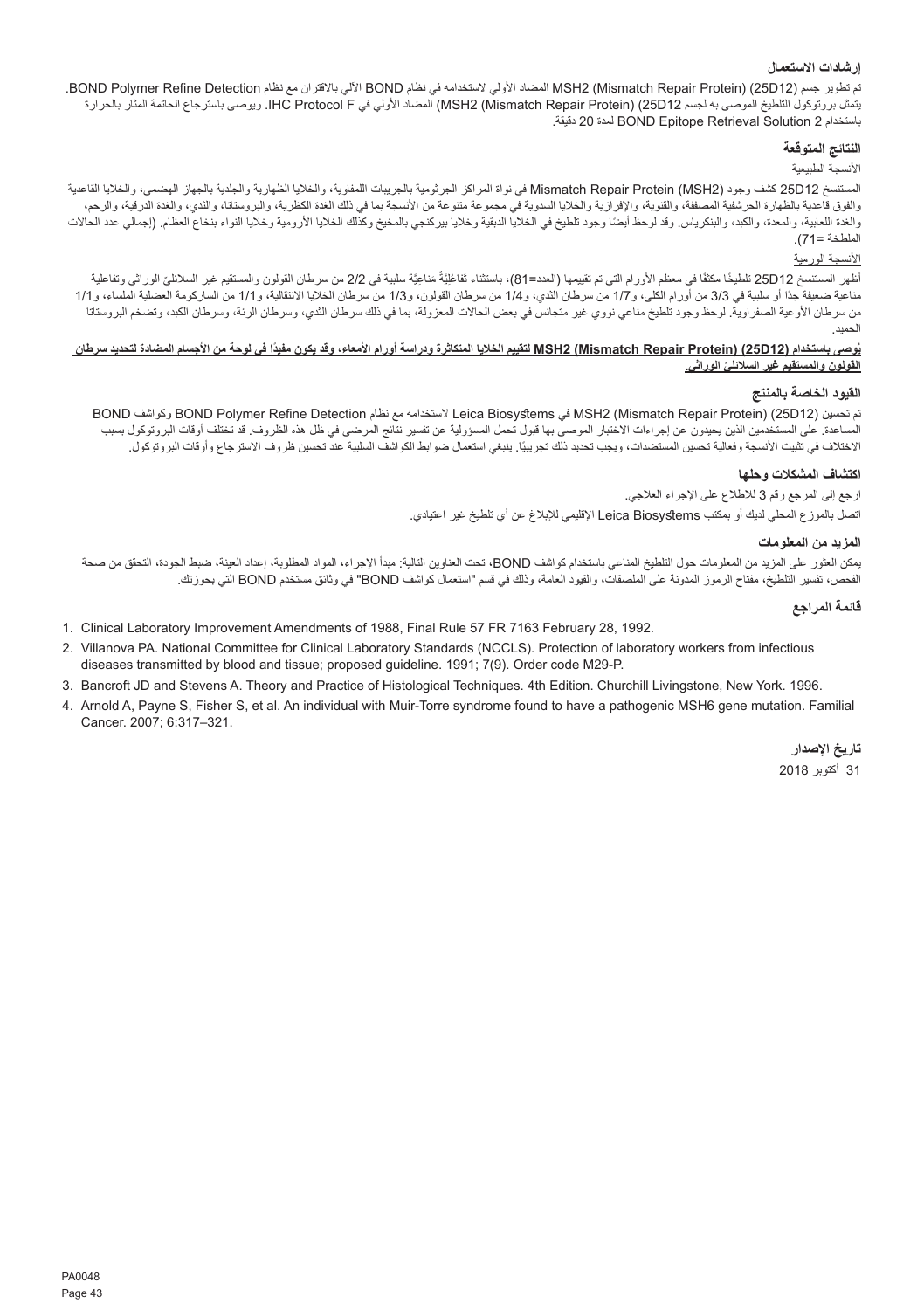### إرشادات الاستعمال

تم تطوير جسم (25D12) MSH2 (Mismatch Repair Protein) المضاد الأولي لاستخدامه في نظام BOND الآلي بالاقتران مع نظام BOND Polymer Refine Detection. يتمثل بروتوكول التلطيخ الموصى به لجسم (25D12) MSH2 (Mismatch Repair Protein) المضاد الأولي في IHC Protocol F. ويوصى باسترجاع الحاتمة المثار بالحرارة باستخدام BOND Epitope Retrieval Solution 2 لمدة 20 دقيقة.

### النتائج المتوقعة

الأنسجة الطبيعية

المستنسخ 25D12 كشف وجود (MSH2) Mismatch Repair Protein في نواة المراكز الجرثومية بالجريبات اللمفاوية، والخلايا الظهارية والجلدية بالجهاز الهضمي، والخلايا القاعدية والفوق قاعدية بالظهارة الحرشفية المصففة، والقنوية، والإفرازية والخلايا السدوية في مجموعة متنوعة من الأنسجة بما في ذلك الغدة الكظرية، والبروستاتا، والثدي، والغدة الدرقية، والرحم، والغدة اللعابية، والمعدة، والكبد، والبنكرياس. وقد لوحظ أيضًا وجود تلطيخ في الخلايا الدبقية وخلايا بيركنجي بالمخيخ وكذلك الخلايا الأرومية وخلايا النواء بنخاع العظام. (إجمالي عدد الحالات الملطخة =71).

الأنسجة الورمية

أظهر المستنسخ 25D12 تلطيخًا مكثفًا في معظم الأورام التي تم تقييمها (العدد=81)، باستثناء تفاعُلِيَّةٌ مَناعِيَّة سلبية في 2/2 من سرطان القولون والمستقيم غير السلائليّ الوراثي وتفاعلية مناعية ضعيفة جدًا أو سلبية في 3/3 من أورام الكلى، و1/7 من سرطان الثدي، و1/4 من سرطان القولون، و1/3 من سرطان الخلايا الانتقالية، و1/1 من الساركومة العضلية الملساء، و1/1 من سرطان الأوعية الصفراوية. لوحظ وجود تلطيخ مناعي نووي غير متجانس في بعض الحالات المعزولة، بما في ذلك سرطان الثدي، وسرطان الرئة، وسرطان الكبد، وتضخم البروستاتا الحميد.

**يُوصى باستخدام (25D12) MSH2 (Mismatch Repair Protein) لتقييم الخلايا المتكاثرة ودراسة أورام الأمعاء، وقد يكون مفيدًا في لوحة من الأجسام المضادة لتحديد سرطان القولون والمستقيم غير السلائليّ الوراثي.**

### القيود الخاصة بالمنتج

تم تحسين (25D12) MSH2 (Mismatch Repair Protein) في Leica Biosystems لاستخدامه مع نظام BOND Polymer Refine Detection وكواشف BOND المساعدة. على المستخدمين الذين يحيدون عن إجراءات الاختبار الموصى بها قبول تحمل المسؤولية عن تفسير نتائج المرضى في ظل هذه الظروف. قد تختلف أوقات البروتوكول بسبب الاختلاف في تثبيت الأنسجة وفعالية تحسين المستضدات، ويجب تحديد ذلك تجريبيًا. ينبغي استعمال ضوابط الكواشف السلبية عند تحسين ظروف الاسترجاع وأوقات البروتوكول.

### اكتشاف المشكلات وحلها

ارجع إلى المرجع رقم 3 للاطلاع على الإجراء العلاجي.

اتصل بالموزع المحلي لديك أو بمكتب Leica Biosystems الإقليمي للإبلاغ عن أي تلطيخ غير اعتيادي.

### المزيد من المعلومات

يمكن العثور على المزيد من المعلومات حول التلطيخ المناعي باستخدام كواشف BOND، تحت العناوين التالية: مبدأ الإجراء، المواد المطلوبة، إعداد العينة، ضبط الجودة، التحقق من صحة الفحص، تفسير التلطيخ، مفتاح الرموز المدونة على الملصقات، والقيود العامة، وذلك في قسم "استعمال كواشف BOND" في وثائق مستخدم BOND التي بحوزتك.

### قائمة المراجع

1. Clinical Laboratory Improvement Amendments of 1988, Final Rule 57 FR 7163 February 28, 1992.
2. Villanova PA. National Committee for Clinical Laboratory Standards (NCCLS). Protection of laboratory workers from infectious diseases transmitted by blood and tissue; proposed guideline. 1991; 7(9). Order code M29-P.
3. Bancroft JD and Stevens A. Theory and Practice of Histological Techniques. 4th Edition. Churchill Livingstone, New York. 1996.
4. Arnold A, Payne S, Fisher S, et al. An individual with Muir-Torre syndrome found to have a pathogenic MSH6 gene mutation. Familial Cancer. 2007; 6:317–321.

### تاريخ الإصدار

31 أكتوبر 2018

PA0048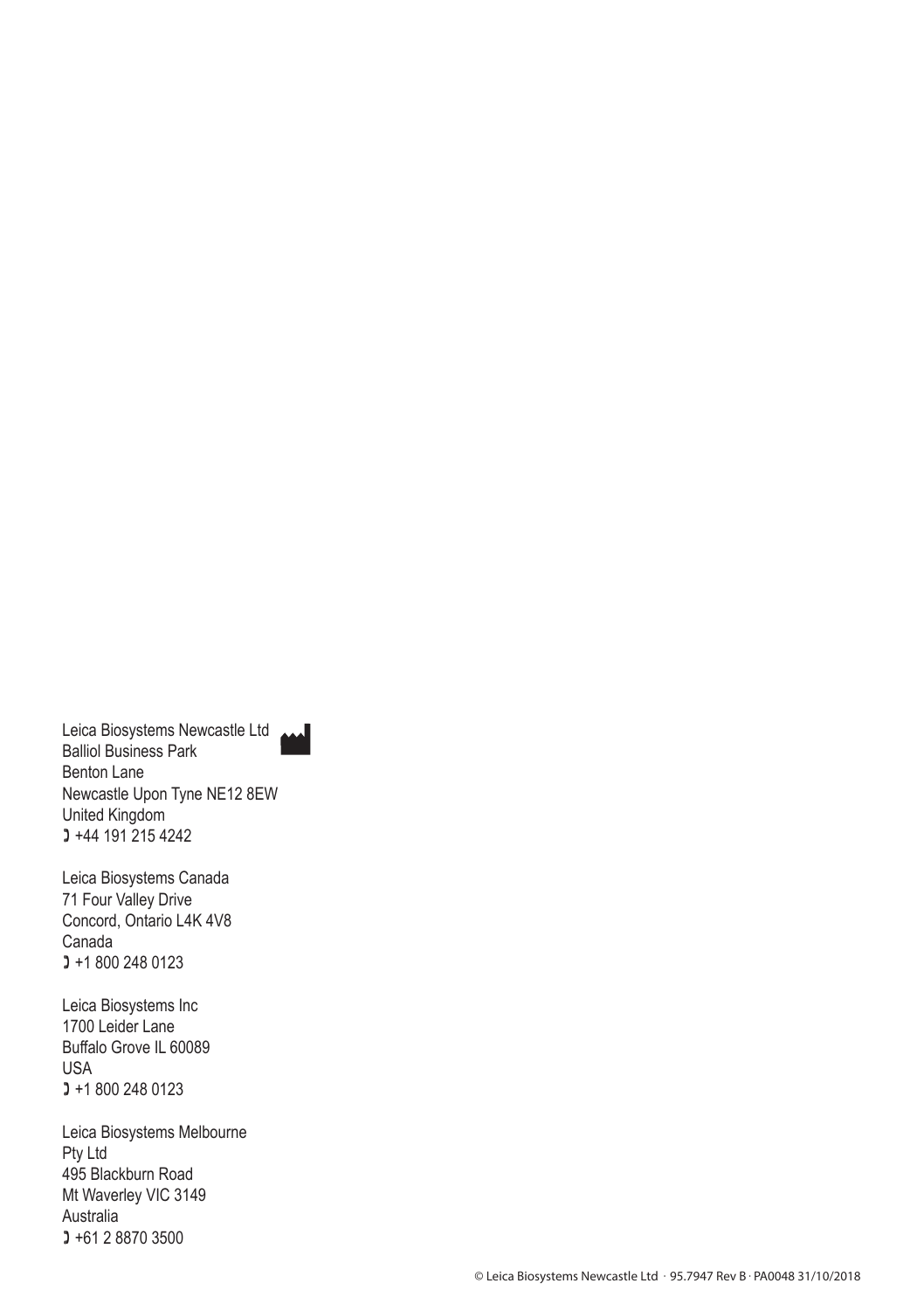Leica Biosystems Newcastle Ltd
Balliol Business Park
Benton Lane
Newcastle Upon Tyne NE12 8EW
United Kingdom
+44 191 215 4242

Leica Biosystems Canada
71 Four Valley Drive
Concord, Ontario L4K 4V8
Canada
+1 800 248 0123

Leica Biosystems Inc
1700 Leider Lane
Buffalo Grove IL 60089
USA
+1 800 248 0123

Leica Biosystems Melbourne
Pty Ltd
495 Blackburn Road
Mt Waverley VIC 3149
Australia
+61 2 8870 3500

© Leica Biosystems Newcastle Ltd · 95.7947 Rev B · PA0048 31/10/2018